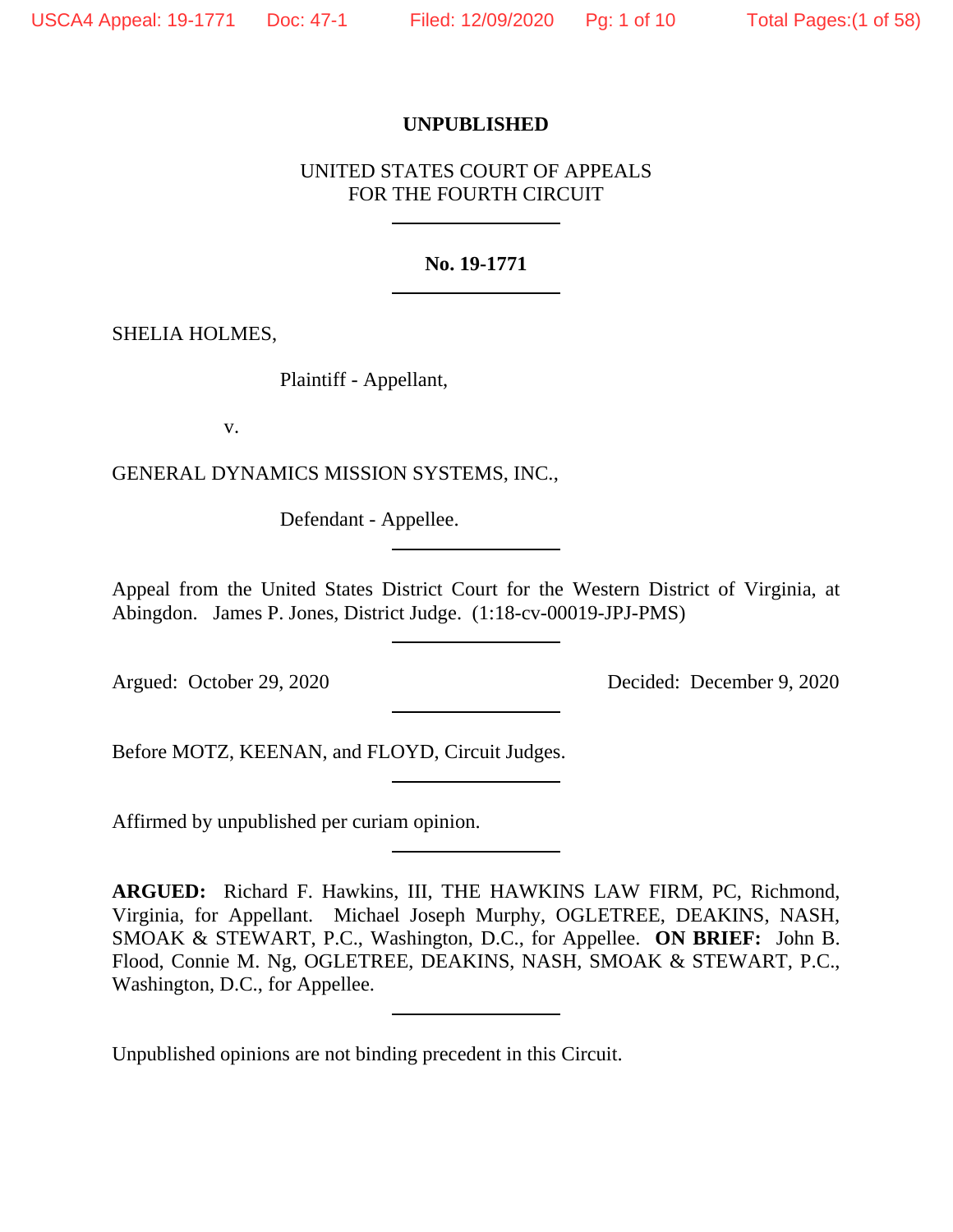**UNPUBLISHED**

UNITED STATES COURT OF APPEALS
FOR THE FOURTH CIRCUIT

---

**No. 19-1771**

---

SHELIA HOLMES,

Plaintiff - Appellant,

v.

GENERAL DYNAMICS MISSION SYSTEMS, INC.,

Defendant - Appellee.

---

Appeal from the United States District Court for the Western District of Virginia, at Abingdon. James P. Jones, District Judge. (1:18-cv-00019-JPJ-PMS)

---

Argued: October 29, 2020 Decided: December 9, 2020

---

Before MOTZ, KEENAN, and FLOYD, Circuit Judges.

---

Affirmed by unpublished per curiam opinion.

---

**ARGUED:** Richard F. Hawkins, III, THE HAWKINS LAW FIRM, PC, Richmond, Virginia, for Appellant. Michael Joseph Murphy, OGLETREE, DEAKINS, NASH, SMOAK & STEWART, P.C., Washington, D.C., for Appellee. **ON BRIEF:** John B. Flood, Connie M. Ng, OGLETREE, DEAKINS, NASH, SMOAK & STEWART, P.C., Washington, D.C., for Appellee.

---

Unpublished opinions are not binding precedent in this Circuit.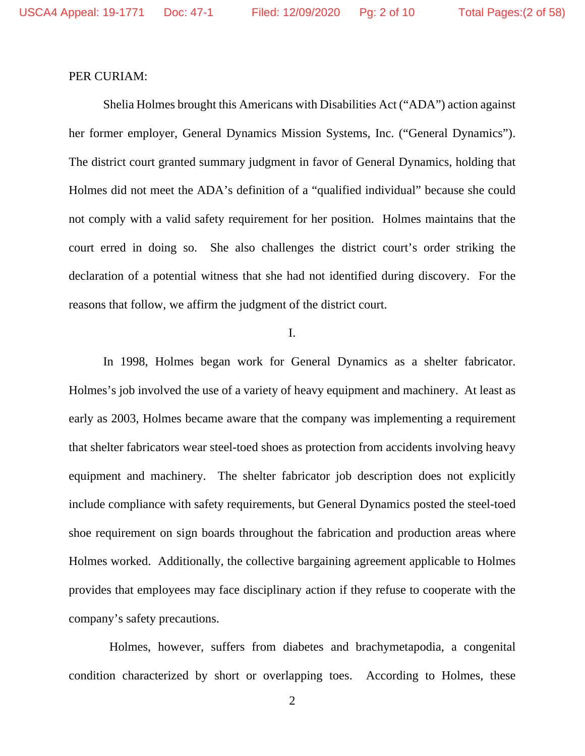PER CURIAM:

Shelia Holmes brought this Americans with Disabilities Act ("ADA") action against her former employer, General Dynamics Mission Systems, Inc. ("General Dynamics"). The district court granted summary judgment in favor of General Dynamics, holding that Holmes did not meet the ADA's definition of a "qualified individual" because she could not comply with a valid safety requirement for her position. Holmes maintains that the court erred in doing so. She also challenges the district court's order striking the declaration of a potential witness that she had not identified during discovery. For the reasons that follow, we affirm the judgment of the district court.

I.

In 1998, Holmes began work for General Dynamics as a shelter fabricator. Holmes's job involved the use of a variety of heavy equipment and machinery. At least as early as 2003, Holmes became aware that the company was implementing a requirement that shelter fabricators wear steel-toed shoes as protection from accidents involving heavy equipment and machinery. The shelter fabricator job description does not explicitly include compliance with safety requirements, but General Dynamics posted the steel-toed shoe requirement on sign boards throughout the fabrication and production areas where Holmes worked. Additionally, the collective bargaining agreement applicable to Holmes provides that employees may face disciplinary action if they refuse to cooperate with the company's safety precautions.

Holmes, however, suffers from diabetes and brachymetapodia, a congenital condition characterized by short or overlapping toes. According to Holmes, these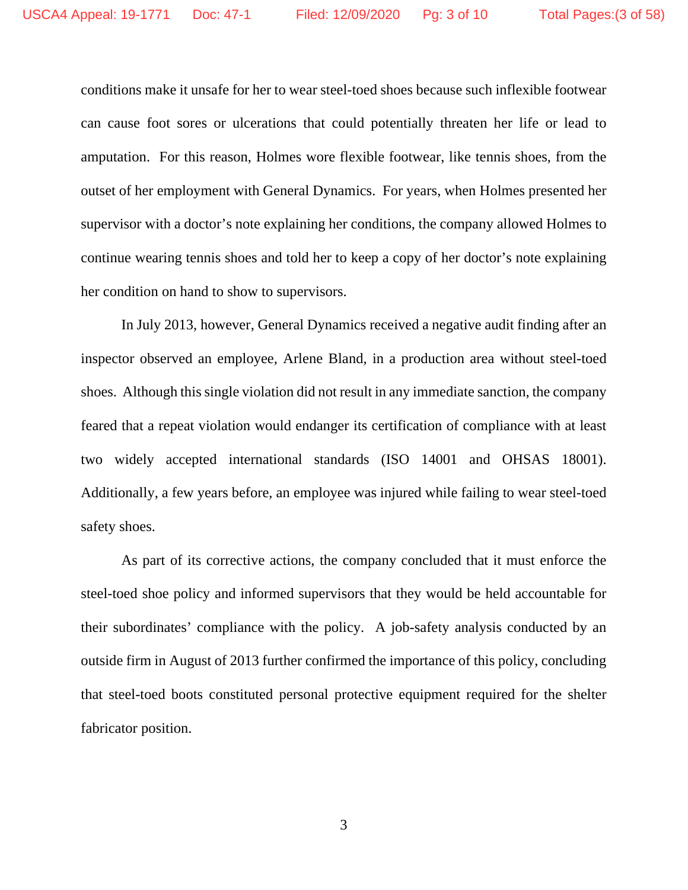conditions make it unsafe for her to wear steel-toed shoes because such inflexible footwear can cause foot sores or ulcerations that could potentially threaten her life or lead to amputation. For this reason, Holmes wore flexible footwear, like tennis shoes, from the outset of her employment with General Dynamics. For years, when Holmes presented her supervisor with a doctor's note explaining her conditions, the company allowed Holmes to continue wearing tennis shoes and told her to keep a copy of her doctor's note explaining her condition on hand to show to supervisors.

In July 2013, however, General Dynamics received a negative audit finding after an inspector observed an employee, Arlene Bland, in a production area without steel-toed shoes. Although this single violation did not result in any immediate sanction, the company feared that a repeat violation would endanger its certification of compliance with at least two widely accepted international standards (ISO 14001 and OHSAS 18001). Additionally, a few years before, an employee was injured while failing to wear steel-toed safety shoes.

As part of its corrective actions, the company concluded that it must enforce the steel-toed shoe policy and informed supervisors that they would be held accountable for their subordinates' compliance with the policy. A job-safety analysis conducted by an outside firm in August of 2013 further confirmed the importance of this policy, concluding that steel-toed boots constituted personal protective equipment required for the shelter fabricator position.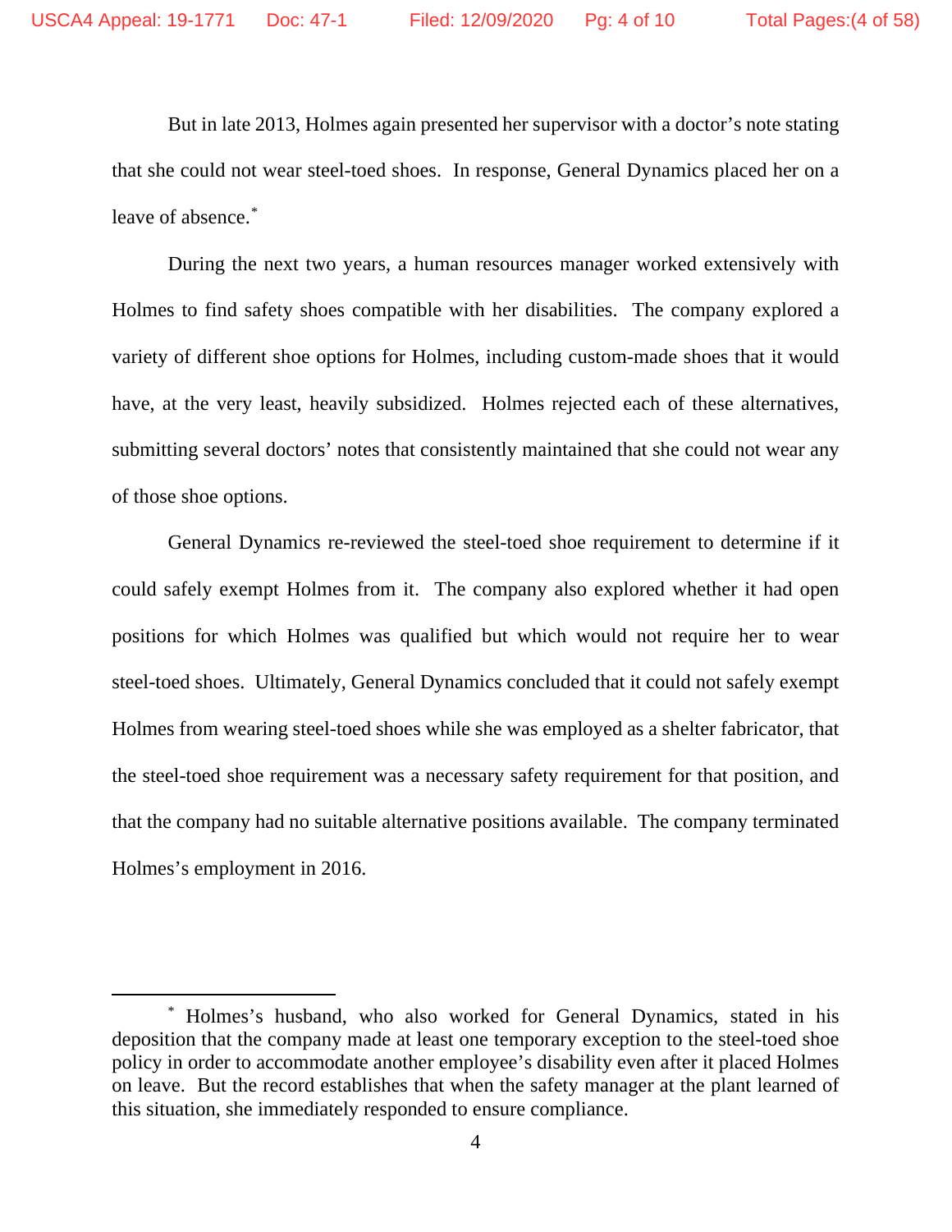But in late 2013, Holmes again presented her supervisor with a doctor's note stating that she could not wear steel-toed shoes. In response, General Dynamics placed her on a leave of absence.*

During the next two years, a human resources manager worked extensively with Holmes to find safety shoes compatible with her disabilities. The company explored a variety of different shoe options for Holmes, including custom-made shoes that it would have, at the very least, heavily subsidized. Holmes rejected each of these alternatives, submitting several doctors' notes that consistently maintained that she could not wear any of those shoe options.

General Dynamics re-reviewed the steel-toed shoe requirement to determine if it could safely exempt Holmes from it. The company also explored whether it had open positions for which Holmes was qualified but which would not require her to wear steel-toed shoes. Ultimately, General Dynamics concluded that it could not safely exempt Holmes from wearing steel-toed shoes while she was employed as a shelter fabricator, that the steel-toed shoe requirement was a necessary safety requirement for that position, and that the company had no suitable alternative positions available. The company terminated Holmes's employment in 2016.

---

* Holmes's husband, who also worked for General Dynamics, stated in his deposition that the company made at least one temporary exception to the steel-toed shoe policy in order to accommodate another employee's disability even after it placed Holmes on leave. But the record establishes that when the safety manager at the plant learned of this situation, she immediately responded to ensure compliance.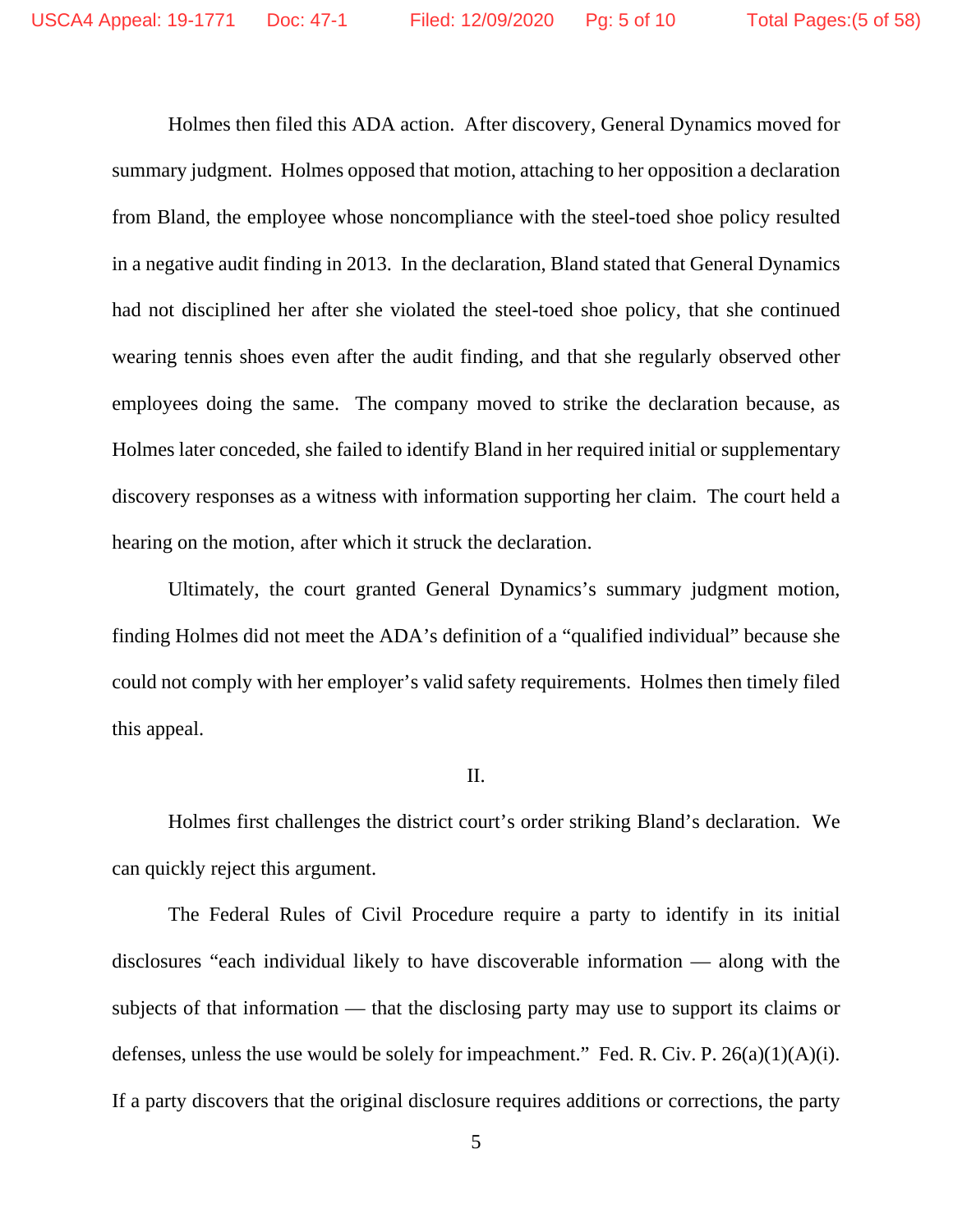Holmes then filed this ADA action. After discovery, General Dynamics moved for summary judgment. Holmes opposed that motion, attaching to her opposition a declaration from Bland, the employee whose noncompliance with the steel-toed shoe policy resulted in a negative audit finding in 2013. In the declaration, Bland stated that General Dynamics had not disciplined her after she violated the steel-toed shoe policy, that she continued wearing tennis shoes even after the audit finding, and that she regularly observed other employees doing the same. The company moved to strike the declaration because, as Holmes later conceded, she failed to identify Bland in her required initial or supplementary discovery responses as a witness with information supporting her claim. The court held a hearing on the motion, after which it struck the declaration.

Ultimately, the court granted General Dynamics's summary judgment motion, finding Holmes did not meet the ADA's definition of a "qualified individual" because she could not comply with her employer's valid safety requirements. Holmes then timely filed this appeal.

## II.

Holmes first challenges the district court's order striking Bland's declaration. We can quickly reject this argument.

The Federal Rules of Civil Procedure require a party to identify in its initial disclosures "each individual likely to have discoverable information — along with the subjects of that information — that the disclosing party may use to support its claims or defenses, unless the use would be solely for impeachment." Fed. R. Civ. P. 26(a)(1)(A)(i). If a party discovers that the original disclosure requires additions or corrections, the party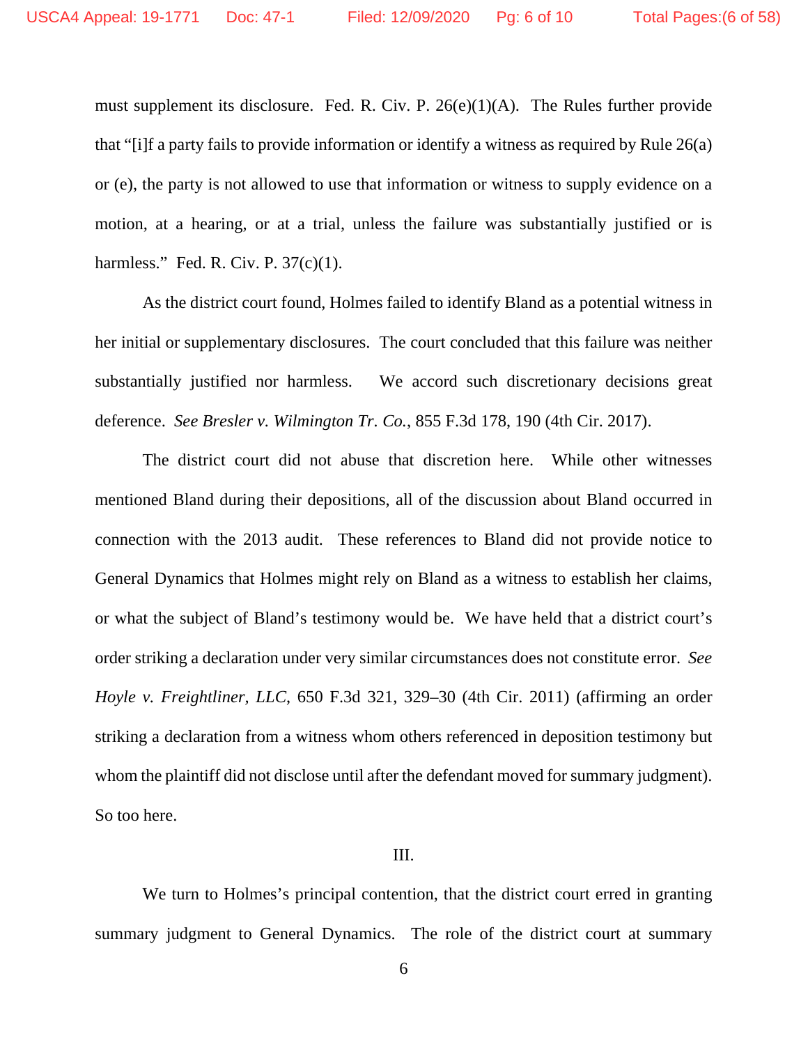must supplement its disclosure. Fed. R. Civ. P. 26(e)(1)(A). The Rules further provide that "[i]f a party fails to provide information or identify a witness as required by Rule 26(a) or (e), the party is not allowed to use that information or witness to supply evidence on a motion, at a hearing, or at a trial, unless the failure was substantially justified or is harmless." Fed. R. Civ. P. 37(c)(1).

As the district court found, Holmes failed to identify Bland as a potential witness in her initial or supplementary disclosures. The court concluded that this failure was neither substantially justified nor harmless. We accord such discretionary decisions great deference. *See Bresler v. Wilmington Tr. Co.*, 855 F.3d 178, 190 (4th Cir. 2017).

The district court did not abuse that discretion here. While other witnesses mentioned Bland during their depositions, all of the discussion about Bland occurred in connection with the 2013 audit. These references to Bland did not provide notice to General Dynamics that Holmes might rely on Bland as a witness to establish her claims, or what the subject of Bland's testimony would be. We have held that a district court's order striking a declaration under very similar circumstances does not constitute error. *See Hoyle v. Freightliner, LLC*, 650 F.3d 321, 329–30 (4th Cir. 2011) (affirming an order striking a declaration from a witness whom others referenced in deposition testimony but whom the plaintiff did not disclose until after the defendant moved for summary judgment). So too here.

## III.

We turn to Holmes's principal contention, that the district court erred in granting summary judgment to General Dynamics. The role of the district court at summary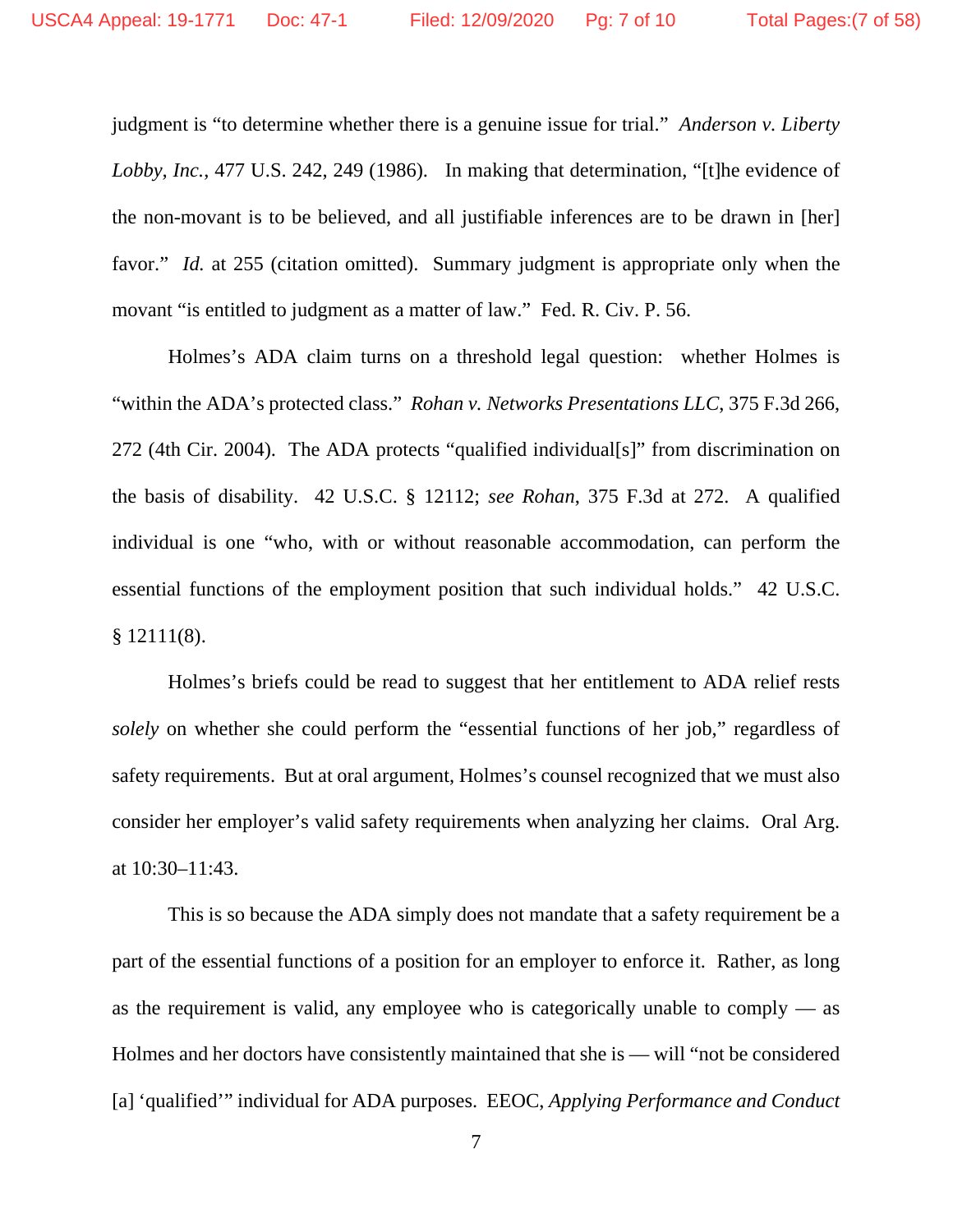judgment is "to determine whether there is a genuine issue for trial." *Anderson v. Liberty Lobby, Inc.*, 477 U.S. 242, 249 (1986). In making that determination, "[t]he evidence of the non-movant is to be believed, and all justifiable inferences are to be drawn in [her] favor." *Id.* at 255 (citation omitted). Summary judgment is appropriate only when the movant "is entitled to judgment as a matter of law." Fed. R. Civ. P. 56.

Holmes's ADA claim turns on a threshold legal question: whether Holmes is "within the ADA's protected class." *Rohan v. Networks Presentations LLC*, 375 F.3d 266, 272 (4th Cir. 2004). The ADA protects "qualified individual[s]" from discrimination on the basis of disability. 42 U.S.C. § 12112; *see Rohan*, 375 F.3d at 272. A qualified individual is one "who, with or without reasonable accommodation, can perform the essential functions of the employment position that such individual holds." 42 U.S.C. § 12111(8).

Holmes's briefs could be read to suggest that her entitlement to ADA relief rests *solely* on whether she could perform the "essential functions of her job," regardless of safety requirements. But at oral argument, Holmes's counsel recognized that we must also consider her employer's valid safety requirements when analyzing her claims. Oral Arg. at 10:30–11:43.

This is so because the ADA simply does not mandate that a safety requirement be a part of the essential functions of a position for an employer to enforce it. Rather, as long as the requirement is valid, any employee who is categorically unable to comply — as Holmes and her doctors have consistently maintained that she is — will "not be considered [a] 'qualified'" individual for ADA purposes. EEOC, *Applying Performance and Conduct*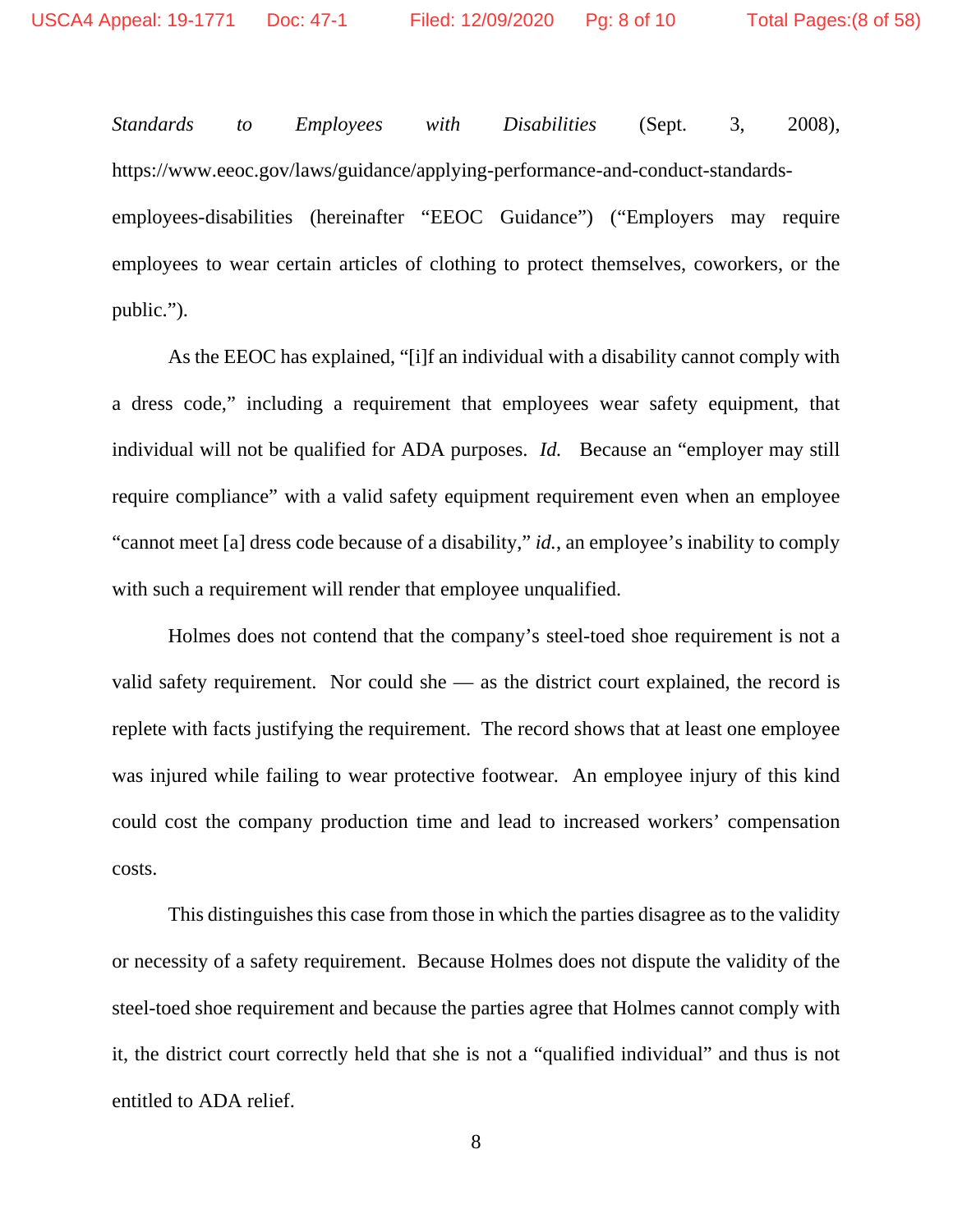*Standards to Employees with Disabilities* (Sept. 3, 2008), https://www.eeoc.gov/laws/guidance/applying-performance-and-conduct-standards-employees-disabilities (hereinafter "EEOC Guidance") ("Employers may require employees to wear certain articles of clothing to protect themselves, coworkers, or the public.").

As the EEOC has explained, "[i]f an individual with a disability cannot comply with a dress code," including a requirement that employees wear safety equipment, that individual will not be qualified for ADA purposes. *Id.* Because an "employer may still require compliance" with a valid safety equipment requirement even when an employee "cannot meet [a] dress code because of a disability," *id.*, an employee's inability to comply with such a requirement will render that employee unqualified.

Holmes does not contend that the company's steel-toed shoe requirement is not a valid safety requirement. Nor could she — as the district court explained, the record is replete with facts justifying the requirement. The record shows that at least one employee was injured while failing to wear protective footwear. An employee injury of this kind could cost the company production time and lead to increased workers' compensation costs.

This distinguishes this case from those in which the parties disagree as to the validity or necessity of a safety requirement. Because Holmes does not dispute the validity of the steel-toed shoe requirement and because the parties agree that Holmes cannot comply with it, the district court correctly held that she is not a "qualified individual" and thus is not entitled to ADA relief.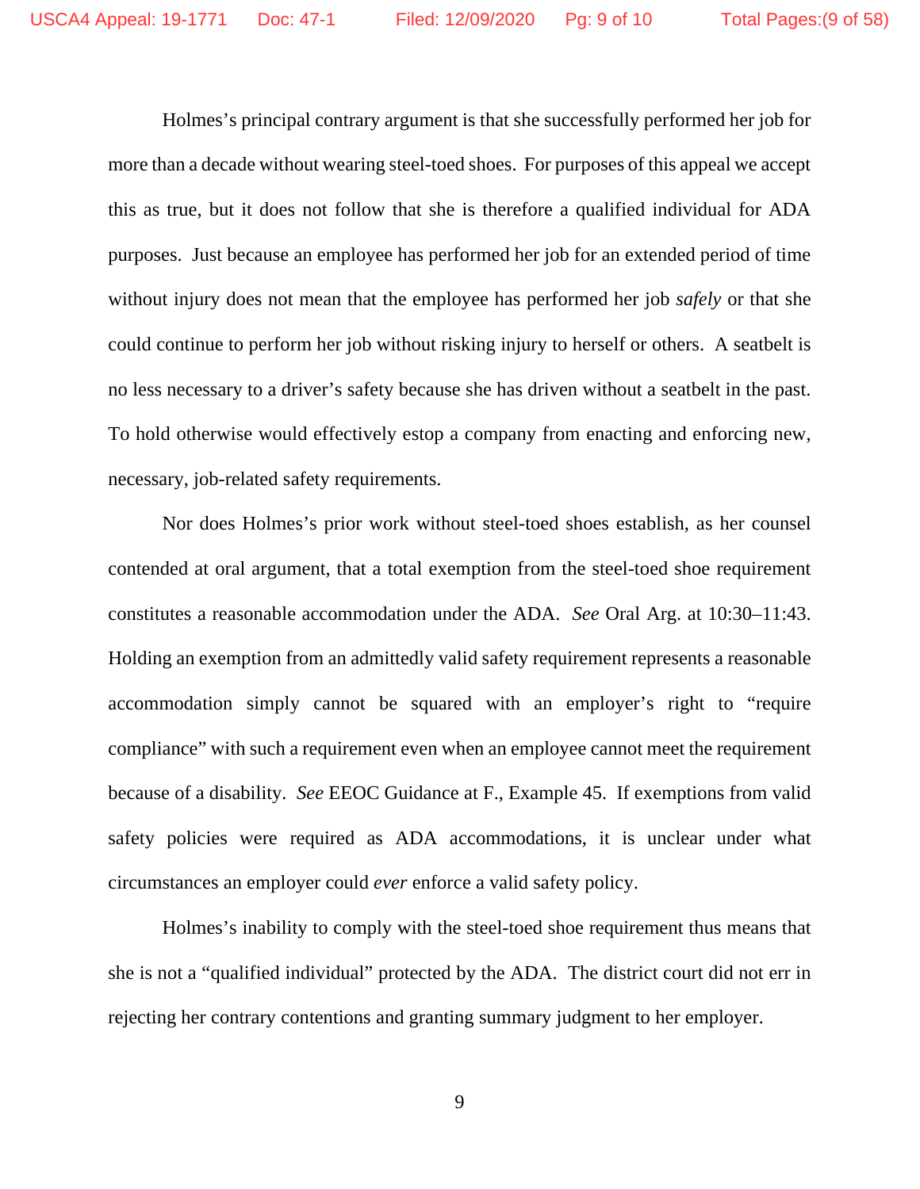Holmes's principal contrary argument is that she successfully performed her job for more than a decade without wearing steel-toed shoes. For purposes of this appeal we accept this as true, but it does not follow that she is therefore a qualified individual for ADA purposes. Just because an employee has performed her job for an extended period of time without injury does not mean that the employee has performed her job *safely* or that she could continue to perform her job without risking injury to herself or others. A seatbelt is no less necessary to a driver's safety because she has driven without a seatbelt in the past. To hold otherwise would effectively estop a company from enacting and enforcing new, necessary, job-related safety requirements.

Nor does Holmes's prior work without steel-toed shoes establish, as her counsel contended at oral argument, that a total exemption from the steel-toed shoe requirement constitutes a reasonable accommodation under the ADA. *See* Oral Arg. at 10:30–11:43. Holding an exemption from an admittedly valid safety requirement represents a reasonable accommodation simply cannot be squared with an employer's right to "require compliance" with such a requirement even when an employee cannot meet the requirement because of a disability. *See* EEOC Guidance at F., Example 45. If exemptions from valid safety policies were required as ADA accommodations, it is unclear under what circumstances an employer could *ever* enforce a valid safety policy.

Holmes's inability to comply with the steel-toed shoe requirement thus means that she is not a "qualified individual" protected by the ADA. The district court did not err in rejecting her contrary contentions and granting summary judgment to her employer.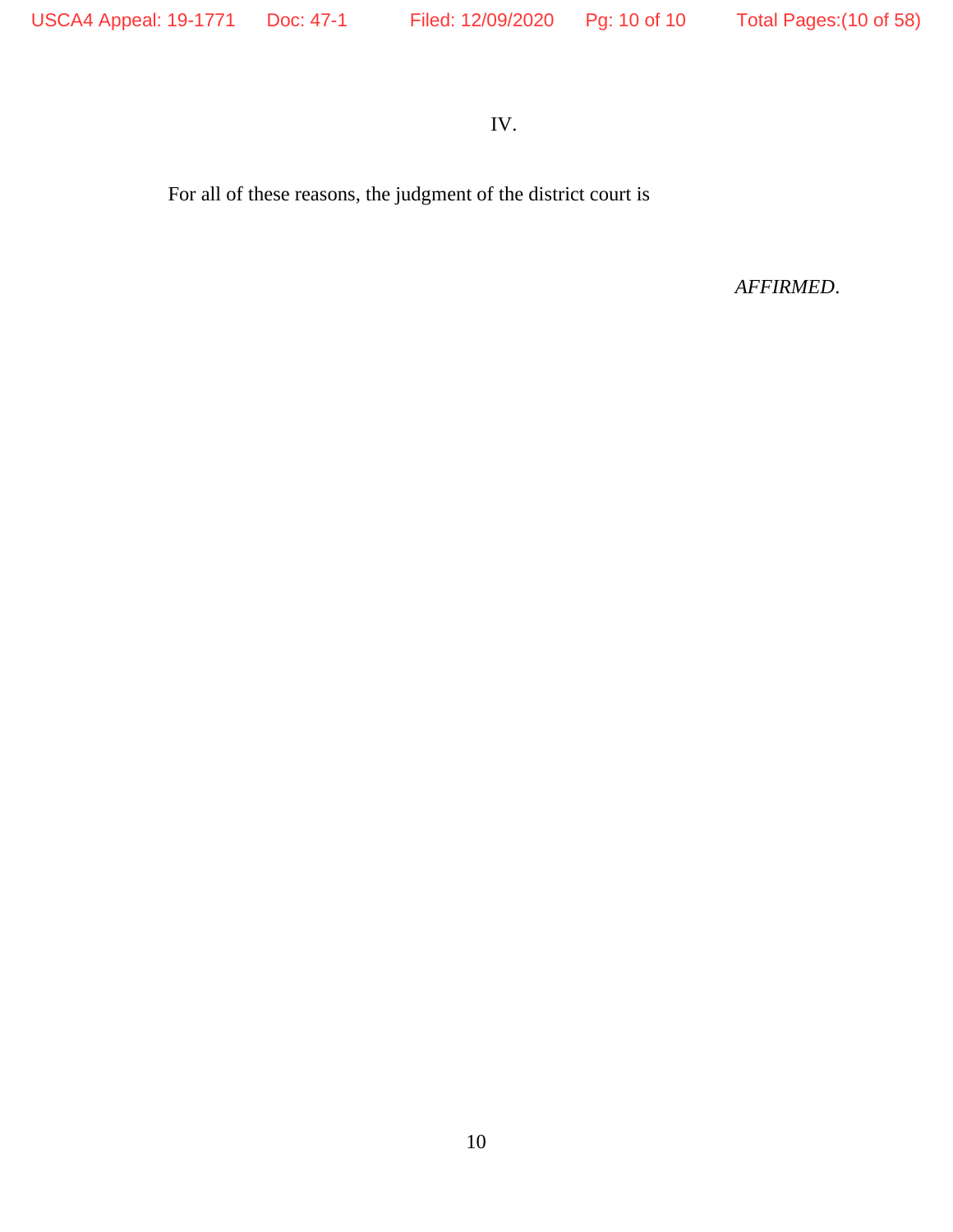## IV.

For all of these reasons, the judgment of the district court is

*AFFIRMED*.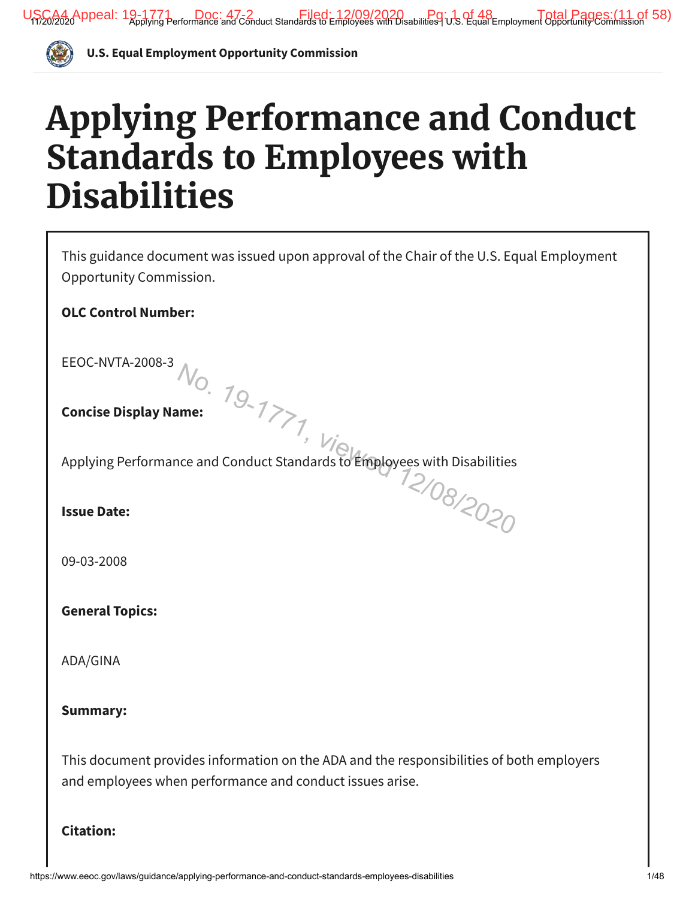**U.S. Equal Employment Opportunity Commission**

# Applying Performance and Conduct Standards to Employees with Disabilities

This guidance document was issued upon approval of the Chair of the U.S. Equal Employment Opportunity Commission.

**OLC Control Number:**

EEOC-NVTA-2008-3

**Concise Display Name:**

Applying Performance and Conduct Standards to Employees with Disabilities

**Issue Date:**

09-03-2008

**General Topics:**

ADA/GINA

**Summary:**

This document provides information on the ADA and the responsibilities of both employers and employees when performance and conduct issues arise.

**Citation:**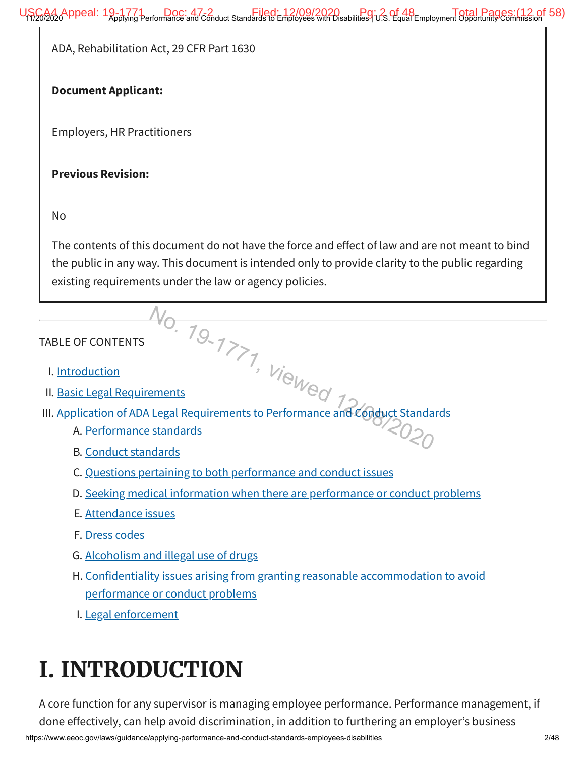ADA, Rehabilitation Act, 29 CFR Part 1630

**Document Applicant:**

Employers, HR Practitioners

**Previous Revision:**

No

The contents of this document do not have the force and effect of law and are not meant to bind the public in any way. This document is intended only to provide clarity to the public regarding existing requirements under the law or agency policies.

---

TABLE OF CONTENTS

I. Introduction
II. Basic Legal Requirements
III. Application of ADA Legal Requirements to Performance and Conduct Standards
   A. Performance standards
   B. Conduct standards
   C. Questions pertaining to both performance and conduct issues
   D. Seeking medical information when there are performance or conduct problems
   E. Attendance issues
   F. Dress codes
   G. Alcoholism and illegal use of drugs
   H. Confidentiality issues arising from granting reasonable accommodation to avoid performance or conduct problems
   I. Legal enforcement

# I. INTRODUCTION

A core function for any supervisor is managing employee performance. Performance management, if done effectively, can help avoid discrimination, in addition to furthering an employer's business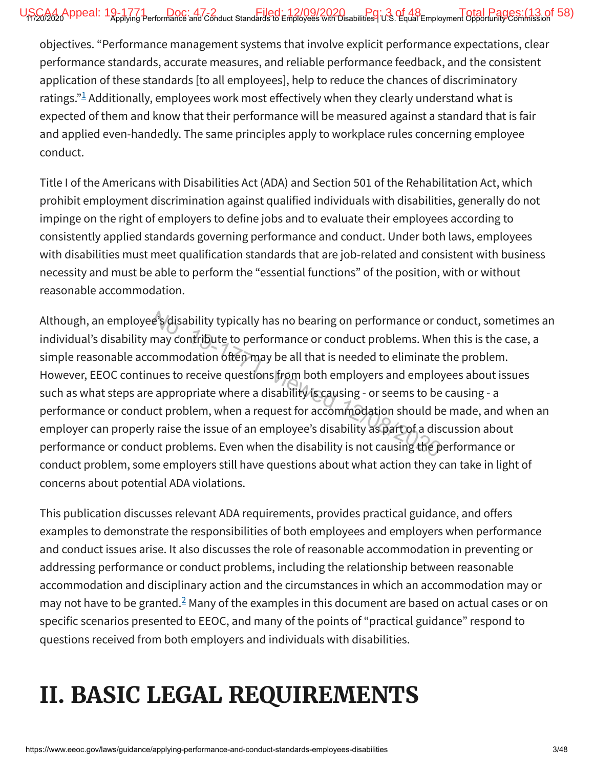objectives. "Performance management systems that involve explicit performance expectations, clear performance standards, accurate measures, and reliable performance feedback, and the consistent application of these standards [to all employees], help to reduce the chances of discriminatory ratings."[1] Additionally, employees work most effectively when they clearly understand what is expected of them and know that their performance will be measured against a standard that is fair and applied even-handedly. The same principles apply to workplace rules concerning employee conduct.

Title I of the Americans with Disabilities Act (ADA) and Section 501 of the Rehabilitation Act, which prohibit employment discrimination against qualified individuals with disabilities, generally do not impinge on the right of employers to define jobs and to evaluate their employees according to consistently applied standards governing performance and conduct. Under both laws, employees with disabilities must meet qualification standards that are job-related and consistent with business necessity and must be able to perform the "essential functions" of the position, with or without reasonable accommodation.

Although, an employee's disability typically has no bearing on performance or conduct, sometimes an individual's disability may contribute to performance or conduct problems. When this is the case, a simple reasonable accommodation often may be all that is needed to eliminate the problem. However, EEOC continues to receive questions from both employers and employees about issues such as what steps are appropriate where a disability is causing - or seems to be causing - a performance or conduct problem, when a request for accommodation should be made, and when an employer can properly raise the issue of an employee's disability as part of a discussion about performance or conduct problems. Even when the disability is not causing the performance or conduct problem, some employers still have questions about what action they can take in light of concerns about potential ADA violations.

This publication discusses relevant ADA requirements, provides practical guidance, and offers examples to demonstrate the responsibilities of both employees and employers when performance and conduct issues arise. It also discusses the role of reasonable accommodation in preventing or addressing performance or conduct problems, including the relationship between reasonable accommodation and disciplinary action and the circumstances in which an accommodation may or may not have to be granted.[2] Many of the examples in this document are based on actual cases or on specific scenarios presented to EEOC, and many of the points of "practical guidance" respond to questions received from both employers and individuals with disabilities.

# II. BASIC LEGAL REQUIREMENTS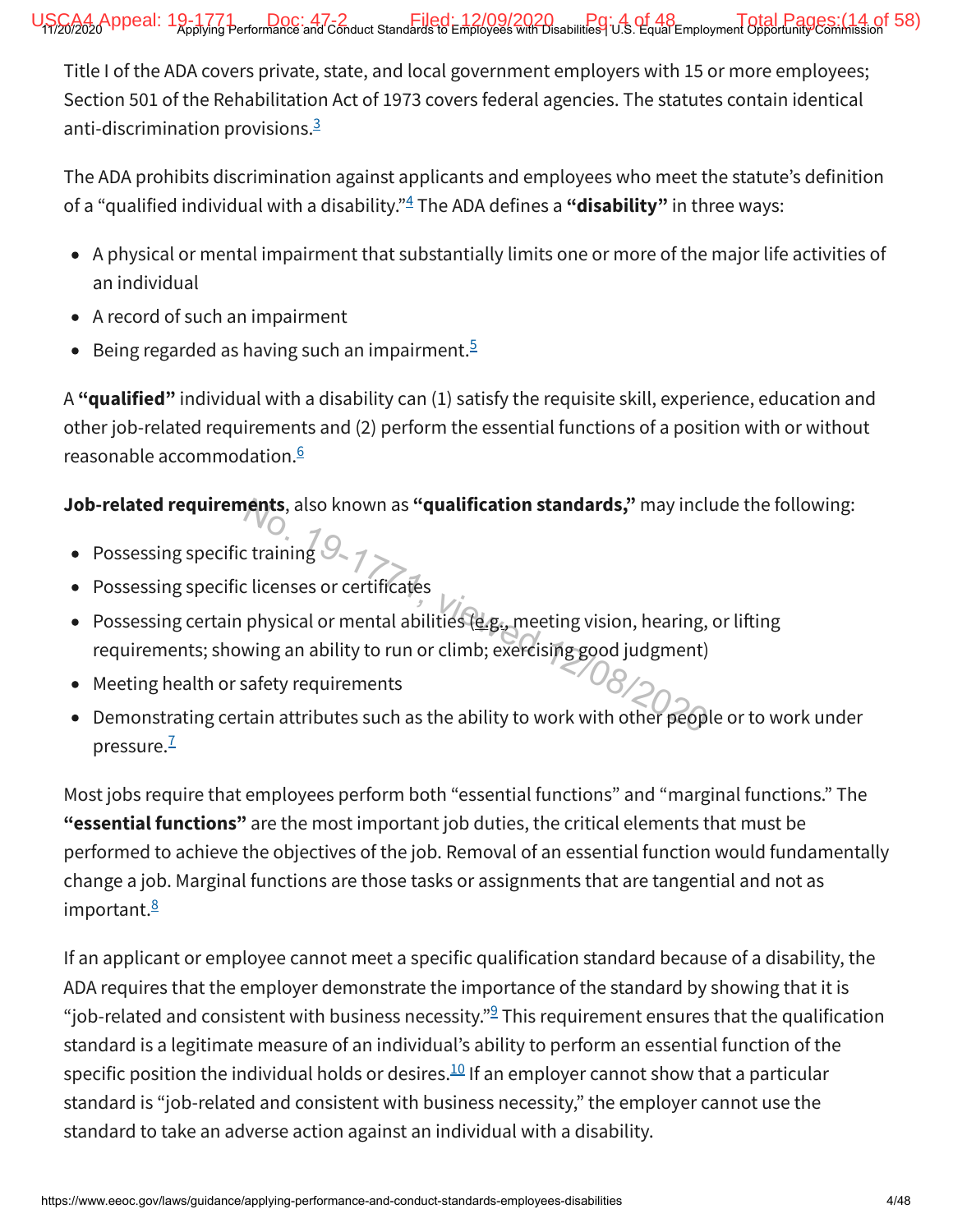Title I of the ADA covers private, state, and local government employers with 15 or more employees; Section 501 of the Rehabilitation Act of 1973 covers federal agencies. The statutes contain identical anti-discrimination provisions.[3]

The ADA prohibits discrimination against applicants and employees who meet the statute's definition of a "qualified individual with a disability."[4] The ADA defines a **"disability"** in three ways:

- A physical or mental impairment that substantially limits one or more of the major life activities of an individual
- A record of such an impairment
- Being regarded as having such an impairment.[5]

A **"qualified"** individual with a disability can (1) satisfy the requisite skill, experience, education and other job-related requirements and (2) perform the essential functions of a position with or without reasonable accommodation.[6]

**Job-related requirements**, also known as **"qualification standards,"** may include the following:

- Possessing specific training
- Possessing specific licenses or certificates
- Possessing certain physical or mental abilities (e.g., meeting vision, hearing, or lifting requirements; showing an ability to run or climb; exercising good judgment)
- Meeting health or safety requirements
- Demonstrating certain attributes such as the ability to work with other people or to work under pressure.[7]

Most jobs require that employees perform both "essential functions" and "marginal functions." The **"essential functions"** are the most important job duties, the critical elements that must be performed to achieve the objectives of the job. Removal of an essential function would fundamentally change a job. Marginal functions are those tasks or assignments that are tangential and not as important.[8]

If an applicant or employee cannot meet a specific qualification standard because of a disability, the ADA requires that the employer demonstrate the importance of the standard by showing that it is "job-related and consistent with business necessity."[9] This requirement ensures that the qualification standard is a legitimate measure of an individual's ability to perform an essential function of the specific position the individual holds or desires.[10] If an employer cannot show that a particular standard is "job-related and consistent with business necessity," the employer cannot use the standard to take an adverse action against an individual with a disability.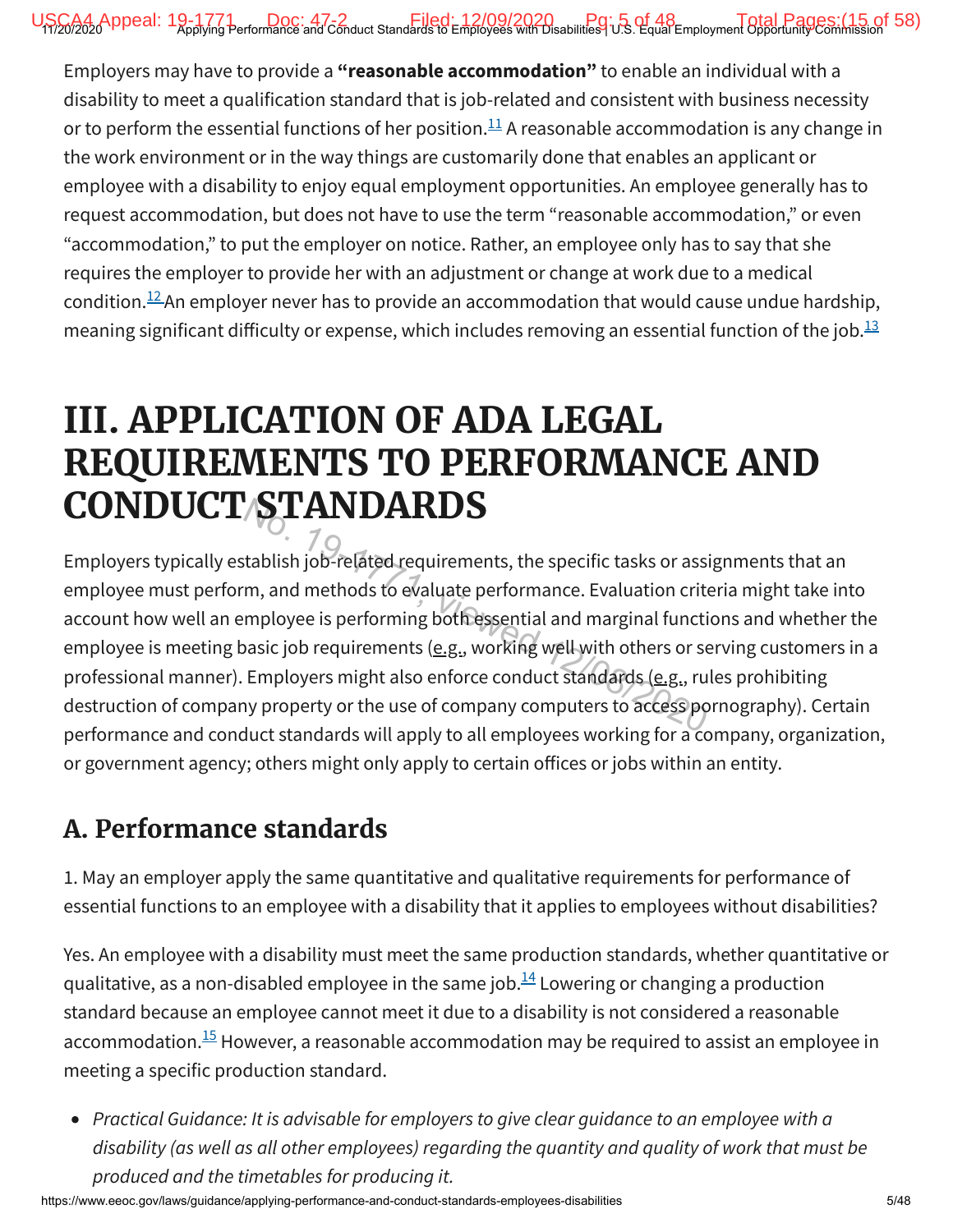Employers may have to provide a **"reasonable accommodation"** to enable an individual with a disability to meet a qualification standard that is job-related and consistent with business necessity or to perform the essential functions of her position.[11] A reasonable accommodation is any change in the work environment or in the way things are customarily done that enables an applicant or employee with a disability to enjoy equal employment opportunities. An employee generally has to request accommodation, but does not have to use the term "reasonable accommodation," or even "accommodation," to put the employer on notice. Rather, an employee only has to say that she requires the employer to provide her with an adjustment or change at work due to a medical condition.[12] An employer never has to provide an accommodation that would cause undue hardship, meaning significant difficulty or expense, which includes removing an essential function of the job.[13]

# III. APPLICATION OF ADA LEGAL REQUIREMENTS TO PERFORMANCE AND CONDUCT STANDARDS

Employers typically establish job-related requirements, the specific tasks or assignments that an employee must perform, and methods to evaluate performance. Evaluation criteria might take into account how well an employee is performing both essential and marginal functions and whether the employee is meeting basic job requirements (e.g., working well with others or serving customers in a professional manner). Employers might also enforce conduct standards (e.g., rules prohibiting destruction of company property or the use of company computers to access pornography). Certain performance and conduct standards will apply to all employees working for a company, organization, or government agency; others might only apply to certain offices or jobs within an entity.

## A. Performance standards

1. May an employer apply the same quantitative and qualitative requirements for performance of essential functions to an employee with a disability that it applies to employees without disabilities?

Yes. An employee with a disability must meet the same production standards, whether quantitative or qualitative, as a non-disabled employee in the same job.[14] Lowering or changing a production standard because an employee cannot meet it due to a disability is not considered a reasonable accommodation.[15] However, a reasonable accommodation may be required to assist an employee in meeting a specific production standard.

- *Practical Guidance: It is advisable for employers to give clear guidance to an employee with a disability (as well as all other employees) regarding the quantity and quality of work that must be produced and the timetables for producing it.*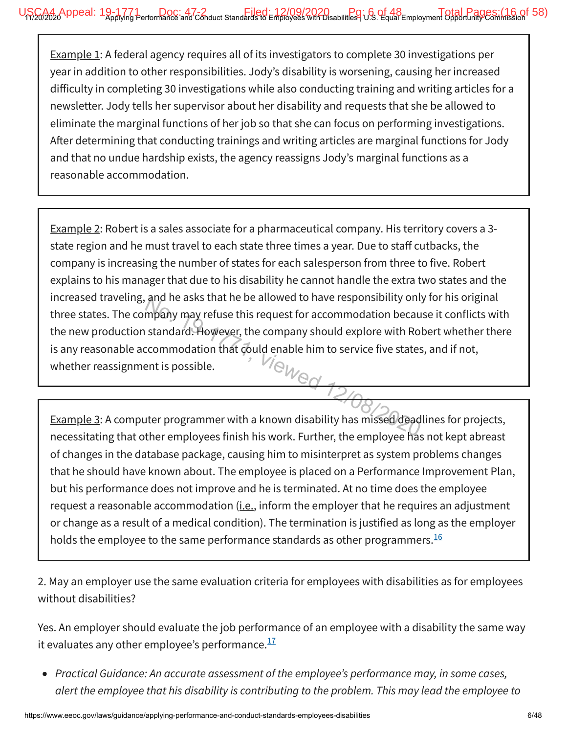Example 1: A federal agency requires all of its investigators to complete 30 investigations per year in addition to other responsibilities. Jody's disability is worsening, causing her increased difficulty in completing 30 investigations while also conducting training and writing articles for a newsletter. Jody tells her supervisor about her disability and requests that she be allowed to eliminate the marginal functions of her job so that she can focus on performing investigations. After determining that conducting trainings and writing articles are marginal functions for Jody and that no undue hardship exists, the agency reassigns Jody's marginal functions as a reasonable accommodation.

Example 2: Robert is a sales associate for a pharmaceutical company. His territory covers a 3-state region and he must travel to each state three times a year. Due to staff cutbacks, the company is increasing the number of states for each salesperson from three to five. Robert explains to his manager that due to his disability he cannot handle the extra two states and the increased traveling, and he asks that he be allowed to have responsibility only for his original three states. The company may refuse this request for accommodation because it conflicts with the new production standard. However, the company should explore with Robert whether there is any reasonable accommodation that could enable him to service five states, and if not, whether reassignment is possible.

Example 3: A computer programmer with a known disability has missed deadlines for projects, necessitating that other employees finish his work. Further, the employee has not kept abreast of changes in the database package, causing him to misinterpret as system problems changes that he should have known about. The employee is placed on a Performance Improvement Plan, but his performance does not improve and he is terminated. At no time does the employee request a reasonable accommodation (i.e., inform the employer that he requires an adjustment or change as a result of a medical condition). The termination is justified as long as the employer holds the employee to the same performance standards as other programmers.[16]

2. May an employer use the same evaluation criteria for employees with disabilities as for employees without disabilities?

Yes. An employer should evaluate the job performance of an employee with a disability the same way it evaluates any other employee's performance.[17]

- *Practical Guidance: An accurate assessment of the employee's performance may, in some cases, alert the employee that his disability is contributing to the problem. This may lead the employee to*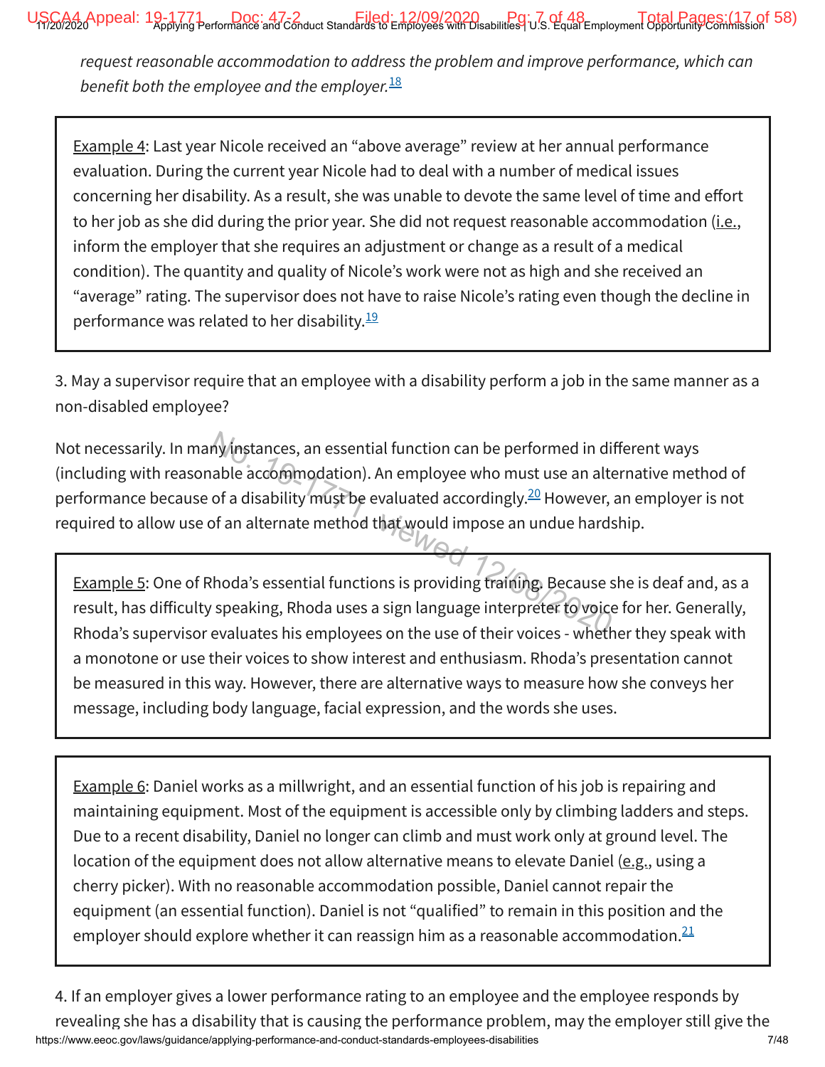*request reasonable accommodation to address the problem and improve performance, which can benefit both the employee and the employer.*[18]

> Example 4: Last year Nicole received an "above average" review at her annual performance evaluation. During the current year Nicole had to deal with a number of medical issues concerning her disability. As a result, she was unable to devote the same level of time and effort to her job as she did during the prior year. She did not request reasonable accommodation (i.e., inform the employer that she requires an adjustment or change as a result of a medical condition). The quantity and quality of Nicole's work were not as high and she received an "average" rating. The supervisor does not have to raise Nicole's rating even though the decline in performance was related to her disability.[19]

3. May a supervisor require that an employee with a disability perform a job in the same manner as a non-disabled employee?

Not necessarily. In many instances, an essential function can be performed in different ways (including with reasonable accommodation). An employee who must use an alternative method of performance because of a disability must be evaluated accordingly.[20] However, an employer is not required to allow use of an alternate method that would impose an undue hardship.

> Example 5: One of Rhoda's essential functions is providing training. Because she is deaf and, as a result, has difficulty speaking, Rhoda uses a sign language interpreter to voice for her. Generally, Rhoda's supervisor evaluates his employees on the use of their voices - whether they speak with a monotone or use their voices to show interest and enthusiasm. Rhoda's presentation cannot be measured in this way. However, there are alternative ways to measure how she conveys her message, including body language, facial expression, and the words she uses.

> Example 6: Daniel works as a millwright, and an essential function of his job is repairing and maintaining equipment. Most of the equipment is accessible only by climbing ladders and steps. Due to a recent disability, Daniel no longer can climb and must work only at ground level. The location of the equipment does not allow alternative means to elevate Daniel (e.g., using a cherry picker). With no reasonable accommodation possible, Daniel cannot repair the equipment (an essential function). Daniel is not "qualified" to remain in this position and the employer should explore whether it can reassign him as a reasonable accommodation.[21]

4. If an employer gives a lower performance rating to an employee and the employee responds by revealing she has a disability that is causing the performance problem, may the employer still give the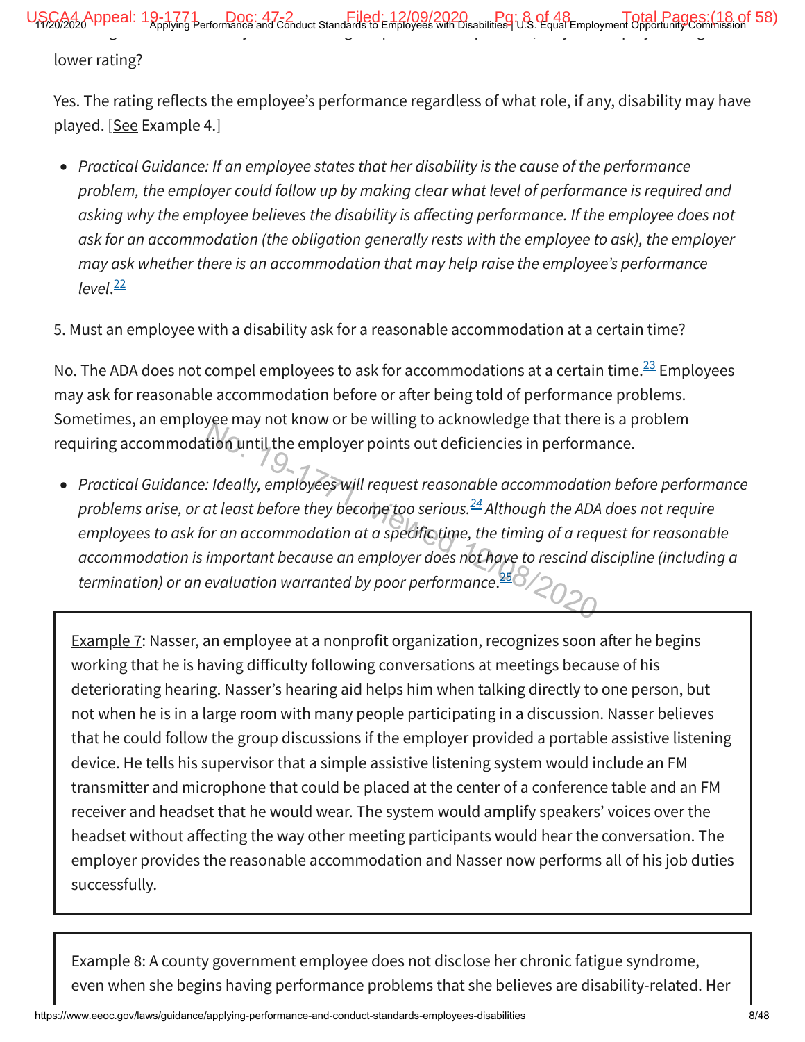lower rating?

Yes. The rating reflects the employee's performance regardless of what role, if any, disability may have played. [See Example 4.]

- *Practical Guidance: If an employee states that her disability is the cause of the performance problem, the employer could follow up by making clear what level of performance is required and asking why the employee believes the disability is affecting performance. If the employee does not ask for an accommodation (the obligation generally rests with the employee to ask), the employer may ask whether there is an accommodation that may help raise the employee's performance level.*[22]

5. Must an employee with a disability ask for a reasonable accommodation at a certain time?

No. The ADA does not compel employees to ask for accommodations at a certain time.[23] Employees may ask for reasonable accommodation before or after being told of performance problems. Sometimes, an employee may not know or be willing to acknowledge that there is a problem requiring accommodation until the employer points out deficiencies in performance.

- *Practical Guidance: Ideally, employees will request reasonable accommodation before performance problems arise, or at least before they become too serious.*[24] *Although the ADA does not require employees to ask for an accommodation at a specific time, the timing of a request for reasonable accommodation is important because an employer does not have to rescind discipline (including a termination) or an evaluation warranted by poor performance.*[25]

> Example 7: Nasser, an employee at a nonprofit organization, recognizes soon after he begins working that he is having difficulty following conversations at meetings because of his deteriorating hearing. Nasser's hearing aid helps him when talking directly to one person, but not when he is in a large room with many people participating in a discussion. Nasser believes that he could follow the group discussions if the employer provided a portable assistive listening device. He tells his supervisor that a simple assistive listening system would include an FM transmitter and microphone that could be placed at the center of a conference table and an FM receiver and headset that he would wear. The system would amplify speakers' voices over the headset without affecting the way other meeting participants would hear the conversation. The employer provides the reasonable accommodation and Nasser now performs all of his job duties successfully.

> Example 8: A county government employee does not disclose her chronic fatigue syndrome, even when she begins having performance problems that she believes are disability-related. Her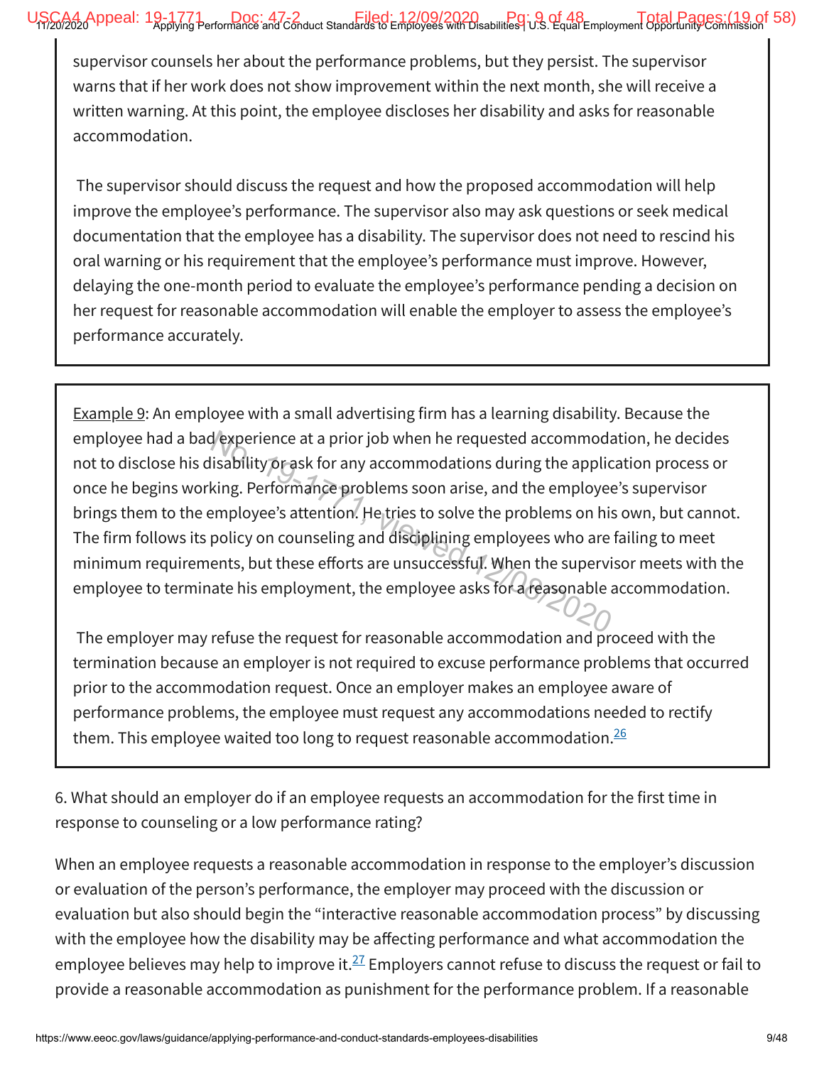supervisor counsels her about the performance problems, but they persist. The supervisor warns that if her work does not show improvement within the next month, she will receive a written warning. At this point, the employee discloses her disability and asks for reasonable accommodation.

The supervisor should discuss the request and how the proposed accommodation will help improve the employee's performance. The supervisor also may ask questions or seek medical documentation that the employee has a disability. The supervisor does not need to rescind his oral warning or his requirement that the employee's performance must improve. However, delaying the one-month period to evaluate the employee's performance pending a decision on her request for reasonable accommodation will enable the employer to assess the employee's performance accurately.

---

Example 9: An employee with a small advertising firm has a learning disability. Because the employee had a bad experience at a prior job when he requested accommodation, he decides not to disclose his disability or ask for any accommodations during the application process or once he begins working. Performance problems soon arise, and the employee's supervisor brings them to the employee's attention. He tries to solve the problems on his own, but cannot. The firm follows its policy on counseling and disciplining employees who are failing to meet minimum requirements, but these efforts are unsuccessful. When the supervisor meets with the employee to terminate his employment, the employee asks for a reasonable accommodation.

The employer may refuse the request for reasonable accommodation and proceed with the termination because an employer is not required to excuse performance problems that occurred prior to the accommodation request. Once an employer makes an employee aware of performance problems, the employee must request any accommodations needed to rectify them. This employee waited too long to request reasonable accommodation.[26]

---

6. What should an employer do if an employee requests an accommodation for the first time in response to counseling or a low performance rating?

When an employee requests a reasonable accommodation in response to the employer's discussion or evaluation of the person's performance, the employer may proceed with the discussion or evaluation but also should begin the "interactive reasonable accommodation process" by discussing with the employee how the disability may be affecting performance and what accommodation the employee believes may help to improve it.[27] Employers cannot refuse to discuss the request or fail to provide a reasonable accommodation as punishment for the performance problem. If a reasonable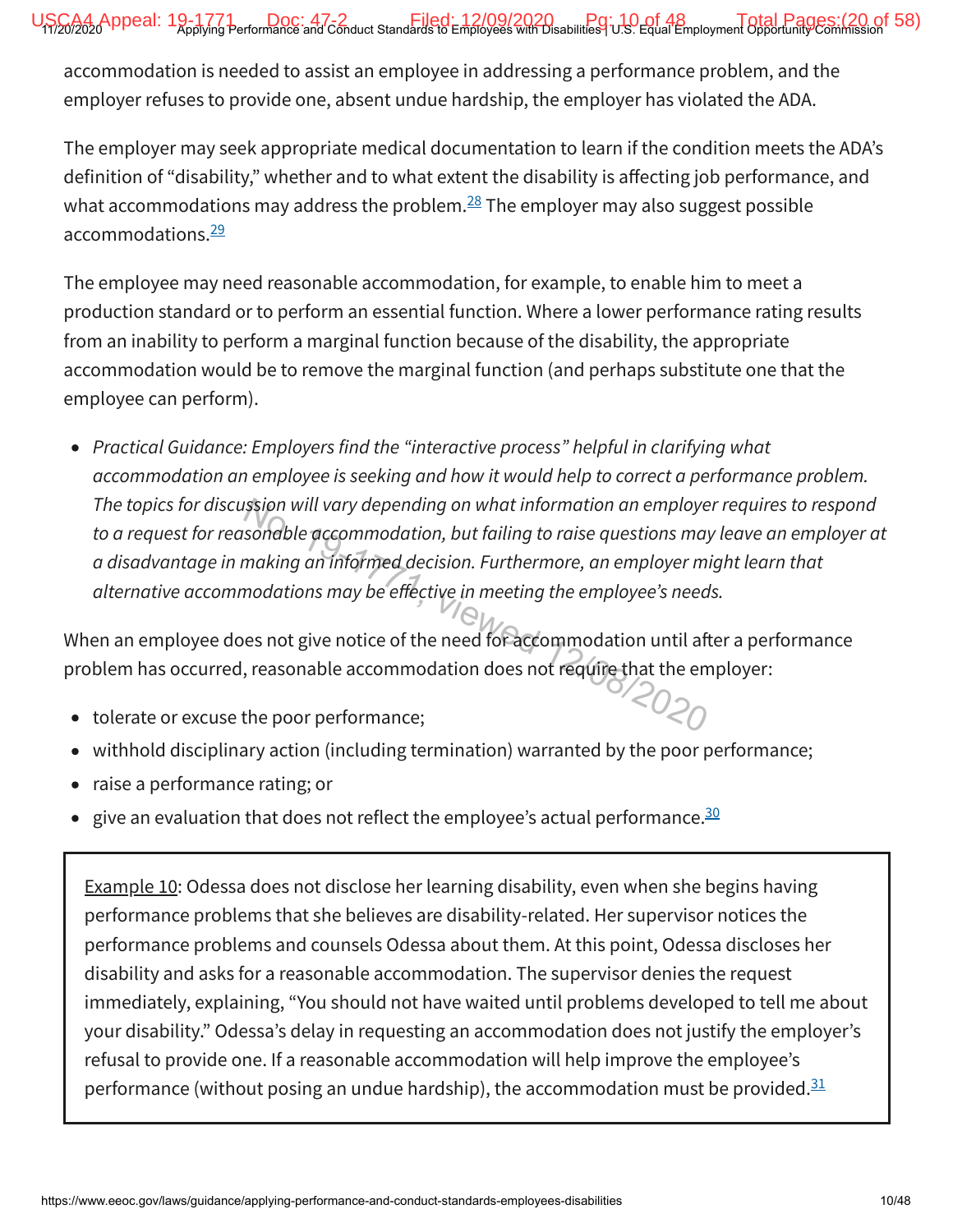accommodation is needed to assist an employee in addressing a performance problem, and the employer refuses to provide one, absent undue hardship, the employer has violated the ADA.

The employer may seek appropriate medical documentation to learn if the condition meets the ADA's definition of "disability," whether and to what extent the disability is affecting job performance, and what accommodations may address the problem.[28] The employer may also suggest possible accommodations.[29]

The employee may need reasonable accommodation, for example, to enable him to meet a production standard or to perform an essential function. Where a lower performance rating results from an inability to perform a marginal function because of the disability, the appropriate accommodation would be to remove the marginal function (and perhaps substitute one that the employee can perform).

- *Practical Guidance: Employers find the "interactive process" helpful in clarifying what accommodation an employee is seeking and how it would help to correct a performance problem. The topics for discussion will vary depending on what information an employer requires to respond to a request for reasonable accommodation, but failing to raise questions may leave an employer at a disadvantage in making an informed decision. Furthermore, an employer might learn that alternative accommodations may be effective in meeting the employee's needs.*

When an employee does not give notice of the need for accommodation until after a performance problem has occurred, reasonable accommodation does not require that the employer:

- tolerate or excuse the poor performance;
- withhold disciplinary action (including termination) warranted by the poor performance;
- raise a performance rating; or
- give an evaluation that does not reflect the employee's actual performance.[30]

> Example 10: Odessa does not disclose her learning disability, even when she begins having performance problems that she believes are disability-related. Her supervisor notices the performance problems and counsels Odessa about them. At this point, Odessa discloses her disability and asks for a reasonable accommodation. The supervisor denies the request immediately, explaining, "You should not have waited until problems developed to tell me about your disability." Odessa's delay in requesting an accommodation does not justify the employer's refusal to provide one. If a reasonable accommodation will help improve the employee's performance (without posing an undue hardship), the accommodation must be provided.[31]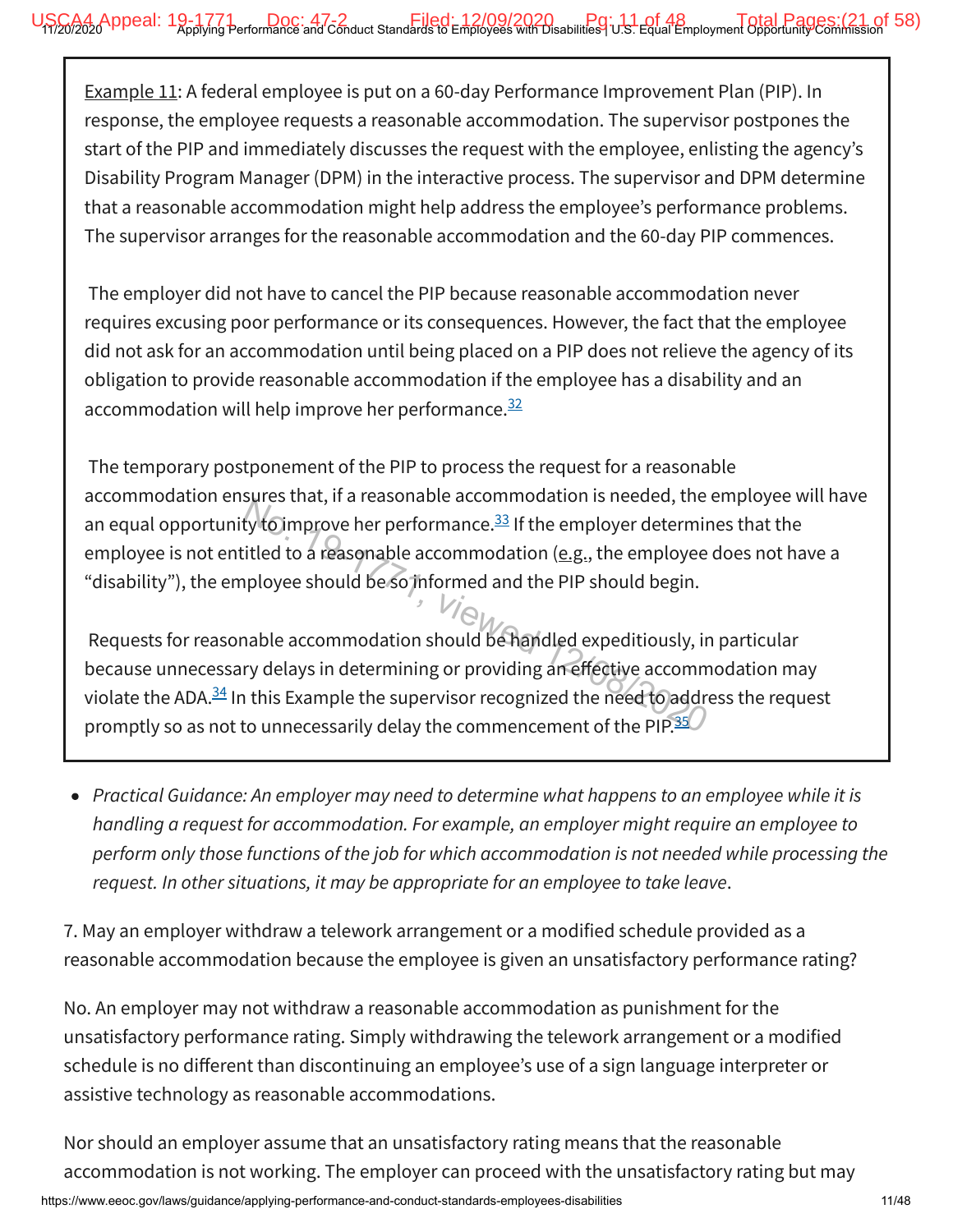Example 11: A federal employee is put on a 60-day Performance Improvement Plan (PIP). In response, the employee requests a reasonable accommodation. The supervisor postpones the start of the PIP and immediately discusses the request with the employee, enlisting the agency's Disability Program Manager (DPM) in the interactive process. The supervisor and DPM determine that a reasonable accommodation might help address the employee's performance problems. The supervisor arranges for the reasonable accommodation and the 60-day PIP commences.

The employer did not have to cancel the PIP because reasonable accommodation never requires excusing poor performance or its consequences. However, the fact that the employee did not ask for an accommodation until being placed on a PIP does not relieve the agency of its obligation to provide reasonable accommodation if the employee has a disability and an accommodation will help improve her performance.[32]

The temporary postponement of the PIP to process the request for a reasonable accommodation ensures that, if a reasonable accommodation is needed, the employee will have an equal opportunity to improve her performance.[33] If the employer determines that the employee is not entitled to a reasonable accommodation (e.g., the employee does not have a "disability"), the employee should be so informed and the PIP should begin.

Requests for reasonable accommodation should be handled expeditiously, in particular because unnecessary delays in determining or providing an effective accommodation may violate the ADA.[34] In this Example the supervisor recognized the need to address the request promptly so as not to unnecessarily delay the commencement of the PIP.[35]

- *Practical Guidance: An employer may need to determine what happens to an employee while it is handling a request for accommodation. For example, an employer might require an employee to perform only those functions of the job for which accommodation is not needed while processing the request. In other situations, it may be appropriate for an employee to take leave*.

7. May an employer withdraw a telework arrangement or a modified schedule provided as a reasonable accommodation because the employee is given an unsatisfactory performance rating?

No. An employer may not withdraw a reasonable accommodation as punishment for the unsatisfactory performance rating. Simply withdrawing the telework arrangement or a modified schedule is no different than discontinuing an employee's use of a sign language interpreter or assistive technology as reasonable accommodations.

Nor should an employer assume that an unsatisfactory rating means that the reasonable accommodation is not working. The employer can proceed with the unsatisfactory rating but may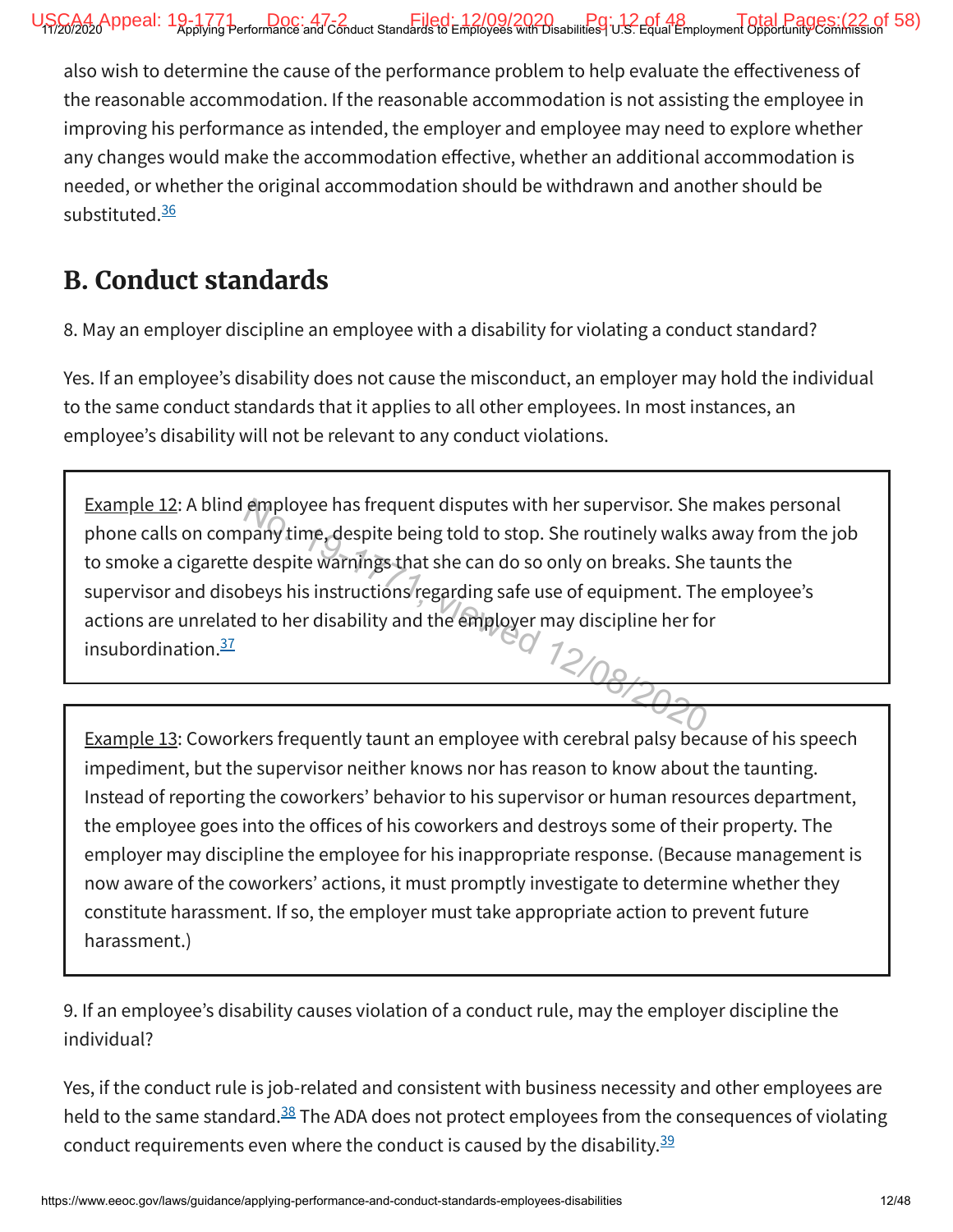also wish to determine the cause of the performance problem to help evaluate the effectiveness of the reasonable accommodation. If the reasonable accommodation is not assisting the employee in improving his performance as intended, the employer and employee may need to explore whether any changes would make the accommodation effective, whether an additional accommodation is needed, or whether the original accommodation should be withdrawn and another should be substituted.[36]

## B. Conduct standards

8. May an employer discipline an employee with a disability for violating a conduct standard?

Yes. If an employee's disability does not cause the misconduct, an employer may hold the individual to the same conduct standards that it applies to all other employees. In most instances, an employee's disability will not be relevant to any conduct violations.

> Example 12: A blind employee has frequent disputes with her supervisor. She makes personal phone calls on company time, despite being told to stop. She routinely walks away from the job to smoke a cigarette despite warnings that she can do so only on breaks. She taunts the supervisor and disobeys his instructions regarding safe use of equipment. The employee's actions are unrelated to her disability and the employer may discipline her for insubordination.[37]

> Example 13: Coworkers frequently taunt an employee with cerebral palsy because of his speech impediment, but the supervisor neither knows nor has reason to know about the taunting. Instead of reporting the coworkers' behavior to his supervisor or human resources department, the employee goes into the offices of his coworkers and destroys some of their property. The employer may discipline the employee for his inappropriate response. (Because management is now aware of the coworkers' actions, it must promptly investigate to determine whether they constitute harassment. If so, the employer must take appropriate action to prevent future harassment.)

9. If an employee's disability causes violation of a conduct rule, may the employer discipline the individual?

Yes, if the conduct rule is job-related and consistent with business necessity and other employees are held to the same standard.[38] The ADA does not protect employees from the consequences of violating conduct requirements even where the conduct is caused by the disability.[39]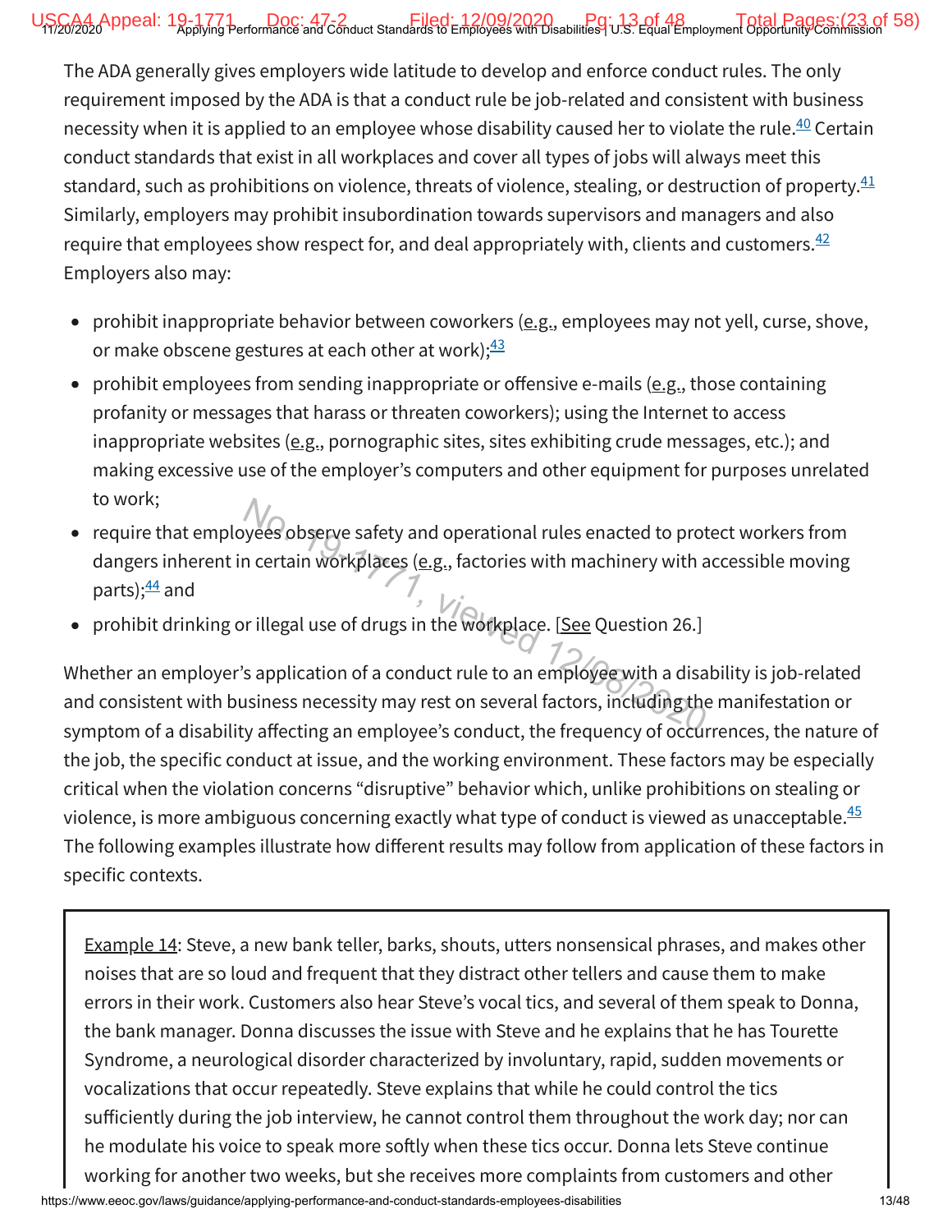The ADA generally gives employers wide latitude to develop and enforce conduct rules. The only requirement imposed by the ADA is that a conduct rule be job-related and consistent with business necessity when it is applied to an employee whose disability caused her to violate the rule.[40] Certain conduct standards that exist in all workplaces and cover all types of jobs will always meet this standard, such as prohibitions on violence, threats of violence, stealing, or destruction of property.[41] Similarly, employers may prohibit insubordination towards supervisors and managers and also require that employees show respect for, and deal appropriately with, clients and customers.[42] Employers also may:

- prohibit inappropriate behavior between coworkers (e.g., employees may not yell, curse, shove, or make obscene gestures at each other at work);[43]
- prohibit employees from sending inappropriate or offensive e-mails (e.g., those containing profanity or messages that harass or threaten coworkers); using the Internet to access inappropriate websites (e.g., pornographic sites, sites exhibiting crude messages, etc.); and making excessive use of the employer's computers and other equipment for purposes unrelated to work;
- require that employees observe safety and operational rules enacted to protect workers from dangers inherent in certain workplaces (e.g., factories with machinery with accessible moving parts);[44] and
- prohibit drinking or illegal use of drugs in the workplace. [See Question 26.]

Whether an employer's application of a conduct rule to an employee with a disability is job-related and consistent with business necessity may rest on several factors, including the manifestation or symptom of a disability affecting an employee's conduct, the frequency of occurrences, the nature of the job, the specific conduct at issue, and the working environment. These factors may be especially critical when the violation concerns "disruptive" behavior which, unlike prohibitions on stealing or violence, is more ambiguous concerning exactly what type of conduct is viewed as unacceptable.[45] The following examples illustrate how different results may follow from application of these factors in specific contexts.

> Example 14: Steve, a new bank teller, barks, shouts, utters nonsensical phrases, and makes other noises that are so loud and frequent that they distract other tellers and cause them to make errors in their work. Customers also hear Steve's vocal tics, and several of them speak to Donna, the bank manager. Donna discusses the issue with Steve and he explains that he has Tourette Syndrome, a neurological disorder characterized by involuntary, rapid, sudden movements or vocalizations that occur repeatedly. Steve explains that while he could control the tics sufficiently during the job interview, he cannot control them throughout the work day; nor can he modulate his voice to speak more softly when these tics occur. Donna lets Steve continue working for another two weeks, but she receives more complaints from customers and other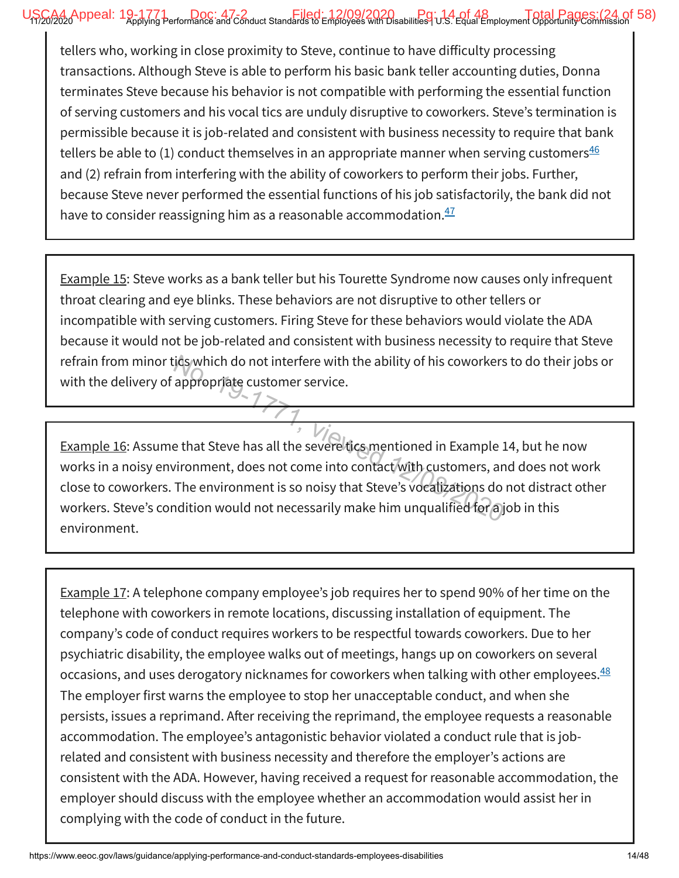tellers who, working in close proximity to Steve, continue to have difficulty processing transactions. Although Steve is able to perform his basic bank teller accounting duties, Donna terminates Steve because his behavior is not compatible with performing the essential function of serving customers and his vocal tics are unduly disruptive to coworkers. Steve's termination is permissible because it is job-related and consistent with business necessity to require that bank tellers be able to (1) conduct themselves in an appropriate manner when serving customers[46] and (2) refrain from interfering with the ability of coworkers to perform their jobs. Further, because Steve never performed the essential functions of his job satisfactorily, the bank did not have to consider reassigning him as a reasonable accommodation.[47]

Example 15: Steve works as a bank teller but his Tourette Syndrome now causes only infrequent throat clearing and eye blinks. These behaviors are not disruptive to other tellers or incompatible with serving customers. Firing Steve for these behaviors would violate the ADA because it would not be job-related and consistent with business necessity to require that Steve refrain from minor tics which do not interfere with the ability of his coworkers to do their jobs or with the delivery of appropriate customer service.

Example 16: Assume that Steve has all the severe tics mentioned in Example 14, but he now works in a noisy environment, does not come into contact with customers, and does not work close to coworkers. The environment is so noisy that Steve's vocalizations do not distract other workers. Steve's condition would not necessarily make him unqualified for a job in this environment.

Example 17: A telephone company employee's job requires her to spend 90% of her time on the telephone with coworkers in remote locations, discussing installation of equipment. The company's code of conduct requires workers to be respectful towards coworkers. Due to her psychiatric disability, the employee walks out of meetings, hangs up on coworkers on several occasions, and uses derogatory nicknames for coworkers when talking with other employees.[48] The employer first warns the employee to stop her unacceptable conduct, and when she persists, issues a reprimand. After receiving the reprimand, the employee requests a reasonable accommodation. The employee's antagonistic behavior violated a conduct rule that is job-related and consistent with business necessity and therefore the employer's actions are consistent with the ADA. However, having received a request for reasonable accommodation, the employer should discuss with the employee whether an accommodation would assist her in complying with the code of conduct in the future.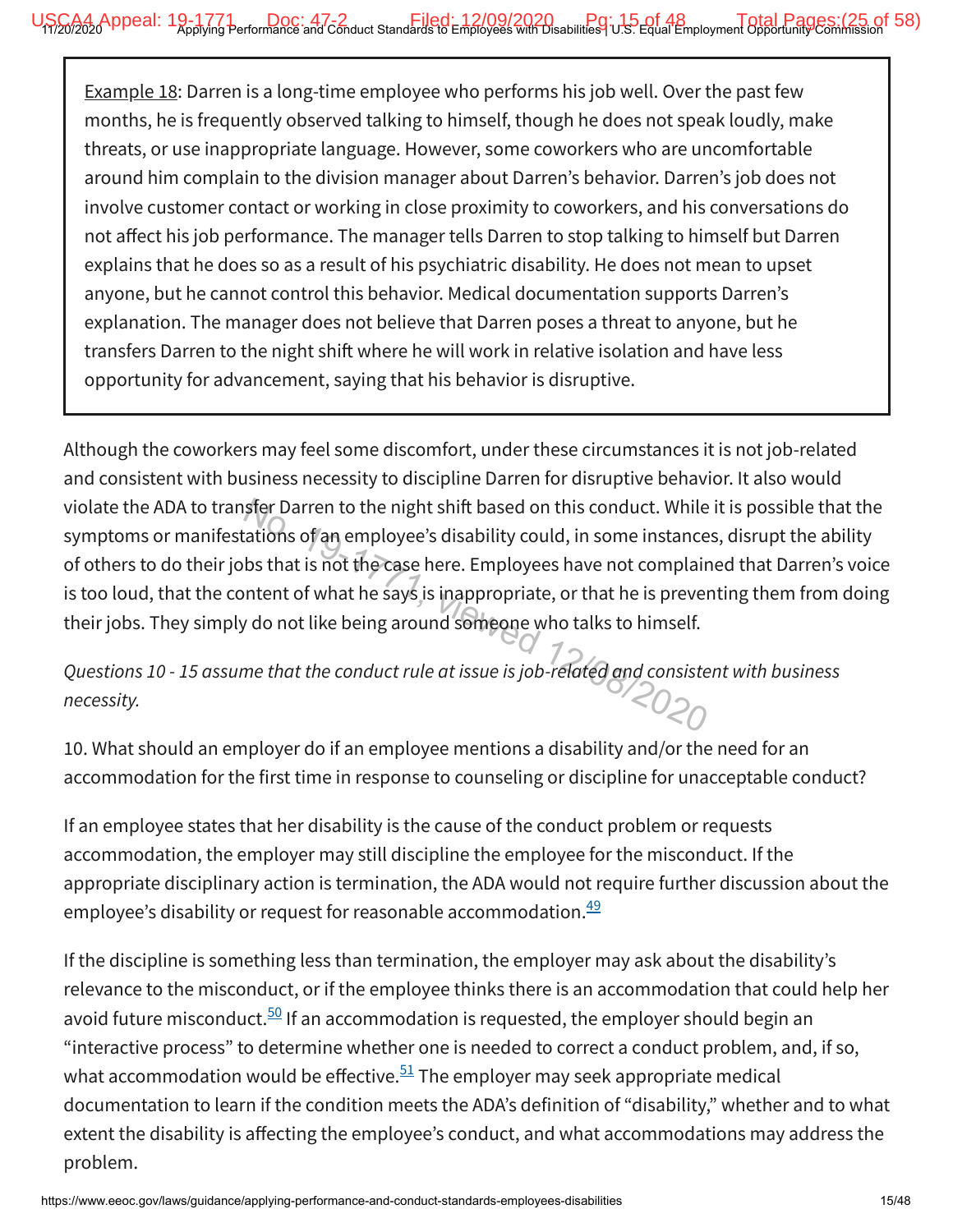Example 18: Darren is a long-time employee who performs his job well. Over the past few months, he is frequently observed talking to himself, though he does not speak loudly, make threats, or use inappropriate language. However, some coworkers who are uncomfortable around him complain to the division manager about Darren's behavior. Darren's job does not involve customer contact or working in close proximity to coworkers, and his conversations do not affect his job performance. The manager tells Darren to stop talking to himself but Darren explains that he does so as a result of his psychiatric disability. He does not mean to upset anyone, but he cannot control this behavior. Medical documentation supports Darren's explanation. The manager does not believe that Darren poses a threat to anyone, but he transfers Darren to the night shift where he will work in relative isolation and have less opportunity for advancement, saying that his behavior is disruptive.

Although the coworkers may feel some discomfort, under these circumstances it is not job-related and consistent with business necessity to discipline Darren for disruptive behavior. It also would violate the ADA to transfer Darren to the night shift based on this conduct. While it is possible that the symptoms or manifestations of an employee's disability could, in some instances, disrupt the ability of others to do their jobs that is not the case here. Employees have not complained that Darren's voice is too loud, that the content of what he says is inappropriate, or that he is preventing them from doing their jobs. They simply do not like being around someone who talks to himself.

*Questions 10 - 15 assume that the conduct rule at issue is job-related and consistent with business necessity.*

10. What should an employer do if an employee mentions a disability and/or the need for an accommodation for the first time in response to counseling or discipline for unacceptable conduct?

If an employee states that her disability is the cause of the conduct problem or requests accommodation, the employer may still discipline the employee for the misconduct. If the appropriate disciplinary action is termination, the ADA would not require further discussion about the employee's disability or request for reasonable accommodation.[49]

If the discipline is something less than termination, the employer may ask about the disability's relevance to the misconduct, or if the employee thinks there is an accommodation that could help her avoid future misconduct.[50] If an accommodation is requested, the employer should begin an "interactive process" to determine whether one is needed to correct a conduct problem, and, if so, what accommodation would be effective.[51] The employer may seek appropriate medical documentation to learn if the condition meets the ADA's definition of "disability," whether and to what extent the disability is affecting the employee's conduct, and what accommodations may address the problem.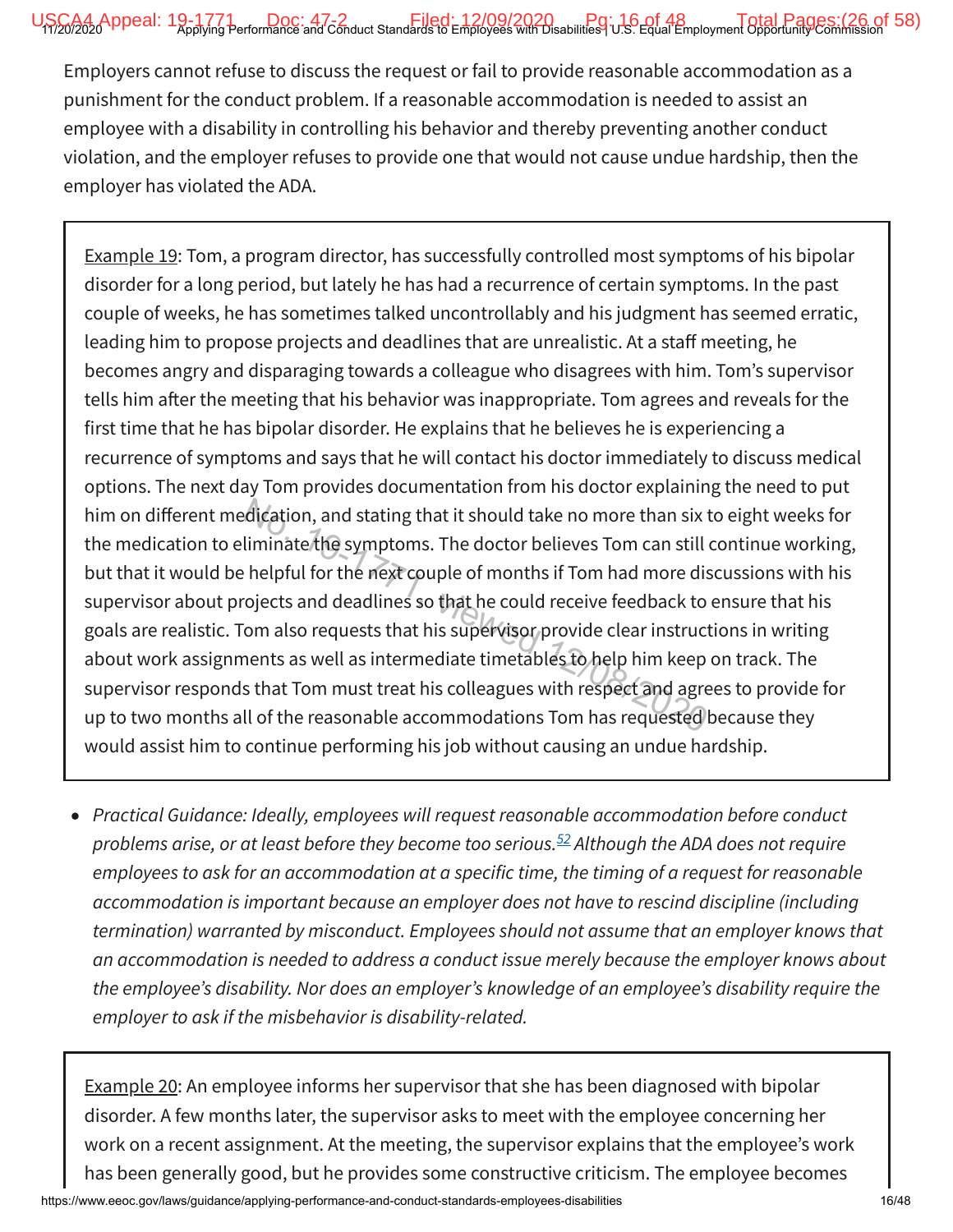Employers cannot refuse to discuss the request or fail to provide reasonable accommodation as a punishment for the conduct problem. If a reasonable accommodation is needed to assist an employee with a disability in controlling his behavior and thereby preventing another conduct violation, and the employer refuses to provide one that would not cause undue hardship, then the employer has violated the ADA.

> Example 19: Tom, a program director, has successfully controlled most symptoms of his bipolar disorder for a long period, but lately he has had a recurrence of certain symptoms. In the past couple of weeks, he has sometimes talked uncontrollably and his judgment has seemed erratic, leading him to propose projects and deadlines that are unrealistic. At a staff meeting, he becomes angry and disparaging towards a colleague who disagrees with him. Tom's supervisor tells him after the meeting that his behavior was inappropriate. Tom agrees and reveals for the first time that he has bipolar disorder. He explains that he believes he is experiencing a recurrence of symptoms and says that he will contact his doctor immediately to discuss medical options. The next day Tom provides documentation from his doctor explaining the need to put him on different medication, and stating that it should take no more than six to eight weeks for the medication to eliminate the symptoms. The doctor believes Tom can still continue working, but that it would be helpful for the next couple of months if Tom had more discussions with his supervisor about projects and deadlines so that he could receive feedback to ensure that his goals are realistic. Tom also requests that his supervisor provide clear instructions in writing about work assignments as well as intermediate timetables to help him keep on track. The supervisor responds that Tom must treat his colleagues with respect and agrees to provide for up to two months all of the reasonable accommodations Tom has requested because they would assist him to continue performing his job without causing an undue hardship.

- *Practical Guidance: Ideally, employees will request reasonable accommodation before conduct problems arise, or at least before they become too serious.*[52] *Although the ADA does not require employees to ask for an accommodation at a specific time, the timing of a request for reasonable accommodation is important because an employer does not have to rescind discipline (including termination) warranted by misconduct. Employees should not assume that an employer knows that an accommodation is needed to address a conduct issue merely because the employer knows about the employee's disability. Nor does an employer's knowledge of an employee's disability require the employer to ask if the misbehavior is disability-related.*

> Example 20: An employee informs her supervisor that she has been diagnosed with bipolar disorder. A few months later, the supervisor asks to meet with the employee concerning her work on a recent assignment. At the meeting, the supervisor explains that the employee's work has been generally good, but he provides some constructive criticism. The employee becomes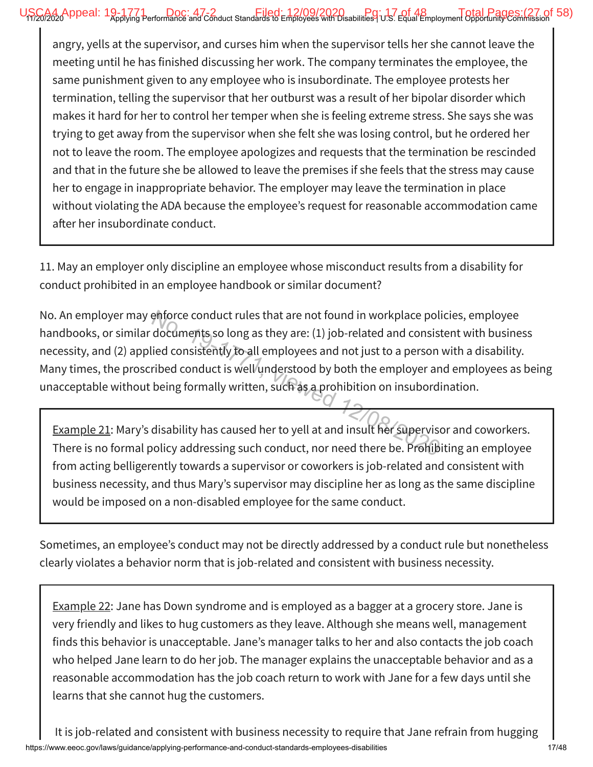angry, yells at the supervisor, and curses him when the supervisor tells her she cannot leave the meeting until he has finished discussing her work. The company terminates the employee, the same punishment given to any employee who is insubordinate. The employee protests her termination, telling the supervisor that her outburst was a result of her bipolar disorder which makes it hard for her to control her temper when she is feeling extreme stress. She says she was trying to get away from the supervisor when she felt she was losing control, but he ordered her not to leave the room. The employee apologizes and requests that the termination be rescinded and that in the future she be allowed to leave the premises if she feels that the stress may cause her to engage in inappropriate behavior. The employer may leave the termination in place without violating the ADA because the employee's request for reasonable accommodation came after her insubordinate conduct.

11. May an employer only discipline an employee whose misconduct results from a disability for conduct prohibited in an employee handbook or similar document?

No. An employer may enforce conduct rules that are not found in workplace policies, employee handbooks, or similar documents so long as they are: (1) job-related and consistent with business necessity, and (2) applied consistently to all employees and not just to a person with a disability. Many times, the proscribed conduct is well understood by both the employer and employees as being unacceptable without being formally written, such as a prohibition on insubordination.

Example 21: Mary's disability has caused her to yell at and insult her supervisor and coworkers. There is no formal policy addressing such conduct, nor need there be. Prohibiting an employee from acting belligerently towards a supervisor or coworkers is job-related and consistent with business necessity, and thus Mary's supervisor may discipline her as long as the same discipline would be imposed on a non-disabled employee for the same conduct.

Sometimes, an employee's conduct may not be directly addressed by a conduct rule but nonetheless clearly violates a behavior norm that is job-related and consistent with business necessity.

Example 22: Jane has Down syndrome and is employed as a bagger at a grocery store. Jane is very friendly and likes to hug customers as they leave. Although she means well, management finds this behavior is unacceptable. Jane's manager talks to her and also contacts the job coach who helped Jane learn to do her job. The manager explains the unacceptable behavior and as a reasonable accommodation has the job coach return to work with Jane for a few days until she learns that she cannot hug the customers.

It is job-related and consistent with business necessity to require that Jane refrain from hugging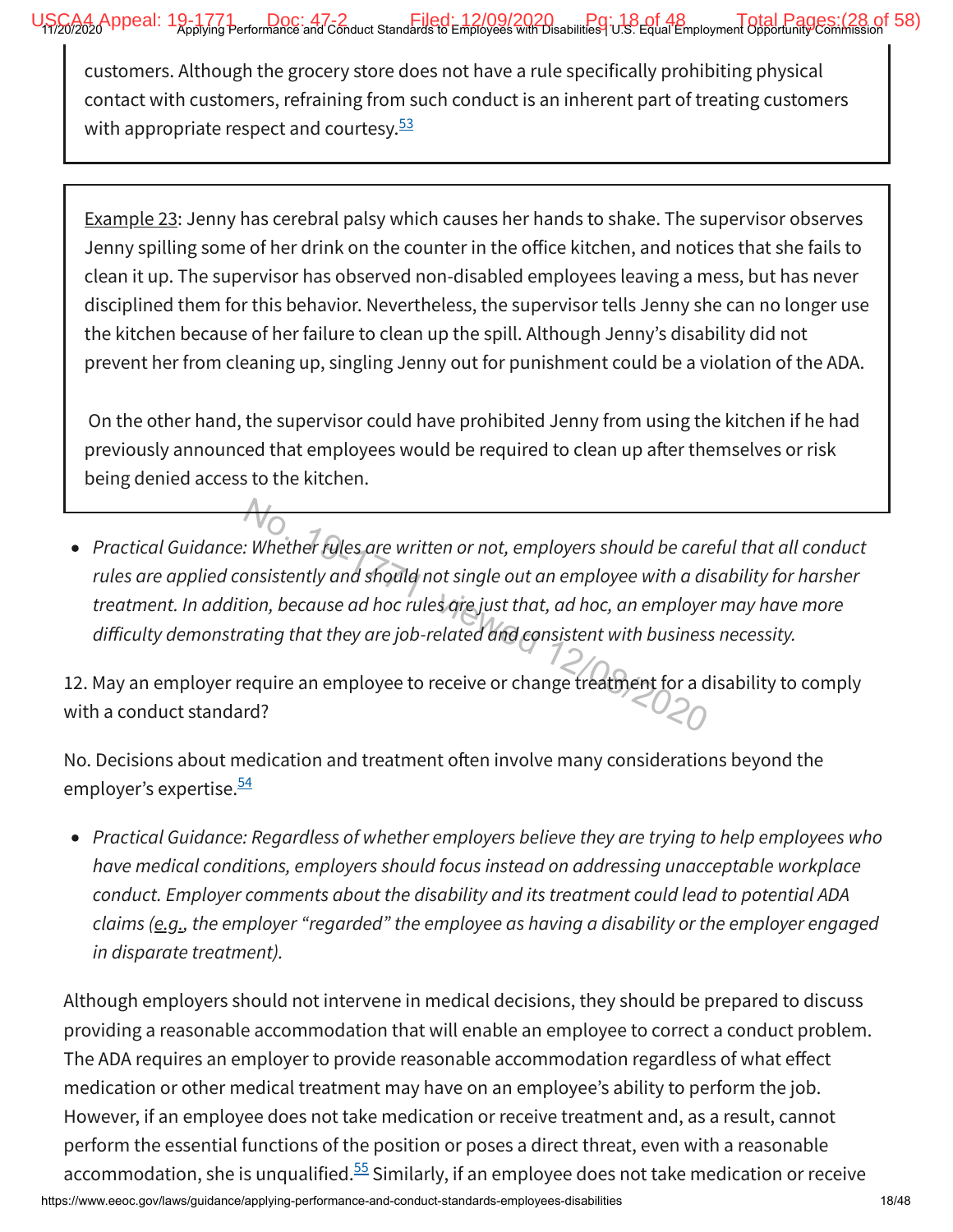customers. Although the grocery store does not have a rule specifically prohibiting physical contact with customers, refraining from such conduct is an inherent part of treating customers with appropriate respect and courtesy.[53]

Example 23: Jenny has cerebral palsy which causes her hands to shake. The supervisor observes Jenny spilling some of her drink on the counter in the office kitchen, and notices that she fails to clean it up. The supervisor has observed non-disabled employees leaving a mess, but has never disciplined them for this behavior. Nevertheless, the supervisor tells Jenny she can no longer use the kitchen because of her failure to clean up the spill. Although Jenny's disability did not prevent her from cleaning up, singling Jenny out for punishment could be a violation of the ADA.

On the other hand, the supervisor could have prohibited Jenny from using the kitchen if he had previously announced that employees would be required to clean up after themselves or risk being denied access to the kitchen.

- *Practical Guidance: Whether rules are written or not, employers should be careful that all conduct rules are applied consistently and should not single out an employee with a disability for harsher treatment. In addition, because ad hoc rules are just that, ad hoc, an employer may have more difficulty demonstrating that they are job-related and consistent with business necessity.*

12. May an employer require an employee to receive or change treatment for a disability to comply with a conduct standard?

No. Decisions about medication and treatment often involve many considerations beyond the employer's expertise.[54]

- *Practical Guidance: Regardless of whether employers believe they are trying to help employees who have medical conditions, employers should focus instead on addressing unacceptable workplace conduct. Employer comments about the disability and its treatment could lead to potential ADA claims (e.g., the employer "regarded" the employee as having a disability or the employer engaged in disparate treatment).*

Although employers should not intervene in medical decisions, they should be prepared to discuss providing a reasonable accommodation that will enable an employee to correct a conduct problem. The ADA requires an employer to provide reasonable accommodation regardless of what effect medication or other medical treatment may have on an employee's ability to perform the job. However, if an employee does not take medication or receive treatment and, as a result, cannot perform the essential functions of the position or poses a direct threat, even with a reasonable accommodation, she is unqualified.[55] Similarly, if an employee does not take medication or receive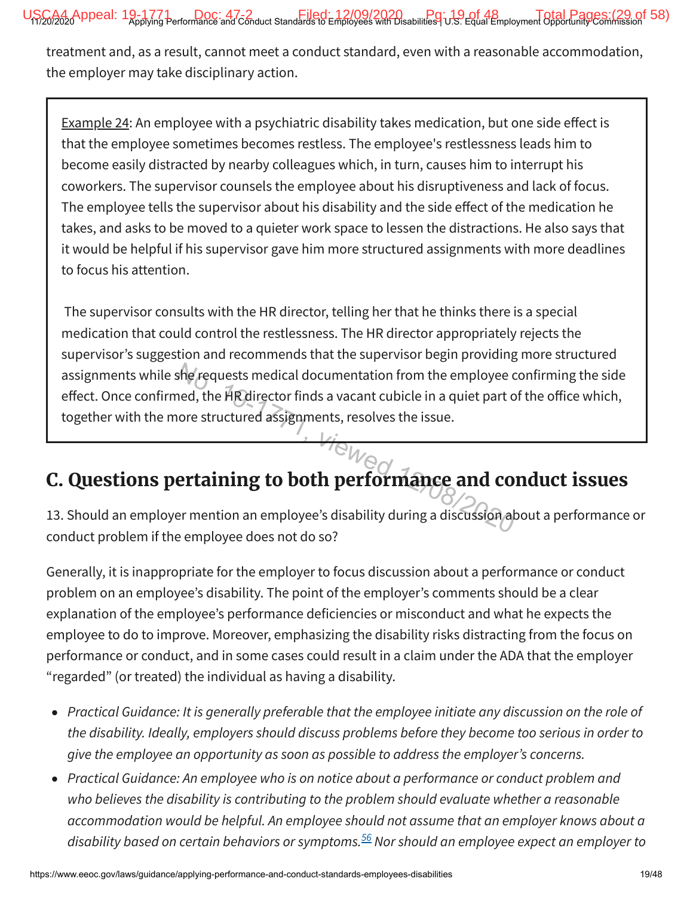treatment and, as a result, cannot meet a conduct standard, even with a reasonable accommodation, the employer may take disciplinary action.

> Example 24: An employee with a psychiatric disability takes medication, but one side effect is that the employee sometimes becomes restless. The employee's restlessness leads him to become easily distracted by nearby colleagues which, in turn, causes him to interrupt his coworkers. The supervisor counsels the employee about his disruptiveness and lack of focus. The employee tells the supervisor about his disability and the side effect of the medication he takes, and asks to be moved to a quieter work space to lessen the distractions. He also says that it would be helpful if his supervisor gave him more structured assignments with more deadlines to focus his attention.
>
> The supervisor consults with the HR director, telling her that he thinks there is a special medication that could control the restlessness. The HR director appropriately rejects the supervisor's suggestion and recommends that the supervisor begin providing more structured assignments while she requests medical documentation from the employee confirming the side effect. Once confirmed, the HR director finds a vacant cubicle in a quiet part of the office which, together with the more structured assignments, resolves the issue.

## C. Questions pertaining to both performance and conduct issues

13. Should an employer mention an employee's disability during a discussion about a performance or conduct problem if the employee does not do so?

Generally, it is inappropriate for the employer to focus discussion about a performance or conduct problem on an employee's disability. The point of the employer's comments should be a clear explanation of the employee's performance deficiencies or misconduct and what he expects the employee to do to improve. Moreover, emphasizing the disability risks distracting from the focus on performance or conduct, and in some cases could result in a claim under the ADA that the employer "regarded" (or treated) the individual as having a disability.

- *Practical Guidance: It is generally preferable that the employee initiate any discussion on the role of the disability. Ideally, employers should discuss problems before they become too serious in order to give the employee an opportunity as soon as possible to address the employer's concerns.*
- *Practical Guidance: An employee who is on notice about a performance or conduct problem and who believes the disability is contributing to the problem should evaluate whether a reasonable accommodation would be helpful. An employee should not assume that an employer knows about a disability based on certain behaviors or symptoms.[56] Nor should an employee expect an employer to*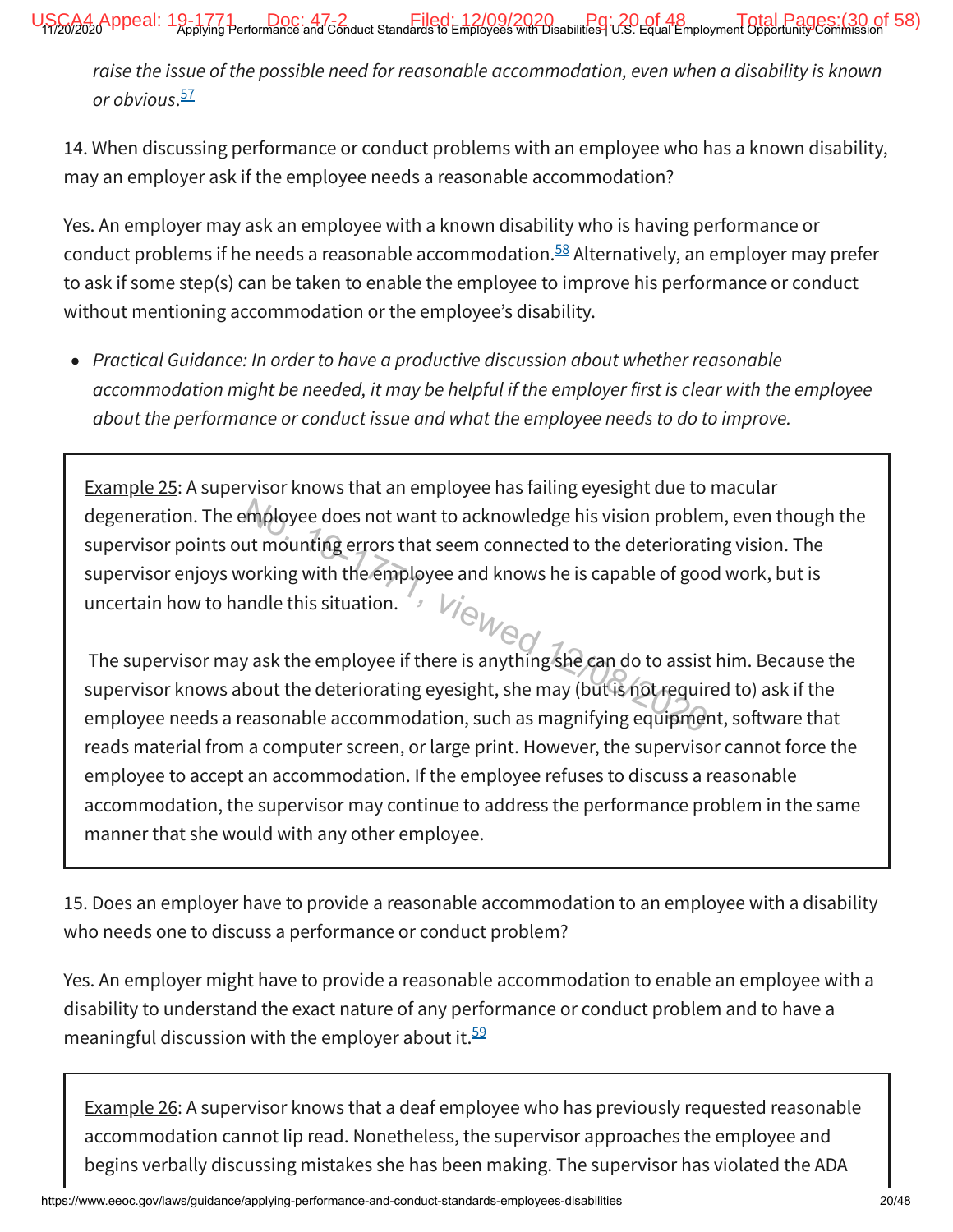*raise the issue of the possible need for reasonable accommodation, even when a disability is known or obvious.*[57]

14. When discussing performance or conduct problems with an employee who has a known disability, may an employer ask if the employee needs a reasonable accommodation?

Yes. An employer may ask an employee with a known disability who is having performance or conduct problems if he needs a reasonable accommodation.[58] Alternatively, an employer may prefer to ask if some step(s) can be taken to enable the employee to improve his performance or conduct without mentioning accommodation or the employee's disability.

- *Practical Guidance: In order to have a productive discussion about whether reasonable accommodation might be needed, it may be helpful if the employer first is clear with the employee about the performance or conduct issue and what the employee needs to do to improve.*

> Example 25: A supervisor knows that an employee has failing eyesight due to macular degeneration. The employee does not want to acknowledge his vision problem, even though the supervisor points out mounting errors that seem connected to the deteriorating vision. The supervisor enjoys working with the employee and knows he is capable of good work, but is uncertain how to handle this situation.
>
> The supervisor may ask the employee if there is anything she can do to assist him. Because the supervisor knows about the deteriorating eyesight, she may (but is not required to) ask if the employee needs a reasonable accommodation, such as magnifying equipment, software that reads material from a computer screen, or large print. However, the supervisor cannot force the employee to accept an accommodation. If the employee refuses to discuss a reasonable accommodation, the supervisor may continue to address the performance problem in the same manner that she would with any other employee.

15. Does an employer have to provide a reasonable accommodation to an employee with a disability who needs one to discuss a performance or conduct problem?

Yes. An employer might have to provide a reasonable accommodation to enable an employee with a disability to understand the exact nature of any performance or conduct problem and to have a meaningful discussion with the employer about it.[59]

> Example 26: A supervisor knows that a deaf employee who has previously requested reasonable accommodation cannot lip read. Nonetheless, the supervisor approaches the employee and begins verbally discussing mistakes she has been making. The supervisor has violated the ADA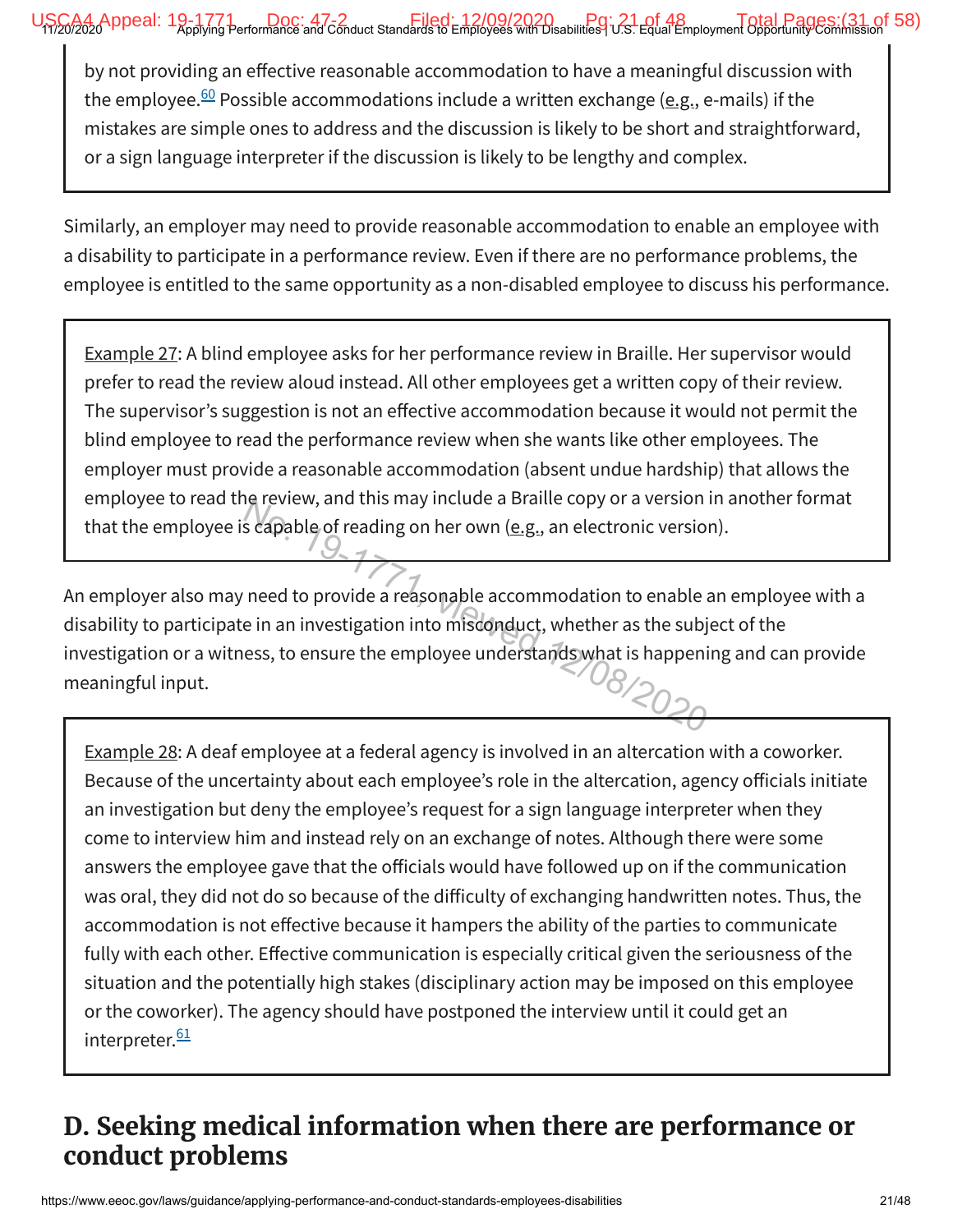by not providing an effective reasonable accommodation to have a meaningful discussion with the employee.[60] Possible accommodations include a written exchange (e.g., e-mails) if the mistakes are simple ones to address and the discussion is likely to be short and straightforward, or a sign language interpreter if the discussion is likely to be lengthy and complex.

Similarly, an employer may need to provide reasonable accommodation to enable an employee with a disability to participate in a performance review. Even if there are no performance problems, the employee is entitled to the same opportunity as a non-disabled employee to discuss his performance.

> Example 27: A blind employee asks for her performance review in Braille. Her supervisor would prefer to read the review aloud instead. All other employees get a written copy of their review. The supervisor's suggestion is not an effective accommodation because it would not permit the blind employee to read the performance review when she wants like other employees. The employer must provide a reasonable accommodation (absent undue hardship) that allows the employee to read the review, and this may include a Braille copy or a version in another format that the employee is capable of reading on her own (e.g., an electronic version).

An employer also may need to provide a reasonable accommodation to enable an employee with a disability to participate in an investigation into misconduct, whether as the subject of the investigation or a witness, to ensure the employee understands what is happening and can provide meaningful input.

> Example 28: A deaf employee at a federal agency is involved in an altercation with a coworker. Because of the uncertainty about each employee's role in the altercation, agency officials initiate an investigation but deny the employee's request for a sign language interpreter when they come to interview him and instead rely on an exchange of notes. Although there were some answers the employee gave that the officials would have followed up on if the communication was oral, they did not do so because of the difficulty of exchanging handwritten notes. Thus, the accommodation is not effective because it hampers the ability of the parties to communicate fully with each other. Effective communication is especially critical given the seriousness of the situation and the potentially high stakes (disciplinary action may be imposed on this employee or the coworker). The agency should have postponed the interview until it could get an interpreter.[61]

## D. Seeking medical information when there are performance or conduct problems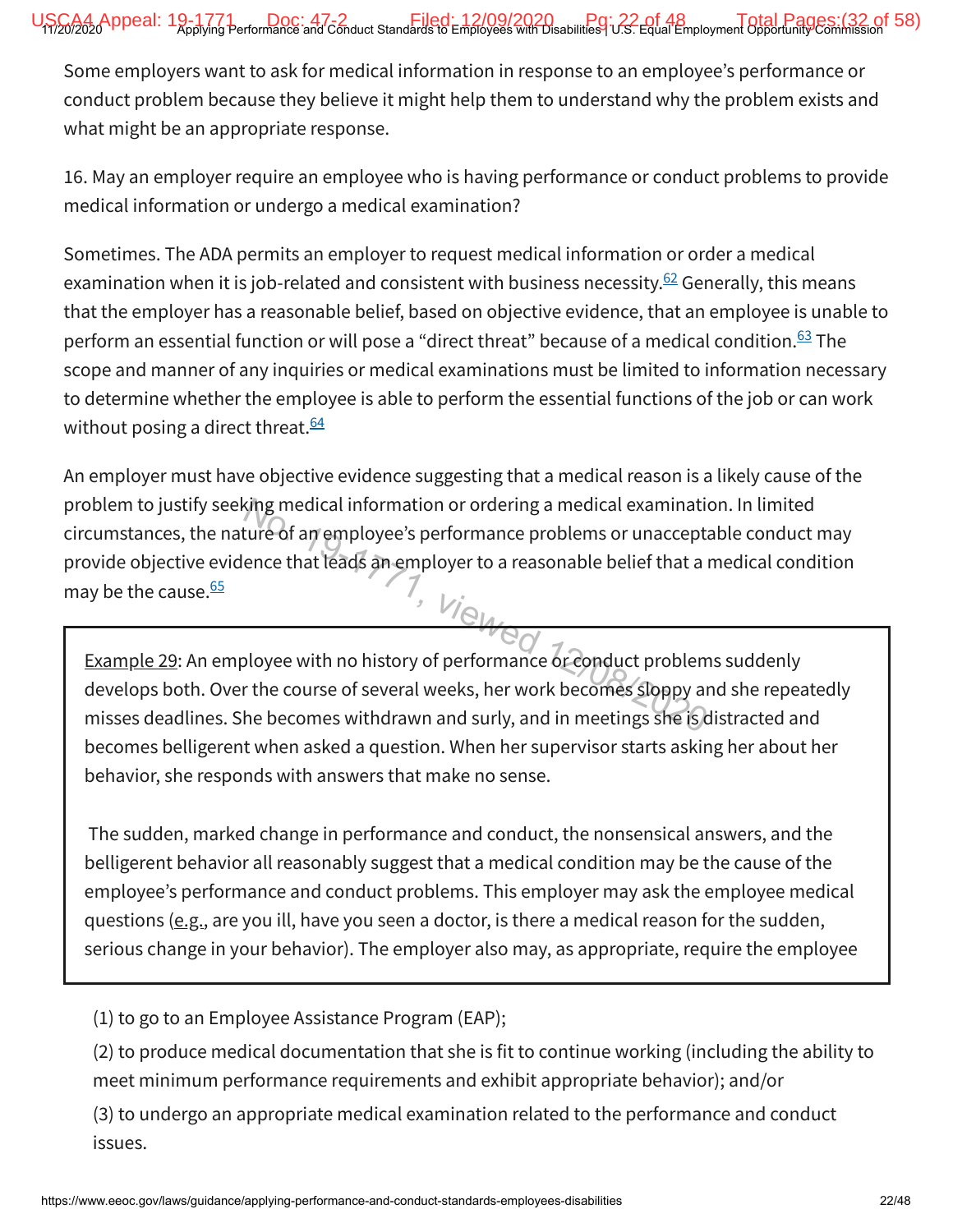Some employers want to ask for medical information in response to an employee's performance or conduct problem because they believe it might help them to understand why the problem exists and what might be an appropriate response.

16. May an employer require an employee who is having performance or conduct problems to provide medical information or undergo a medical examination?

Sometimes. The ADA permits an employer to request medical information or order a medical examination when it is job-related and consistent with business necessity.[62] Generally, this means that the employer has a reasonable belief, based on objective evidence, that an employee is unable to perform an essential function or will pose a "direct threat" because of a medical condition.[63] The scope and manner of any inquiries or medical examinations must be limited to information necessary to determine whether the employee is able to perform the essential functions of the job or can work without posing a direct threat.[64]

An employer must have objective evidence suggesting that a medical reason is a likely cause of the problem to justify seeking medical information or ordering a medical examination. In limited circumstances, the nature of an employee's performance problems or unacceptable conduct may provide objective evidence that leads an employer to a reasonable belief that a medical condition may be the cause.[65]

> Example 29: An employee with no history of performance or conduct problems suddenly develops both. Over the course of several weeks, her work becomes sloppy and she repeatedly misses deadlines. She becomes withdrawn and surly, and in meetings she is distracted and becomes belligerent when asked a question. When her supervisor starts asking her about her behavior, she responds with answers that make no sense.
>
> The sudden, marked change in performance and conduct, the nonsensical answers, and the belligerent behavior all reasonably suggest that a medical condition may be the cause of the employee's performance and conduct problems. This employer may ask the employee medical questions (e.g., are you ill, have you seen a doctor, is there a medical reason for the sudden, serious change in your behavior). The employer also may, as appropriate, require the employee

(1) to go to an Employee Assistance Program (EAP);

(2) to produce medical documentation that she is fit to continue working (including the ability to meet minimum performance requirements and exhibit appropriate behavior); and/or

(3) to undergo an appropriate medical examination related to the performance and conduct issues.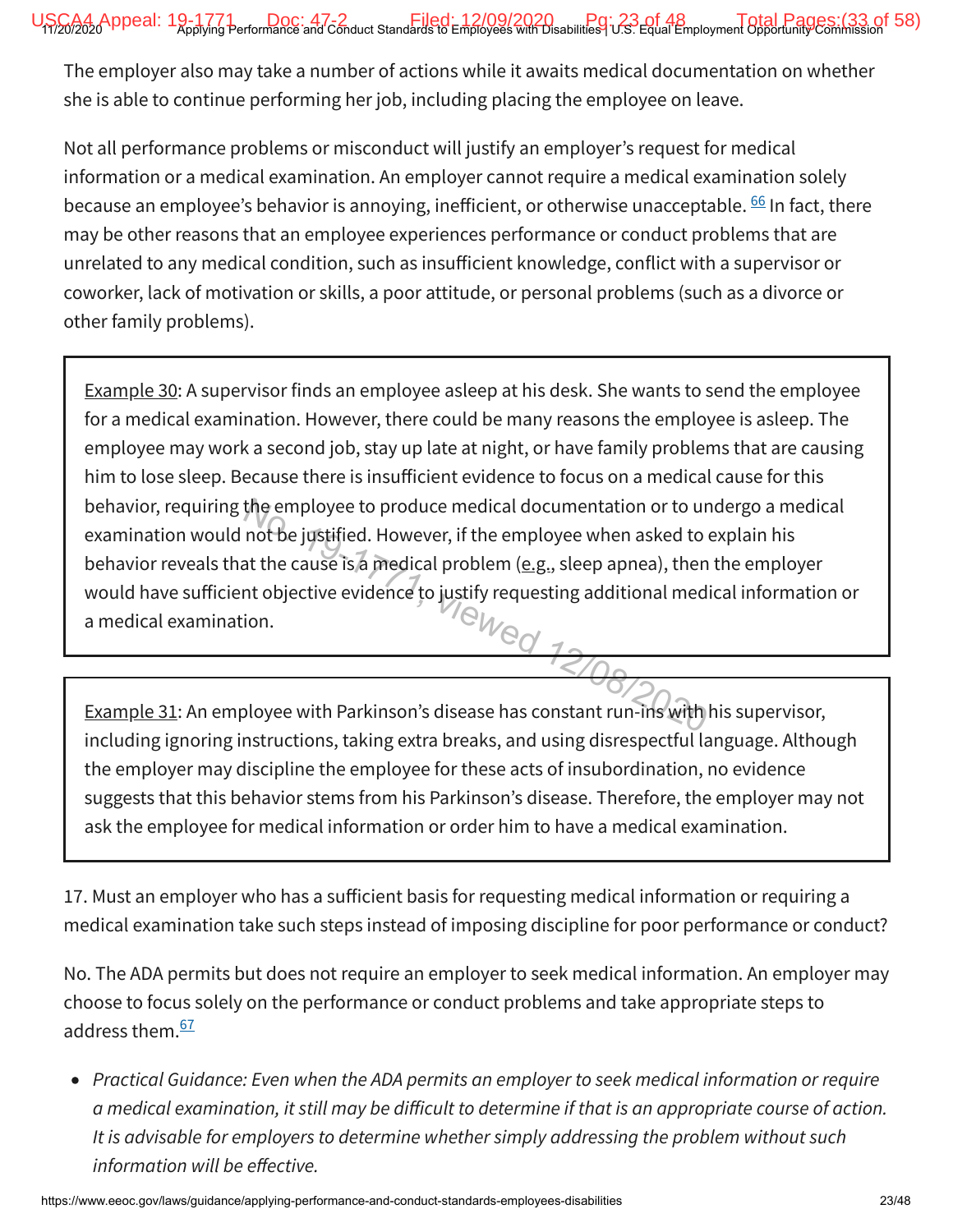The employer also may take a number of actions while it awaits medical documentation on whether she is able to continue performing her job, including placing the employee on leave.

Not all performance problems or misconduct will justify an employer's request for medical information or a medical examination. An employer cannot require a medical examination solely because an employee's behavior is annoying, inefficient, or otherwise unacceptable. [66] In fact, there may be other reasons that an employee experiences performance or conduct problems that are unrelated to any medical condition, such as insufficient knowledge, conflict with a supervisor or coworker, lack of motivation or skills, a poor attitude, or personal problems (such as a divorce or other family problems).

> Example 30: A supervisor finds an employee asleep at his desk. She wants to send the employee for a medical examination. However, there could be many reasons the employee is asleep. The employee may work a second job, stay up late at night, or have family problems that are causing him to lose sleep. Because there is insufficient evidence to focus on a medical cause for this behavior, requiring the employee to produce medical documentation or to undergo a medical examination would not be justified. However, if the employee when asked to explain his behavior reveals that the cause is a medical problem (e.g., sleep apnea), then the employer would have sufficient objective evidence to justify requesting additional medical information or a medical examination.

> Example 31: An employee with Parkinson's disease has constant run-ins with his supervisor, including ignoring instructions, taking extra breaks, and using disrespectful language. Although the employer may discipline the employee for these acts of insubordination, no evidence suggests that this behavior stems from his Parkinson's disease. Therefore, the employer may not ask the employee for medical information or order him to have a medical examination.

17. Must an employer who has a sufficient basis for requesting medical information or requiring a medical examination take such steps instead of imposing discipline for poor performance or conduct?

No. The ADA permits but does not require an employer to seek medical information. An employer may choose to focus solely on the performance or conduct problems and take appropriate steps to address them.[67]

- *Practical Guidance: Even when the ADA permits an employer to seek medical information or require a medical examination, it still may be difficult to determine if that is an appropriate course of action. It is advisable for employers to determine whether simply addressing the problem without such information will be effective.*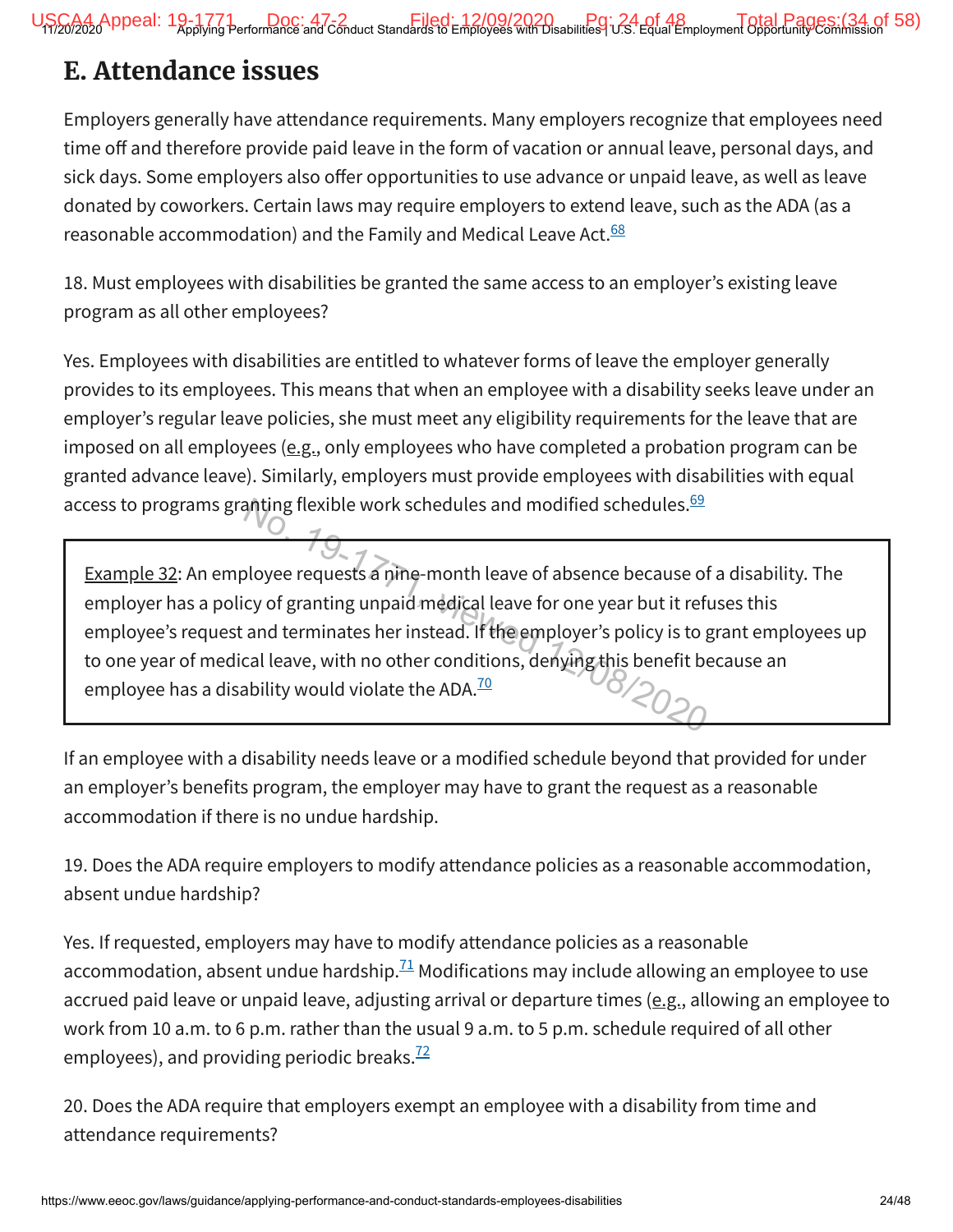## E. Attendance issues

Employers generally have attendance requirements. Many employers recognize that employees need time off and therefore provide paid leave in the form of vacation or annual leave, personal days, and sick days. Some employers also offer opportunities to use advance or unpaid leave, as well as leave donated by coworkers. Certain laws may require employers to extend leave, such as the ADA (as a reasonable accommodation) and the Family and Medical Leave Act.[68]

18. Must employees with disabilities be granted the same access to an employer's existing leave program as all other employees?

Yes. Employees with disabilities are entitled to whatever forms of leave the employer generally provides to its employees. This means that when an employee with a disability seeks leave under an employer's regular leave policies, she must meet any eligibility requirements for the leave that are imposed on all employees (e.g., only employees who have completed a probation program can be granted advance leave). Similarly, employers must provide employees with disabilities with equal access to programs granting flexible work schedules and modified schedules.[69]

> Example 32: An employee requests a nine-month leave of absence because of a disability. The employer has a policy of granting unpaid medical leave for one year but it refuses this employee's request and terminates her instead. If the employer's policy is to grant employees up to one year of medical leave, with no other conditions, denying this benefit because an employee has a disability would violate the ADA.[70]

If an employee with a disability needs leave or a modified schedule beyond that provided for under an employer's benefits program, the employer may have to grant the request as a reasonable accommodation if there is no undue hardship.

19. Does the ADA require employers to modify attendance policies as a reasonable accommodation, absent undue hardship?

Yes. If requested, employers may have to modify attendance policies as a reasonable accommodation, absent undue hardship.[71] Modifications may include allowing an employee to use accrued paid leave or unpaid leave, adjusting arrival or departure times (e.g., allowing an employee to work from 10 a.m. to 6 p.m. rather than the usual 9 a.m. to 5 p.m. schedule required of all other employees), and providing periodic breaks.[72]

20. Does the ADA require that employers exempt an employee with a disability from time and attendance requirements?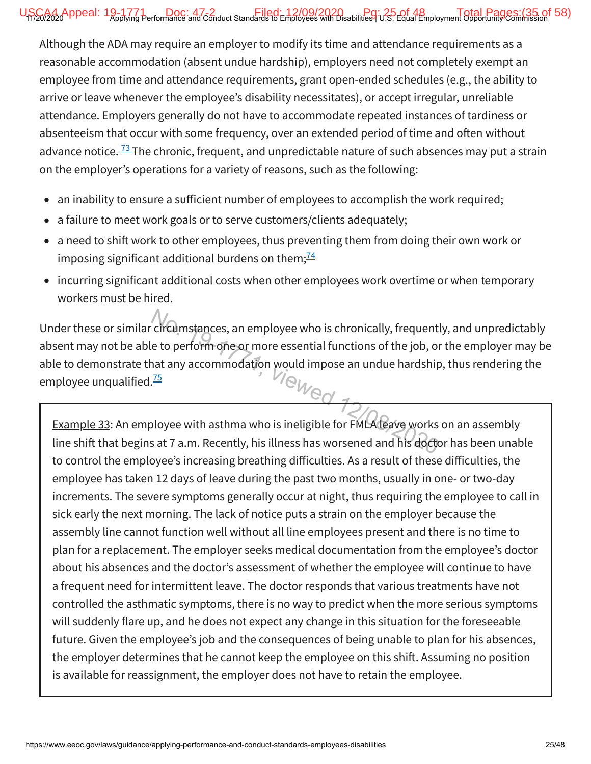Although the ADA may require an employer to modify its time and attendance requirements as a reasonable accommodation (absent undue hardship), employers need not completely exempt an employee from time and attendance requirements, grant open-ended schedules (e.g., the ability to arrive or leave whenever the employee's disability necessitates), or accept irregular, unreliable attendance. Employers generally do not have to accommodate repeated instances of tardiness or absenteeism that occur with some frequency, over an extended period of time and often without advance notice. [73] The chronic, frequent, and unpredictable nature of such absences may put a strain on the employer's operations for a variety of reasons, such as the following:

- an inability to ensure a sufficient number of employees to accomplish the work required;
- a failure to meet work goals or to serve customers/clients adequately;
- a need to shift work to other employees, thus preventing them from doing their own work or imposing significant additional burdens on them;[74]
- incurring significant additional costs when other employees work overtime or when temporary workers must be hired.

Under these or similar circumstances, an employee who is chronically, frequently, and unpredictably absent may not be able to perform one or more essential functions of the job, or the employer may be able to demonstrate that any accommodation would impose an undue hardship, thus rendering the employee unqualified.[75]

> Example 33: An employee with asthma who is ineligible for FMLA leave works on an assembly line shift that begins at 7 a.m. Recently, his illness has worsened and his doctor has been unable to control the employee's increasing breathing difficulties. As a result of these difficulties, the employee has taken 12 days of leave during the past two months, usually in one- or two-day increments. The severe symptoms generally occur at night, thus requiring the employee to call in sick early the next morning. The lack of notice puts a strain on the employer because the assembly line cannot function well without all line employees present and there is no time to plan for a replacement. The employer seeks medical documentation from the employee's doctor about his absences and the doctor's assessment of whether the employee will continue to have a frequent need for intermittent leave. The doctor responds that various treatments have not controlled the asthmatic symptoms, there is no way to predict when the more serious symptoms will suddenly flare up, and he does not expect any change in this situation for the foreseeable future. Given the employee's job and the consequences of being unable to plan for his absences, the employer determines that he cannot keep the employee on this shift. Assuming no position is available for reassignment, the employer does not have to retain the employee.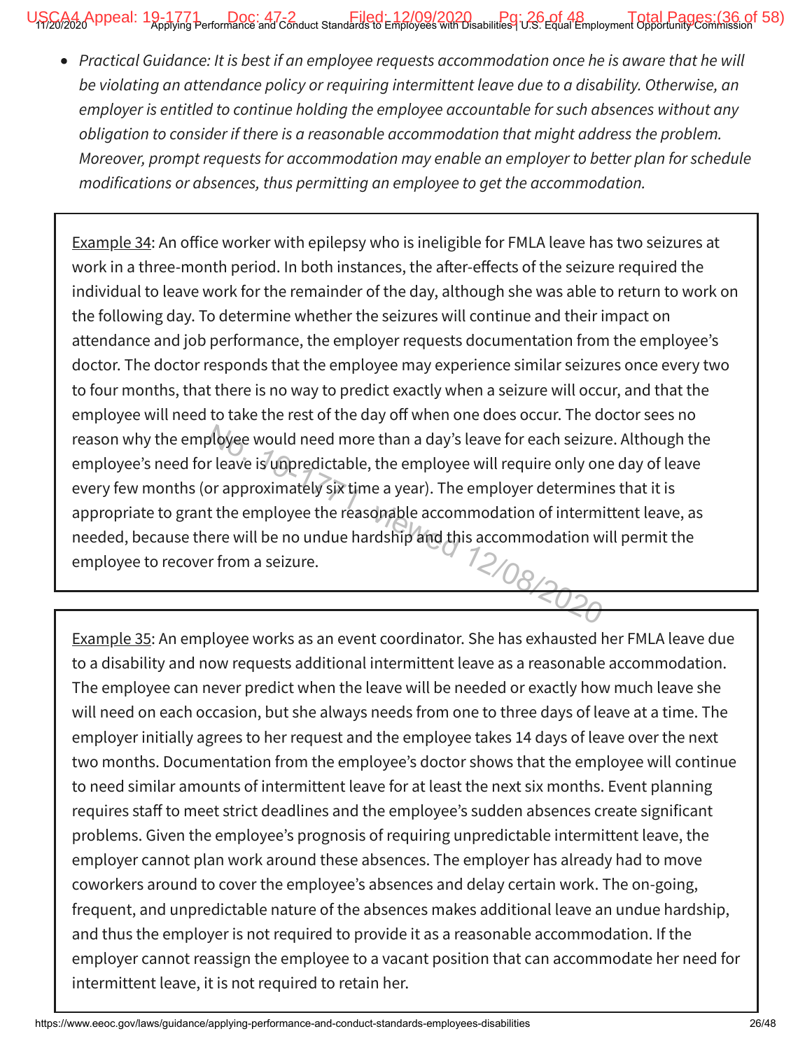- *Practical Guidance: It is best if an employee requests accommodation once he is aware that he will be violating an attendance policy or requiring intermittent leave due to a disability. Otherwise, an employer is entitled to continue holding the employee accountable for such absences without any obligation to consider if there is a reasonable accommodation that might address the problem. Moreover, prompt requests for accommodation may enable an employer to better plan for schedule modifications or absences, thus permitting an employee to get the accommodation.*

Example 34: An office worker with epilepsy who is ineligible for FMLA leave has two seizures at work in a three-month period. In both instances, the after-effects of the seizure required the individual to leave work for the remainder of the day, although she was able to return to work on the following day. To determine whether the seizures will continue and their impact on attendance and job performance, the employer requests documentation from the employee's doctor. The doctor responds that the employee may experience similar seizures once every two to four months, that there is no way to predict exactly when a seizure will occur, and that the employee will need to take the rest of the day off when one does occur. The doctor sees no reason why the employee would need more than a day's leave for each seizure. Although the employee's need for leave is unpredictable, the employee will require only one day of leave every few months (or approximately six time a year). The employer determines that it is appropriate to grant the employee the reasonable accommodation of intermittent leave, as needed, because there will be no undue hardship and this accommodation will permit the employee to recover from a seizure.

Example 35: An employee works as an event coordinator. She has exhausted her FMLA leave due to a disability and now requests additional intermittent leave as a reasonable accommodation. The employee can never predict when the leave will be needed or exactly how much leave she will need on each occasion, but she always needs from one to three days of leave at a time. The employer initially agrees to her request and the employee takes 14 days of leave over the next two months. Documentation from the employee's doctor shows that the employee will continue to need similar amounts of intermittent leave for at least the next six months. Event planning requires staff to meet strict deadlines and the employee's sudden absences create significant problems. Given the employee's prognosis of requiring unpredictable intermittent leave, the employer cannot plan work around these absences. The employer has already had to move coworkers around to cover the employee's absences and delay certain work. The on-going, frequent, and unpredictable nature of the absences makes additional leave an undue hardship, and thus the employer is not required to provide it as a reasonable accommodation. If the employer cannot reassign the employee to a vacant position that can accommodate her need for intermittent leave, it is not required to retain her.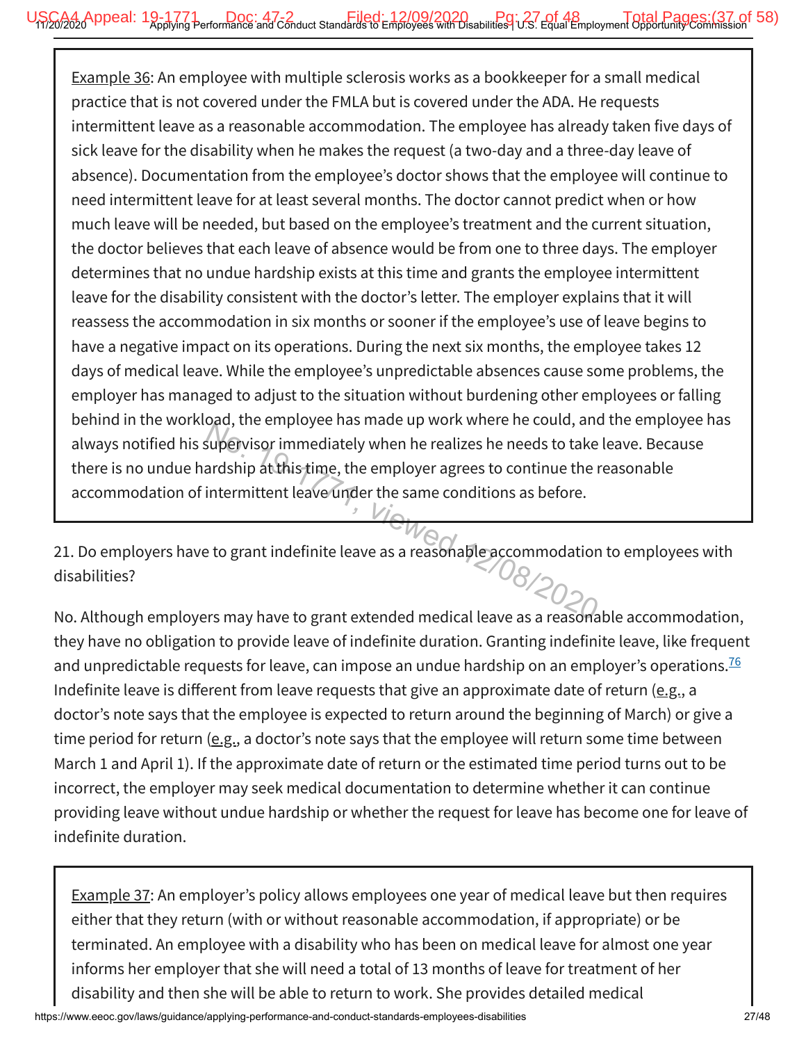Example 36: An employee with multiple sclerosis works as a bookkeeper for a small medical practice that is not covered under the FMLA but is covered under the ADA. He requests intermittent leave as a reasonable accommodation. The employee has already taken five days of sick leave for the disability when he makes the request (a two-day and a three-day leave of absence). Documentation from the employee's doctor shows that the employee will continue to need intermittent leave for at least several months. The doctor cannot predict when or how much leave will be needed, but based on the employee's treatment and the current situation, the doctor believes that each leave of absence would be from one to three days. The employer determines that no undue hardship exists at this time and grants the employee intermittent leave for the disability consistent with the doctor's letter. The employer explains that it will reassess the accommodation in six months or sooner if the employee's use of leave begins to have a negative impact on its operations. During the next six months, the employee takes 12 days of medical leave. While the employee's unpredictable absences cause some problems, the employer has managed to adjust to the situation without burdening other employees or falling behind in the workload, the employee has made up work where he could, and the employee has always notified his supervisor immediately when he realizes he needs to take leave. Because there is no undue hardship at this time, the employer agrees to continue the reasonable accommodation of intermittent leave under the same conditions as before.

21. Do employers have to grant indefinite leave as a reasonable accommodation to employees with disabilities?

No. Although employers may have to grant extended medical leave as a reasonable accommodation, they have no obligation to provide leave of indefinite duration. Granting indefinite leave, like frequent and unpredictable requests for leave, can impose an undue hardship on an employer's operations.[76] Indefinite leave is different from leave requests that give an approximate date of return (e.g., a doctor's note says that the employee is expected to return around the beginning of March) or give a time period for return (e.g., a doctor's note says that the employee will return some time between March 1 and April 1). If the approximate date of return or the estimated time period turns out to be incorrect, the employer may seek medical documentation to determine whether it can continue providing leave without undue hardship or whether the request for leave has become one for leave of indefinite duration.

Example 37: An employer's policy allows employees one year of medical leave but then requires either that they return (with or without reasonable accommodation, if appropriate) or be terminated. An employee with a disability who has been on medical leave for almost one year informs her employer that she will need a total of 13 months of leave for treatment of her disability and then she will be able to return to work. She provides detailed medical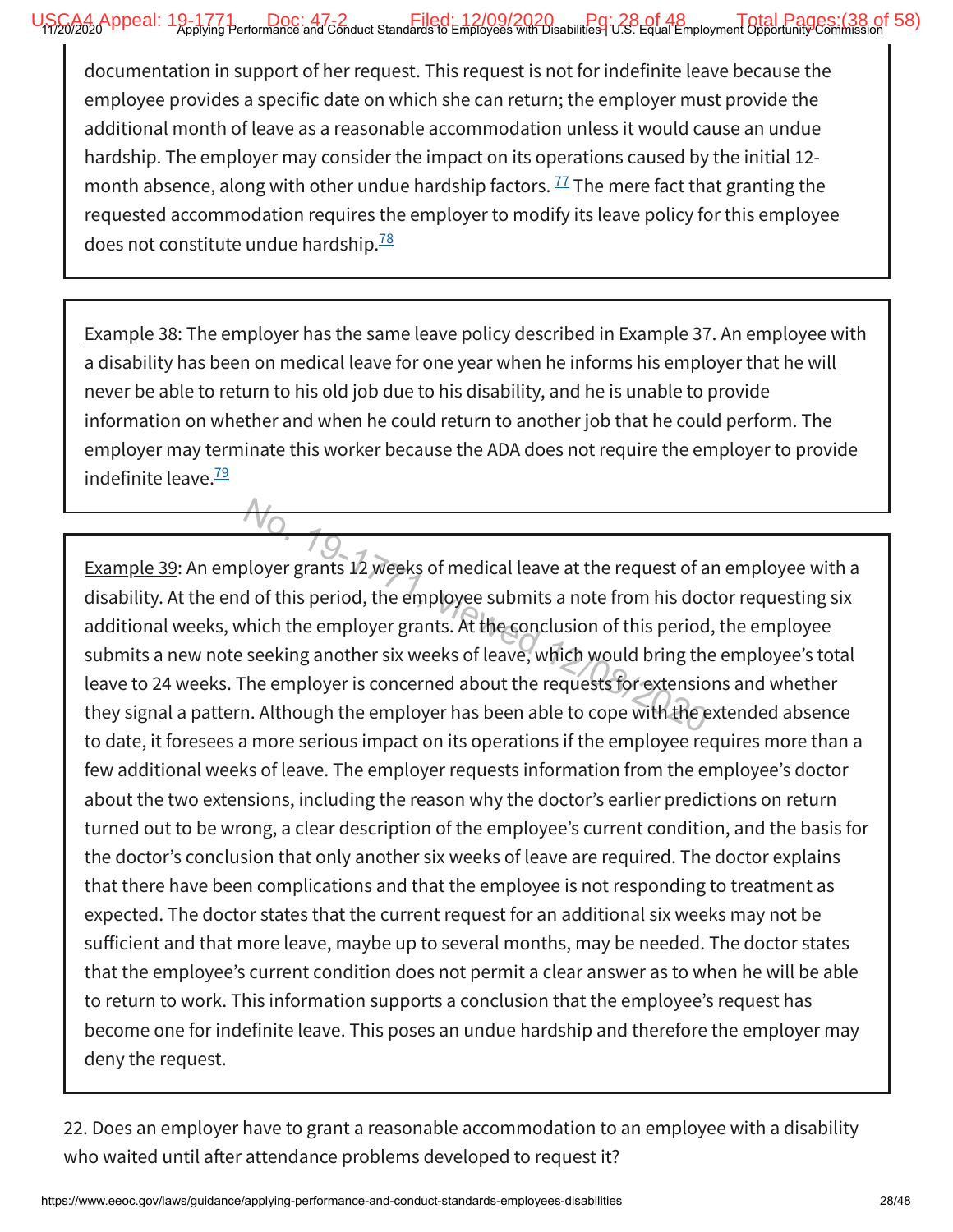documentation in support of her request. This request is not for indefinite leave because the employee provides a specific date on which she can return; the employer must provide the additional month of leave as a reasonable accommodation unless it would cause an undue hardship. The employer may consider the impact on its operations caused by the initial 12-month absence, along with other undue hardship factors.[77] The mere fact that granting the requested accommodation requires the employer to modify its leave policy for this employee does not constitute undue hardship.[78]

Example 38: The employer has the same leave policy described in Example 37. An employee with a disability has been on medical leave for one year when he informs his employer that he will never be able to return to his old job due to his disability, and he is unable to provide information on whether and when he could return to another job that he could perform. The employer may terminate this worker because the ADA does not require the employer to provide indefinite leave.[79]

Example 39: An employer grants 12 weeks of medical leave at the request of an employee with a disability. At the end of this period, the employee submits a note from his doctor requesting six additional weeks, which the employer grants. At the conclusion of this period, the employee submits a new note seeking another six weeks of leave, which would bring the employee's total leave to 24 weeks. The employer is concerned about the requests for extensions and whether they signal a pattern. Although the employer has been able to cope with the extended absence to date, it foresees a more serious impact on its operations if the employee requires more than a few additional weeks of leave. The employer requests information from the employee's doctor about the two extensions, including the reason why the doctor's earlier predictions on return turned out to be wrong, a clear description of the employee's current condition, and the basis for the doctor's conclusion that only another six weeks of leave are required. The doctor explains that there have been complications and that the employee is not responding to treatment as expected. The doctor states that the current request for an additional six weeks may not be sufficient and that more leave, maybe up to several months, may be needed. The doctor states that the employee's current condition does not permit a clear answer as to when he will be able to return to work. This information supports a conclusion that the employee's request has become one for indefinite leave. This poses an undue hardship and therefore the employer may deny the request.

22. Does an employer have to grant a reasonable accommodation to an employee with a disability who waited until after attendance problems developed to request it?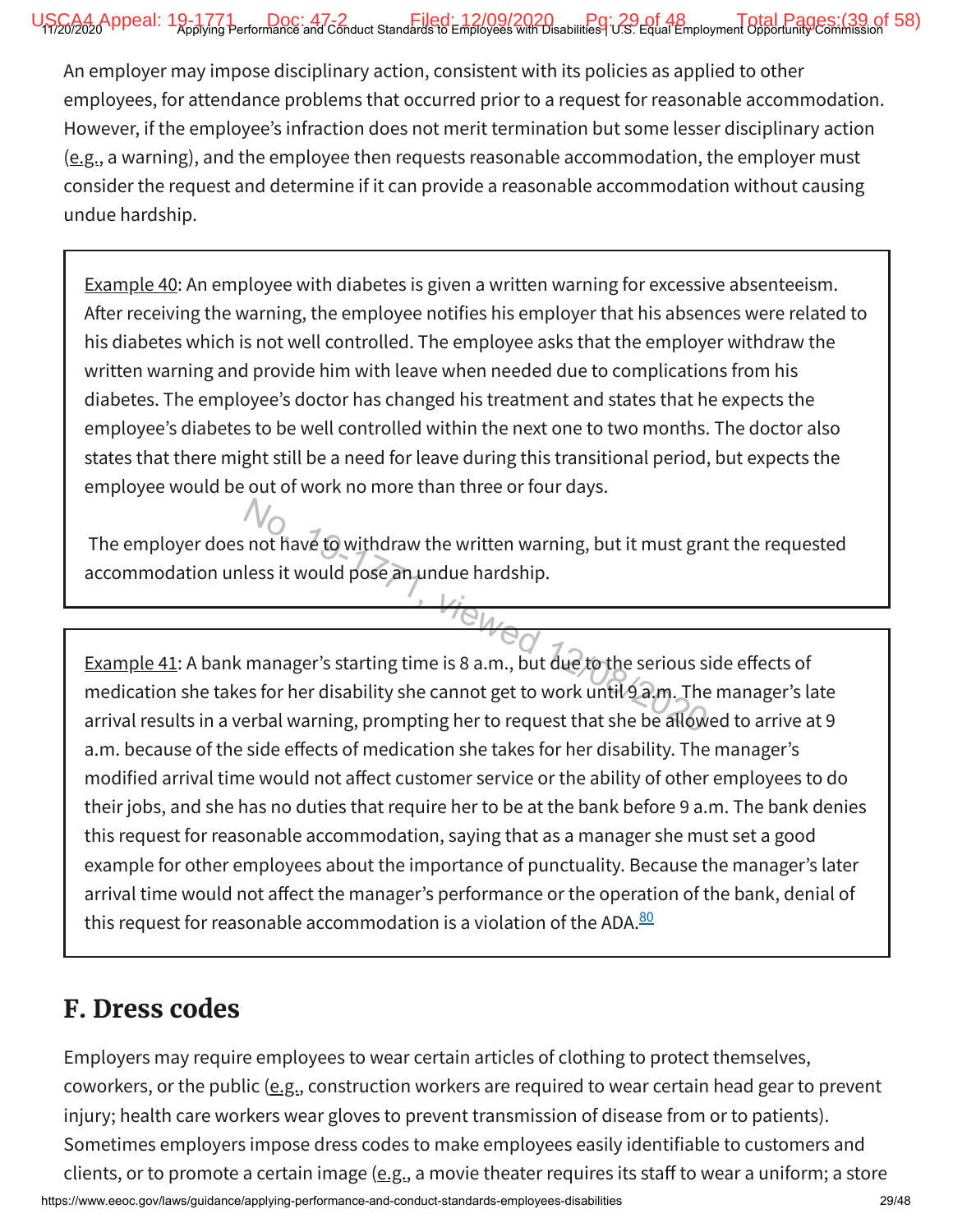An employer may impose disciplinary action, consistent with its policies as applied to other employees, for attendance problems that occurred prior to a request for reasonable accommodation. However, if the employee's infraction does not merit termination but some lesser disciplinary action (e.g., a warning), and the employee then requests reasonable accommodation, the employer must consider the request and determine if it can provide a reasonable accommodation without causing undue hardship.

> Example 40: An employee with diabetes is given a written warning for excessive absenteeism. After receiving the warning, the employee notifies his employer that his absences were related to his diabetes which is not well controlled. The employee asks that the employer withdraw the written warning and provide him with leave when needed due to complications from his diabetes. The employee's doctor has changed his treatment and states that he expects the employee's diabetes to be well controlled within the next one to two months. The doctor also states that there might still be a need for leave during this transitional period, but expects the employee would be out of work no more than three or four days.
>
> The employer does not have to withdraw the written warning, but it must grant the requested accommodation unless it would pose an undue hardship.

> Example 41: A bank manager's starting time is 8 a.m., but due to the serious side effects of medication she takes for her disability she cannot get to work until 9 a.m. The manager's late arrival results in a verbal warning, prompting her to request that she be allowed to arrive at 9 a.m. because of the side effects of medication she takes for her disability. The manager's modified arrival time would not affect customer service or the ability of other employees to do their jobs, and she has no duties that require her to be at the bank before 9 a.m. The bank denies this request for reasonable accommodation, saying that as a manager she must set a good example for other employees about the importance of punctuality. Because the manager's later arrival time would not affect the manager's performance or the operation of the bank, denial of this request for reasonable accommodation is a violation of the ADA.[80]

## F. Dress codes

Employers may require employees to wear certain articles of clothing to protect themselves, coworkers, or the public (e.g., construction workers are required to wear certain head gear to prevent injury; health care workers wear gloves to prevent transmission of disease from or to patients). Sometimes employers impose dress codes to make employees easily identifiable to customers and clients, or to promote a certain image (e.g., a movie theater requires its staff to wear a uniform; a store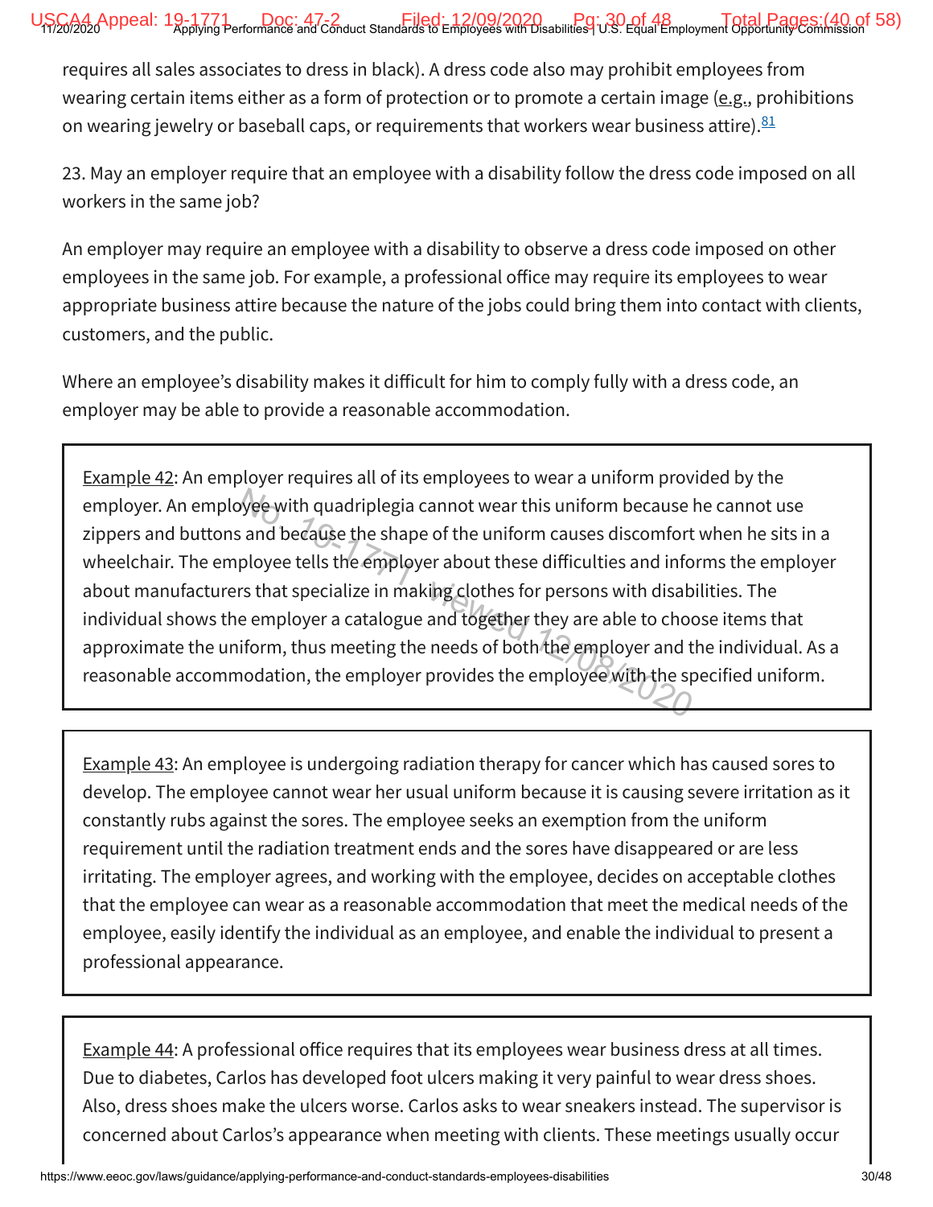requires all sales associates to dress in black). A dress code also may prohibit employees from wearing certain items either as a form of protection or to promote a certain image (e.g., prohibitions on wearing jewelry or baseball caps, or requirements that workers wear business attire).[81]

23. May an employer require that an employee with a disability follow the dress code imposed on all workers in the same job?

An employer may require an employee with a disability to observe a dress code imposed on other employees in the same job. For example, a professional office may require its employees to wear appropriate business attire because the nature of the jobs could bring them into contact with clients, customers, and the public.

Where an employee's disability makes it difficult for him to comply fully with a dress code, an employer may be able to provide a reasonable accommodation.

> Example 42: An employer requires all of its employees to wear a uniform provided by the employer. An employee with quadriplegia cannot wear this uniform because he cannot use zippers and buttons and because the shape of the uniform causes discomfort when he sits in a wheelchair. The employee tells the employer about these difficulties and informs the employer about manufacturers that specialize in making clothes for persons with disabilities. The individual shows the employer a catalogue and together they are able to choose items that approximate the uniform, thus meeting the needs of both the employer and the individual. As a reasonable accommodation, the employer provides the employee with the specified uniform.

> Example 43: An employee is undergoing radiation therapy for cancer which has caused sores to develop. The employee cannot wear her usual uniform because it is causing severe irritation as it constantly rubs against the sores. The employee seeks an exemption from the uniform requirement until the radiation treatment ends and the sores have disappeared or are less irritating. The employer agrees, and working with the employee, decides on acceptable clothes that the employee can wear as a reasonable accommodation that meet the medical needs of the employee, easily identify the individual as an employee, and enable the individual to present a professional appearance.

> Example 44: A professional office requires that its employees wear business dress at all times. Due to diabetes, Carlos has developed foot ulcers making it very painful to wear dress shoes. Also, dress shoes make the ulcers worse. Carlos asks to wear sneakers instead. The supervisor is concerned about Carlos's appearance when meeting with clients. These meetings usually occur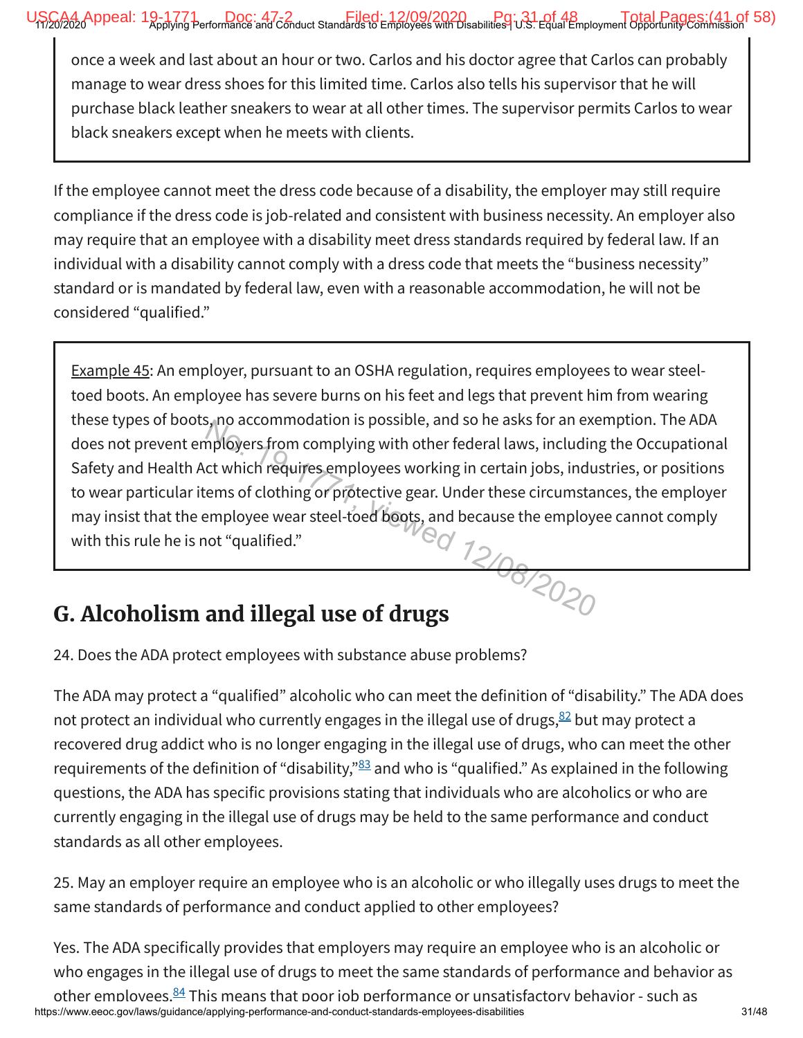once a week and last about an hour or two. Carlos and his doctor agree that Carlos can probably manage to wear dress shoes for this limited time. Carlos also tells his supervisor that he will purchase black leather sneakers to wear at all other times. The supervisor permits Carlos to wear black sneakers except when he meets with clients.

If the employee cannot meet the dress code because of a disability, the employer may still require compliance if the dress code is job-related and consistent with business necessity. An employer also may require that an employee with a disability meet dress standards required by federal law. If an individual with a disability cannot comply with a dress code that meets the "business necessity" standard or is mandated by federal law, even with a reasonable accommodation, he will not be considered "qualified."

> Example 45: An employer, pursuant to an OSHA regulation, requires employees to wear steel-toed boots. An employee has severe burns on his feet and legs that prevent him from wearing these types of boots, no accommodation is possible, and so he asks for an exemption. The ADA does not prevent employers from complying with other federal laws, including the Occupational Safety and Health Act which requires employees working in certain jobs, industries, or positions to wear particular items of clothing or protective gear. Under these circumstances, the employer may insist that the employee wear steel-toed boots, and because the employee cannot comply with this rule he is not "qualified."

## G. Alcoholism and illegal use of drugs

24. Does the ADA protect employees with substance abuse problems?

The ADA may protect a "qualified" alcoholic who can meet the definition of "disability." The ADA does not protect an individual who currently engages in the illegal use of drugs,[82] but may protect a recovered drug addict who is no longer engaging in the illegal use of drugs, who can meet the other requirements of the definition of "disability,"[83] and who is "qualified." As explained in the following questions, the ADA has specific provisions stating that individuals who are alcoholics or who are currently engaging in the illegal use of drugs may be held to the same performance and conduct standards as all other employees.

25. May an employer require an employee who is an alcoholic or who illegally uses drugs to meet the same standards of performance and conduct applied to other employees?

Yes. The ADA specifically provides that employers may require an employee who is an alcoholic or who engages in the illegal use of drugs to meet the same standards of performance and behavior as other employees.[84] This means that poor job performance or unsatisfactory behavior - such as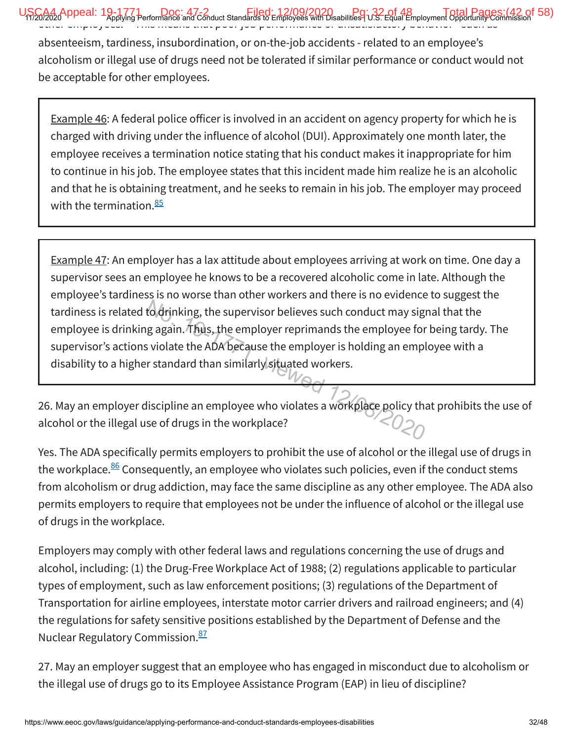absenteeism, tardiness, insubordination, or on-the-job accidents - related to an employee's alcoholism or illegal use of drugs need not be tolerated if similar performance or conduct would not be acceptable for other employees.

> Example 46: A federal police officer is involved in an accident on agency property for which he is charged with driving under the influence of alcohol (DUI). Approximately one month later, the employee receives a termination notice stating that his conduct makes it inappropriate for him to continue in his job. The employee states that this incident made him realize he is an alcoholic and that he is obtaining treatment, and he seeks to remain in his job. The employer may proceed with the termination.[85]

> Example 47: An employer has a lax attitude about employees arriving at work on time. One day a supervisor sees an employee he knows to be a recovered alcoholic come in late. Although the employee's tardiness is no worse than other workers and there is no evidence to suggest the tardiness is related to drinking, the supervisor believes such conduct may signal that the employee is drinking again. Thus, the employer reprimands the employee for being tardy. The supervisor's actions violate the ADA because the employer is holding an employee with a disability to a higher standard than similarly situated workers.

26. May an employer discipline an employee who violates a workplace policy that prohibits the use of alcohol or the illegal use of drugs in the workplace?

Yes. The ADA specifically permits employers to prohibit the use of alcohol or the illegal use of drugs in the workplace.[86] Consequently, an employee who violates such policies, even if the conduct stems from alcoholism or drug addiction, may face the same discipline as any other employee. The ADA also permits employers to require that employees not be under the influence of alcohol or the illegal use of drugs in the workplace.

Employers may comply with other federal laws and regulations concerning the use of drugs and alcohol, including: (1) the Drug-Free Workplace Act of 1988; (2) regulations applicable to particular types of employment, such as law enforcement positions; (3) regulations of the Department of Transportation for airline employees, interstate motor carrier drivers and railroad engineers; and (4) the regulations for safety sensitive positions established by the Department of Defense and the Nuclear Regulatory Commission.[87]

27. May an employer suggest that an employee who has engaged in misconduct due to alcoholism or the illegal use of drugs go to its Employee Assistance Program (EAP) in lieu of discipline?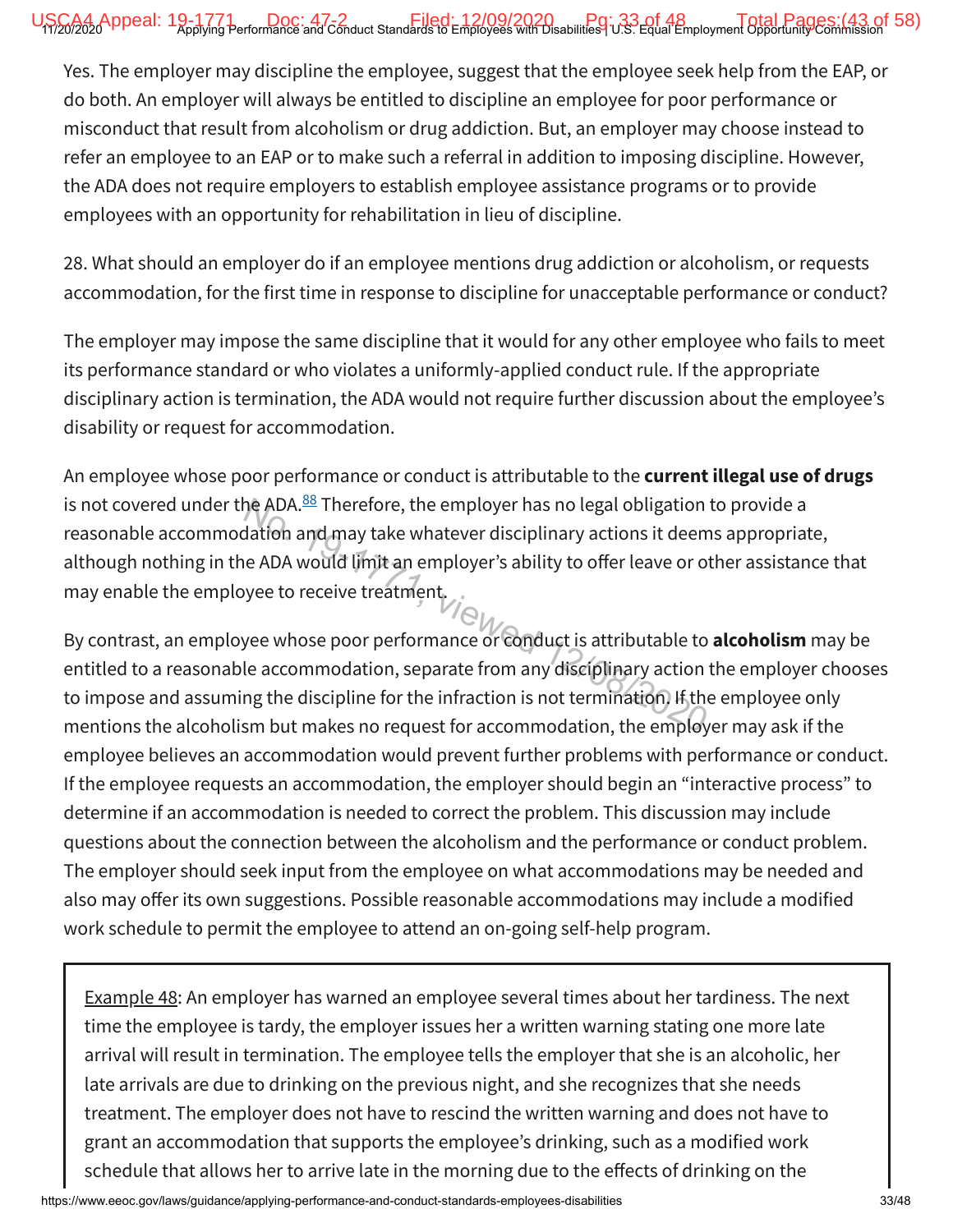Yes. The employer may discipline the employee, suggest that the employee seek help from the EAP, or do both. An employer will always be entitled to discipline an employee for poor performance or misconduct that result from alcoholism or drug addiction. But, an employer may choose instead to refer an employee to an EAP or to make such a referral in addition to imposing discipline. However, the ADA does not require employers to establish employee assistance programs or to provide employees with an opportunity for rehabilitation in lieu of discipline.

28. What should an employer do if an employee mentions drug addiction or alcoholism, or requests accommodation, for the first time in response to discipline for unacceptable performance or conduct?

The employer may impose the same discipline that it would for any other employee who fails to meet its performance standard or who violates a uniformly-applied conduct rule. If the appropriate disciplinary action is termination, the ADA would not require further discussion about the employee's disability or request for accommodation.

An employee whose poor performance or conduct is attributable to the **current illegal use of drugs** is not covered under the ADA.[88] Therefore, the employer has no legal obligation to provide a reasonable accommodation and may take whatever disciplinary actions it deems appropriate, although nothing in the ADA would limit an employer's ability to offer leave or other assistance that may enable the employee to receive treatment.

By contrast, an employee whose poor performance or conduct is attributable to **alcoholism** may be entitled to a reasonable accommodation, separate from any disciplinary action the employer chooses to impose and assuming the discipline for the infraction is not termination. If the employee only mentions the alcoholism but makes no request for accommodation, the employer may ask if the employee believes an accommodation would prevent further problems with performance or conduct. If the employee requests an accommodation, the employer should begin an "interactive process" to determine if an accommodation is needed to correct the problem. This discussion may include questions about the connection between the alcoholism and the performance or conduct problem. The employer should seek input from the employee on what accommodations may be needed and also may offer its own suggestions. Possible reasonable accommodations may include a modified work schedule to permit the employee to attend an on-going self-help program.

Example 48: An employer has warned an employee several times about her tardiness. The next time the employee is tardy, the employer issues her a written warning stating one more late arrival will result in termination. The employee tells the employer that she is an alcoholic, her late arrivals are due to drinking on the previous night, and she recognizes that she needs treatment. The employer does not have to rescind the written warning and does not have to grant an accommodation that supports the employee's drinking, such as a modified work schedule that allows her to arrive late in the morning due to the effects of drinking on the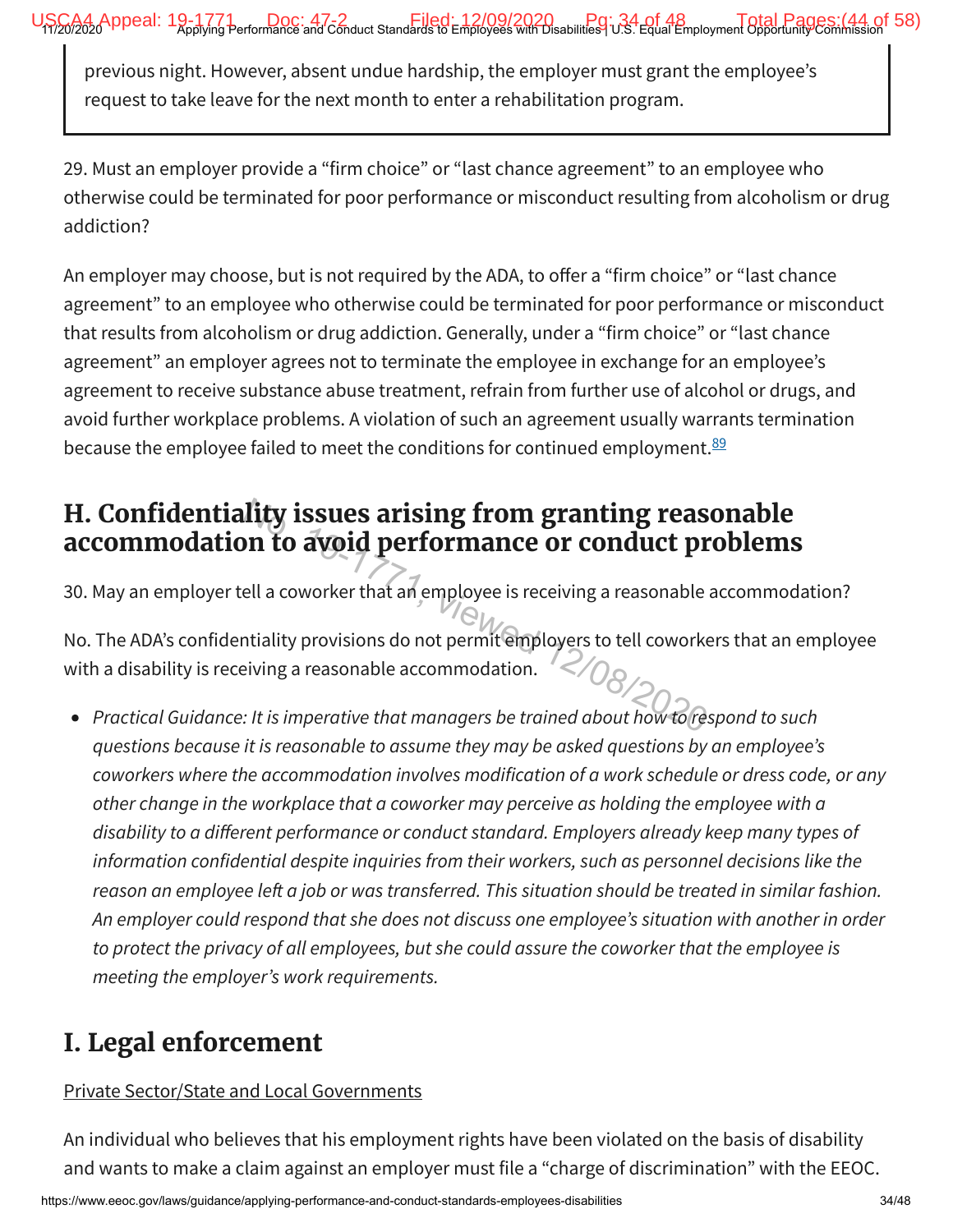previous night. However, absent undue hardship, the employer must grant the employee's request to take leave for the next month to enter a rehabilitation program.

29. Must an employer provide a "firm choice" or "last chance agreement" to an employee who otherwise could be terminated for poor performance or misconduct resulting from alcoholism or drug addiction?

An employer may choose, but is not required by the ADA, to offer a "firm choice" or "last chance agreement" to an employee who otherwise could be terminated for poor performance or misconduct that results from alcoholism or drug addiction. Generally, under a "firm choice" or "last chance agreement" an employer agrees not to terminate the employee in exchange for an employee's agreement to receive substance abuse treatment, refrain from further use of alcohol or drugs, and avoid further workplace problems. A violation of such an agreement usually warrants termination because the employee failed to meet the conditions for continued employment.[89]

## H. Confidentiality issues arising from granting reasonable accommodation to avoid performance or conduct problems

30. May an employer tell a coworker that an employee is receiving a reasonable accommodation?

No. The ADA's confidentiality provisions do not permit employers to tell coworkers that an employee with a disability is receiving a reasonable accommodation.

- *Practical Guidance: It is imperative that managers be trained about how to respond to such questions because it is reasonable to assume they may be asked questions by an employee's coworkers where the accommodation involves modification of a work schedule or dress code, or any other change in the workplace that a coworker may perceive as holding the employee with a disability to a different performance or conduct standard. Employers already keep many types of information confidential despite inquiries from their workers, such as personnel decisions like the reason an employee left a job or was transferred. This situation should be treated in similar fashion. An employer could respond that she does not discuss one employee's situation with another in order to protect the privacy of all employees, but she could assure the coworker that the employee is meeting the employer's work requirements.*

## I. Legal enforcement

Private Sector/State and Local Governments

An individual who believes that his employment rights have been violated on the basis of disability and wants to make a claim against an employer must file a "charge of discrimination" with the EEOC.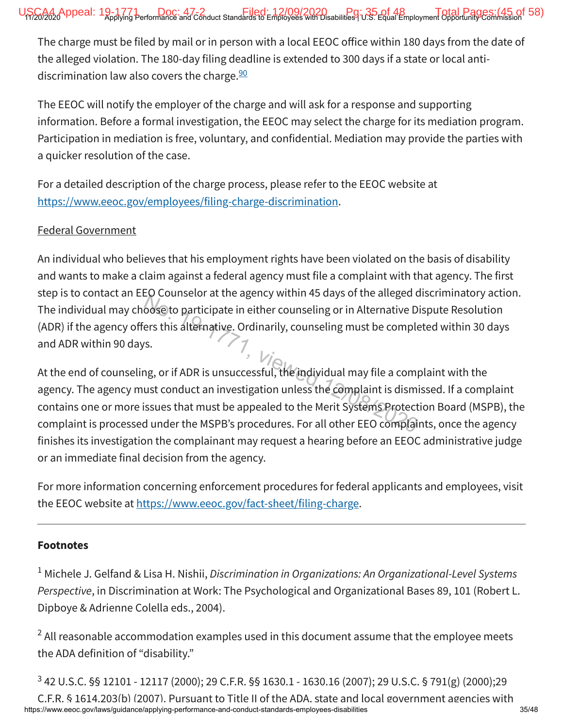The charge must be filed by mail or in person with a local EEOC office within 180 days from the date of the alleged violation. The 180-day filing deadline is extended to 300 days if a state or local anti-discrimination law also covers the charge.[90]

The EEOC will notify the employer of the charge and will ask for a response and supporting information. Before a formal investigation, the EEOC may select the charge for its mediation program. Participation in mediation is free, voluntary, and confidential. Mediation may provide the parties with a quicker resolution of the case.

For a detailed description of the charge process, please refer to the EEOC website at https://www.eeoc.gov/employees/filing-charge-discrimination.

Federal Government

An individual who believes that his employment rights have been violated on the basis of disability and wants to make a claim against a federal agency must file a complaint with that agency. The first step is to contact an EEO Counselor at the agency within 45 days of the alleged discriminatory action. The individual may choose to participate in either counseling or in Alternative Dispute Resolution (ADR) if the agency offers this alternative. Ordinarily, counseling must be completed within 30 days and ADR within 90 days.

At the end of counseling, or if ADR is unsuccessful, the individual may file a complaint with the agency. The agency must conduct an investigation unless the complaint is dismissed. If a complaint contains one or more issues that must be appealed to the Merit Systems Protection Board (MSPB), the complaint is processed under the MSPB's procedures. For all other EEO complaints, once the agency finishes its investigation the complainant may request a hearing before an EEOC administrative judge or an immediate final decision from the agency.

For more information concerning enforcement procedures for federal applicants and employees, visit the EEOC website at https://www.eeoc.gov/fact-sheet/filing-charge.

---

**Footnotes**

[1] Michele J. Gelfand & Lisa H. Nishii, *Discrimination in Organizations: An Organizational-Level Systems Perspective*, in Discrimination at Work: The Psychological and Organizational Bases 89, 101 (Robert L. Dipboye & Adrienne Colella eds., 2004).

[2] All reasonable accommodation examples used in this document assume that the employee meets the ADA definition of "disability."

[3] 42 U.S.C. §§ 12101 - 12117 (2000); 29 C.F.R. §§ 1630.1 - 1630.16 (2007); 29 U.S.C. § 791(g) (2000);29 C.F.R. § 1614.203(b) (2007). Pursuant to Title II of the ADA, state and local government agencies with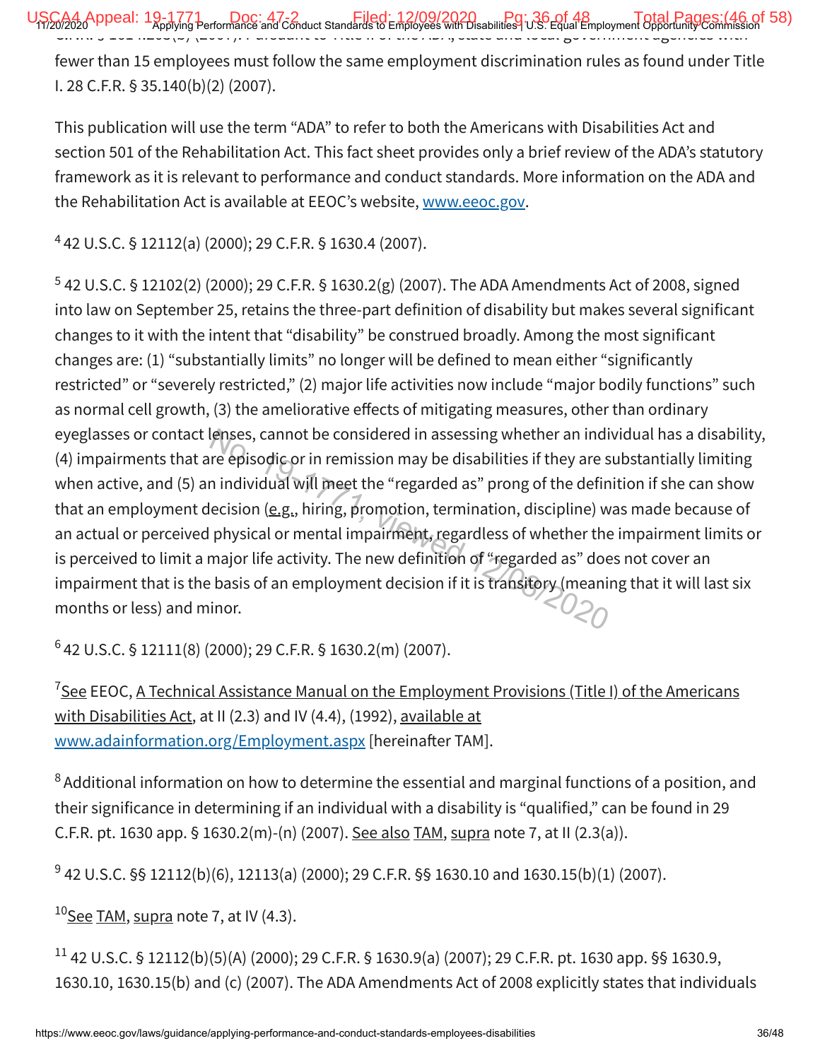fewer than 15 employees must follow the same employment discrimination rules as found under Title I. 28 C.F.R. § 35.140(b)(2) (2007).

This publication will use the term "ADA" to refer to both the Americans with Disabilities Act and section 501 of the Rehabilitation Act. This fact sheet provides only a brief review of the ADA's statutory framework as it is relevant to performance and conduct standards. More information on the ADA and the Rehabilitation Act is available at EEOC's website, www.eeoc.gov.

[4] 42 U.S.C. § 12112(a) (2000); 29 C.F.R. § 1630.4 (2007).

[5] 42 U.S.C. § 12102(2) (2000); 29 C.F.R. § 1630.2(g) (2007). The ADA Amendments Act of 2008, signed into law on September 25, retains the three-part definition of disability but makes several significant changes to it with the intent that "disability" be construed broadly. Among the most significant changes are: (1) "substantially limits" no longer will be defined to mean either "significantly restricted" or "severely restricted," (2) major life activities now include "major bodily functions" such as normal cell growth, (3) the ameliorative effects of mitigating measures, other than ordinary eyeglasses or contact lenses, cannot be considered in assessing whether an individual has a disability, (4) impairments that are episodic or in remission may be disabilities if they are substantially limiting when active, and (5) an individual will meet the "regarded as" prong of the definition if she can show that an employment decision (e.g., hiring, promotion, termination, discipline) was made because of an actual or perceived physical or mental impairment, regardless of whether the impairment limits or is perceived to limit a major life activity. The new definition of "regarded as" does not cover an impairment that is the basis of an employment decision if it is transitory (meaning that it will last six months or less) and minor.

[6] 42 U.S.C. § 12111(8) (2000); 29 C.F.R. § 1630.2(m) (2007).

[7] See EEOC, A Technical Assistance Manual on the Employment Provisions (Title I) of the Americans with Disabilities Act, at II (2.3) and IV (4.4), (1992), available at www.adainformation.org/Employment.aspx [hereinafter TAM].

[8] Additional information on how to determine the essential and marginal functions of a position, and their significance in determining if an individual with a disability is "qualified," can be found in 29 C.F.R. pt. 1630 app. § 1630.2(m)-(n) (2007). See also TAM, supra note 7, at II (2.3(a)).

[9] 42 U.S.C. §§ 12112(b)(6), 12113(a) (2000); 29 C.F.R. §§ 1630.10 and 1630.15(b)(1) (2007).

[10] See TAM, supra note 7, at IV (4.3).

[11] 42 U.S.C. § 12112(b)(5)(A) (2000); 29 C.F.R. § 1630.9(a) (2007); 29 C.F.R. pt. 1630 app. §§ 1630.9, 1630.10, 1630.15(b) and (c) (2007). The ADA Amendments Act of 2008 explicitly states that individuals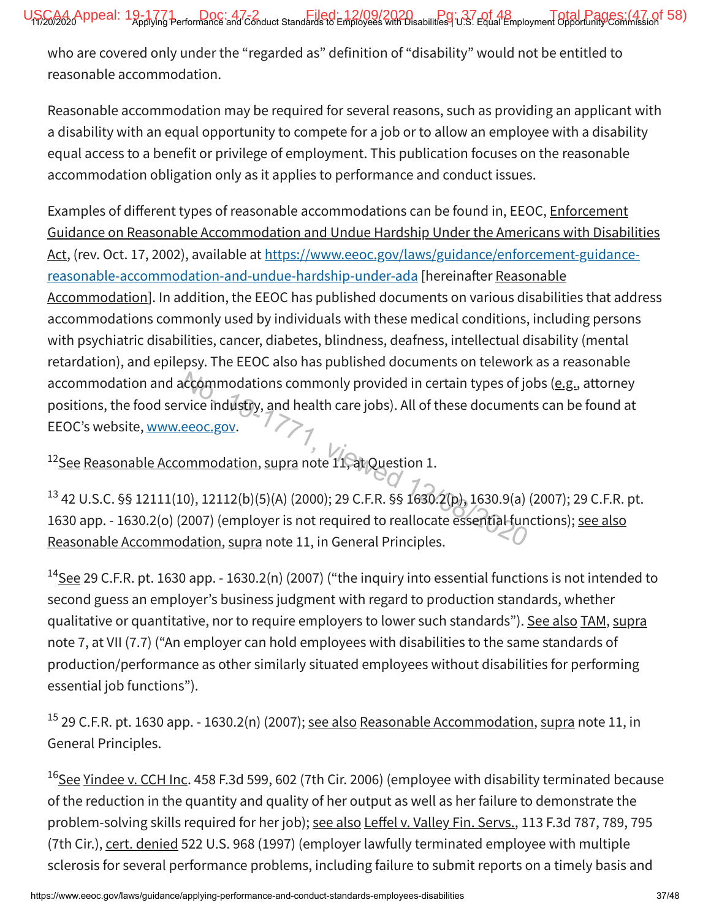who are covered only under the "regarded as" definition of "disability" would not be entitled to reasonable accommodation.

Reasonable accommodation may be required for several reasons, such as providing an applicant with a disability with an equal opportunity to compete for a job or to allow an employee with a disability equal access to a benefit or privilege of employment. This publication focuses on the reasonable accommodation obligation only as it applies to performance and conduct issues.

Examples of different types of reasonable accommodations can be found in, EEOC, Enforcement Guidance on Reasonable Accommodation and Undue Hardship Under the Americans with Disabilities Act, (rev. Oct. 17, 2002), available at https://www.eeoc.gov/laws/guidance/enforcement-guidance-reasonable-accommodation-and-undue-hardship-under-ada [hereinafter Reasonable Accommodation]. In addition, the EEOC has published documents on various disabilities that address accommodations commonly used by individuals with these medical conditions, including persons with psychiatric disabilities, cancer, diabetes, blindness, deafness, intellectual disability (mental retardation), and epilepsy. The EEOC also has published documents on telework as a reasonable accommodation and accommodations commonly provided in certain types of jobs (e.g., attorney positions, the food service industry, and health care jobs). All of these documents can be found at EEOC's website, www.eeoc.gov.

[12] See Reasonable Accommodation, supra note 11, at Question 1.

[13] 42 U.S.C. §§ 12111(10), 12112(b)(5)(A) (2000); 29 C.F.R. §§ 1630.2(p), 1630.9(a) (2007); 29 C.F.R. pt. 1630 app. - 1630.2(o) (2007) (employer is not required to reallocate essential functions); see also Reasonable Accommodation, supra note 11, in General Principles.

[14] See 29 C.F.R. pt. 1630 app. - 1630.2(n) (2007) ("the inquiry into essential functions is not intended to second guess an employer's business judgment with regard to production standards, whether qualitative or quantitative, nor to require employers to lower such standards"). See also TAM, supra note 7, at VII (7.7) ("An employer can hold employees with disabilities to the same standards of production/performance as other similarly situated employees without disabilities for performing essential job functions").

[15] 29 C.F.R. pt. 1630 app. - 1630.2(n) (2007); see also Reasonable Accommodation, supra note 11, in General Principles.

[16] See Yindee v. CCH Inc. 458 F.3d 599, 602 (7th Cir. 2006) (employee with disability terminated because of the reduction in the quantity and quality of her output as well as her failure to demonstrate the problem-solving skills required for her job); see also Leffel v. Valley Fin. Servs., 113 F.3d 787, 789, 795 (7th Cir.), cert. denied 522 U.S. 968 (1997) (employer lawfully terminated employee with multiple sclerosis for several performance problems, including failure to submit reports on a timely basis and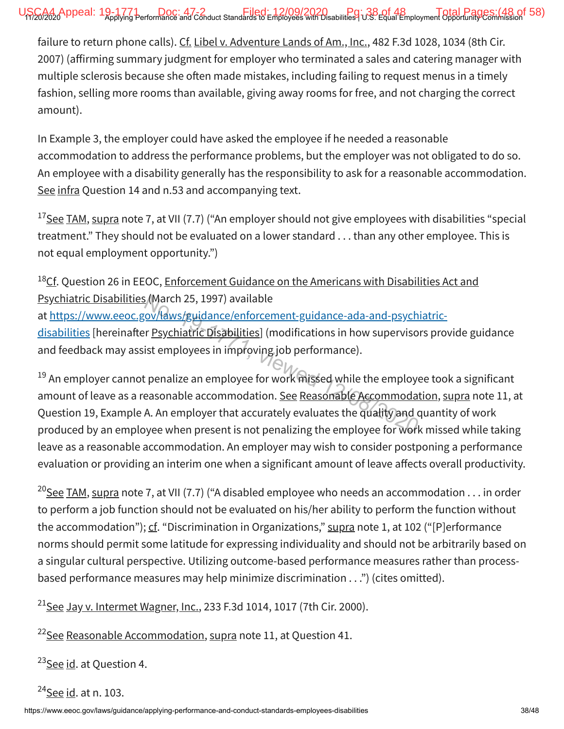failure to return phone calls). Cf. Libel v. Adventure Lands of Am., Inc., 482 F.3d 1028, 1034 (8th Cir. 2007) (affirming summary judgment for employer who terminated a sales and catering manager with multiple sclerosis because she often made mistakes, including failing to request menus in a timely fashion, selling more rooms than available, giving away rooms for free, and not charging the correct amount).

In Example 3, the employer could have asked the employee if he needed a reasonable accommodation to address the performance problems, but the employer was not obligated to do so. An employee with a disability generally has the responsibility to ask for a reasonable accommodation. See infra Question 14 and n.53 and accompanying text.

[17]See TAM, supra note 7, at VII (7.7) ("An employer should not give employees with disabilities "special treatment." They should not be evaluated on a lower standard . . . than any other employee. This is not equal employment opportunity.")

[18]Cf. Question 26 in EEOC, Enforcement Guidance on the Americans with Disabilities Act and Psychiatric Disabilities (March 25, 1997) available at https://www.eeoc.gov/laws/guidance/enforcement-guidance-ada-and-psychiatric-disabilities [hereinafter Psychiatric Disabilities] (modifications in how supervisors provide guidance and feedback may assist employees in improving job performance).

[19] An employer cannot penalize an employee for work missed while the employee took a significant amount of leave as a reasonable accommodation. See Reasonable Accommodation, supra note 11, at Question 19, Example A. An employer that accurately evaluates the quality and quantity of work produced by an employee when present is not penalizing the employee for work missed while taking leave as a reasonable accommodation. An employer may wish to consider postponing a performance evaluation or providing an interim one when a significant amount of leave affects overall productivity.

[20]See TAM, supra note 7, at VII (7.7) ("A disabled employee who needs an accommodation . . . in order to perform a job function should not be evaluated on his/her ability to perform the function without the accommodation"); cf. "Discrimination in Organizations," supra note 1, at 102 ("[P]erformance norms should permit some latitude for expressing individuality and should not be arbitrarily based on a singular cultural perspective. Utilizing outcome-based performance measures rather than process-based performance measures may help minimize discrimination . . .") (cites omitted).

[21]See Jay v. Intermet Wagner, Inc., 233 F.3d 1014, 1017 (7th Cir. 2000).

[22]See Reasonable Accommodation, supra note 11, at Question 41.

[23]See id. at Question 4.

[24]See id. at n. 103.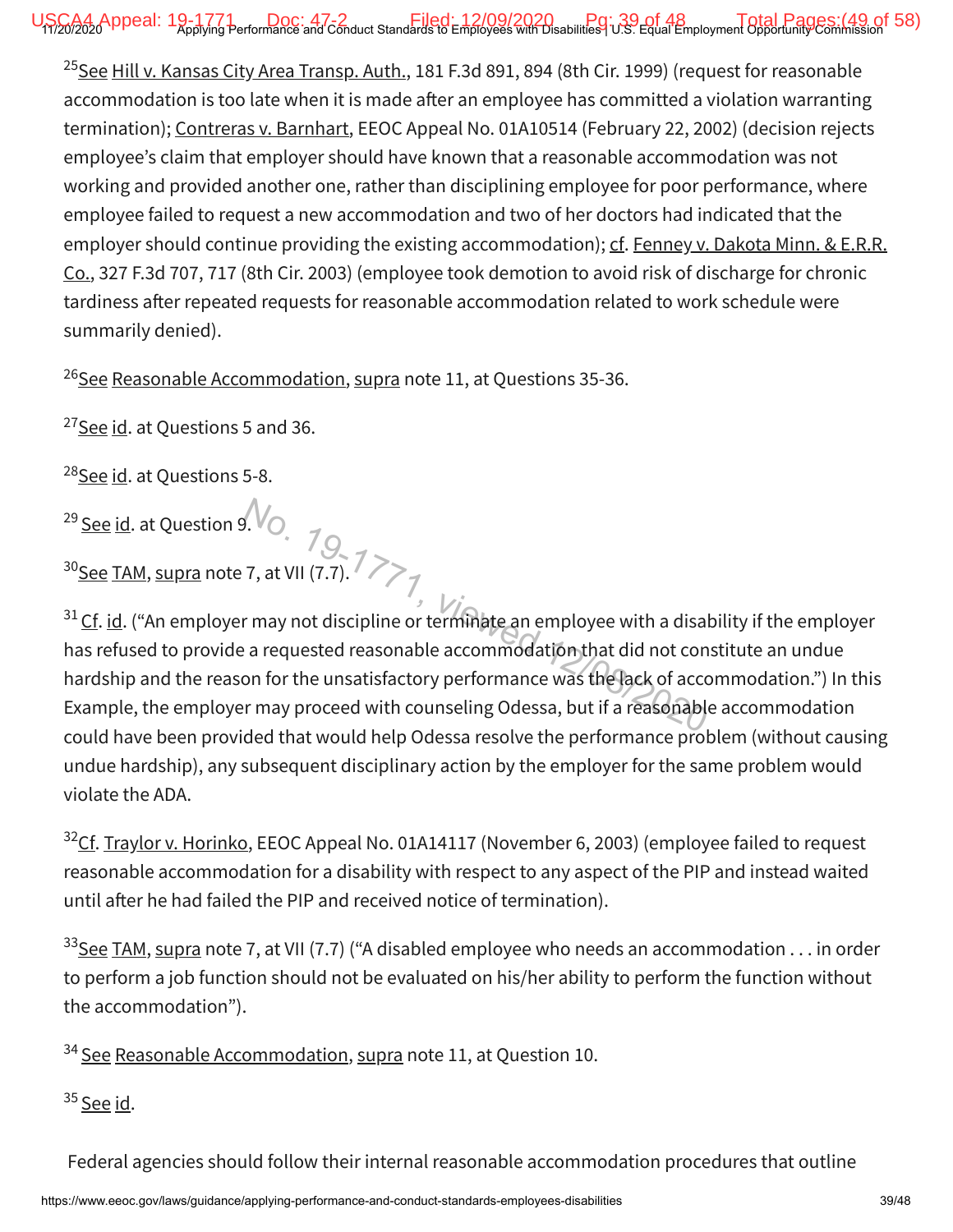[25]See Hill v. Kansas City Area Transp. Auth., 181 F.3d 891, 894 (8th Cir. 1999) (request for reasonable accommodation is too late when it is made after an employee has committed a violation warranting termination); Contreras v. Barnhart, EEOC Appeal No. 01A10514 (February 22, 2002) (decision rejects employee's claim that employer should have known that a reasonable accommodation was not working and provided another one, rather than disciplining employee for poor performance, where employee failed to request a new accommodation and two of her doctors had indicated that the employer should continue providing the existing accommodation); cf. Fenney v. Dakota Minn. & E.R.R. Co., 327 F.3d 707, 717 (8th Cir. 2003) (employee took demotion to avoid risk of discharge for chronic tardiness after repeated requests for reasonable accommodation related to work schedule were summarily denied).

[26]See Reasonable Accommodation, supra note 11, at Questions 35-36.

[27]See id. at Questions 5 and 36.

[28]See id. at Questions 5-8.

[29] See id. at Question 9.

[30]See TAM, supra note 7, at VII (7.7).

[31] Cf. id. ("An employer may not discipline or terminate an employee with a disability if the employer has refused to provide a requested reasonable accommodation that did not constitute an undue hardship and the reason for the unsatisfactory performance was the lack of accommodation.") In this Example, the employer may proceed with counseling Odessa, but if a reasonable accommodation could have been provided that would help Odessa resolve the performance problem (without causing undue hardship), any subsequent disciplinary action by the employer for the same problem would violate the ADA.

[32]Cf. Traylor v. Horinko, EEOC Appeal No. 01A14117 (November 6, 2003) (employee failed to request reasonable accommodation for a disability with respect to any aspect of the PIP and instead waited until after he had failed the PIP and received notice of termination).

[33]See TAM, supra note 7, at VII (7.7) ("A disabled employee who needs an accommodation . . . in order to perform a job function should not be evaluated on his/her ability to perform the function without the accommodation").

[34] See Reasonable Accommodation, supra note 11, at Question 10.

[35] See id.

Federal agencies should follow their internal reasonable accommodation procedures that outline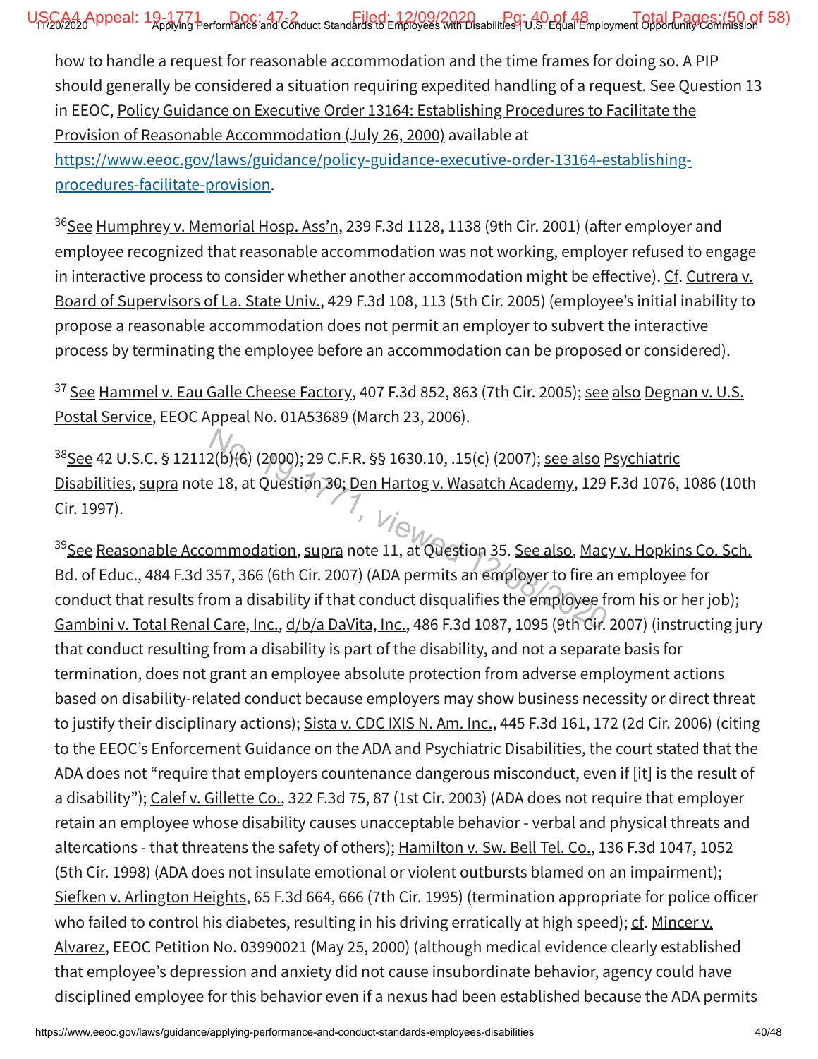how to handle a request for reasonable accommodation and the time frames for doing so. A PIP should generally be considered a situation requiring expedited handling of a request. See Question 13 in EEOC, Policy Guidance on Executive Order 13164: Establishing Procedures to Facilitate the Provision of Reasonable Accommodation (July 26, 2000) available at https://www.eeoc.gov/laws/guidance/policy-guidance-executive-order-13164-establishing-procedures-facilitate-provision.

[36]See Humphrey v. Memorial Hosp. Ass'n, 239 F.3d 1128, 1138 (9th Cir. 2001) (after employer and employee recognized that reasonable accommodation was not working, employer refused to engage in interactive process to consider whether another accommodation might be effective). Cf. Cutrera v. Board of Supervisors of La. State Univ., 429 F.3d 108, 113 (5th Cir. 2005) (employee's initial inability to propose a reasonable accommodation does not permit an employer to subvert the interactive process by terminating the employee before an accommodation can be proposed or considered).

[37] See Hammel v. Eau Galle Cheese Factory, 407 F.3d 852, 863 (7th Cir. 2005); see also Degnan v. U.S. Postal Service, EEOC Appeal No. 01A53689 (March 23, 2006).

[38]See 42 U.S.C. § 12112(b)(6) (2000); 29 C.F.R. §§ 1630.10, .15(c) (2007); see also Psychiatric Disabilities, supra note 18, at Question 30; Den Hartog v. Wasatch Academy, 129 F.3d 1076, 1086 (10th Cir. 1997).

[39]See Reasonable Accommodation, supra note 11, at Question 35. See also, Macy v. Hopkins Co. Sch. Bd. of Educ., 484 F.3d 357, 366 (6th Cir. 2007) (ADA permits an employer to fire an employee for conduct that results from a disability if that conduct disqualifies the employee from his or her job); Gambini v. Total Renal Care, Inc., d/b/a DaVita, Inc., 486 F.3d 1087, 1095 (9th Cir. 2007) (instructing jury that conduct resulting from a disability is part of the disability, and not a separate basis for termination, does not grant an employee absolute protection from adverse employment actions based on disability-related conduct because employers may show business necessity or direct threat to justify their disciplinary actions); Sista v. CDC IXIS N. Am. Inc., 445 F.3d 161, 172 (2d Cir. 2006) (citing to the EEOC's Enforcement Guidance on the ADA and Psychiatric Disabilities, the court stated that the ADA does not "require that employers countenance dangerous misconduct, even if [it] is the result of a disability"); Calef v. Gillette Co., 322 F.3d 75, 87 (1st Cir. 2003) (ADA does not require that employer retain an employee whose disability causes unacceptable behavior - verbal and physical threats and altercations - that threatens the safety of others); Hamilton v. Sw. Bell Tel. Co., 136 F.3d 1047, 1052 (5th Cir. 1998) (ADA does not insulate emotional or violent outbursts blamed on an impairment); Siefken v. Arlington Heights, 65 F.3d 664, 666 (7th Cir. 1995) (termination appropriate for police officer who failed to control his diabetes, resulting in his driving erratically at high speed); cf. Mincer v. Alvarez, EEOC Petition No. 03990021 (May 25, 2000) (although medical evidence clearly established that employee's depression and anxiety did not cause insubordinate behavior, agency could have disciplined employee for this behavior even if a nexus had been established because the ADA permits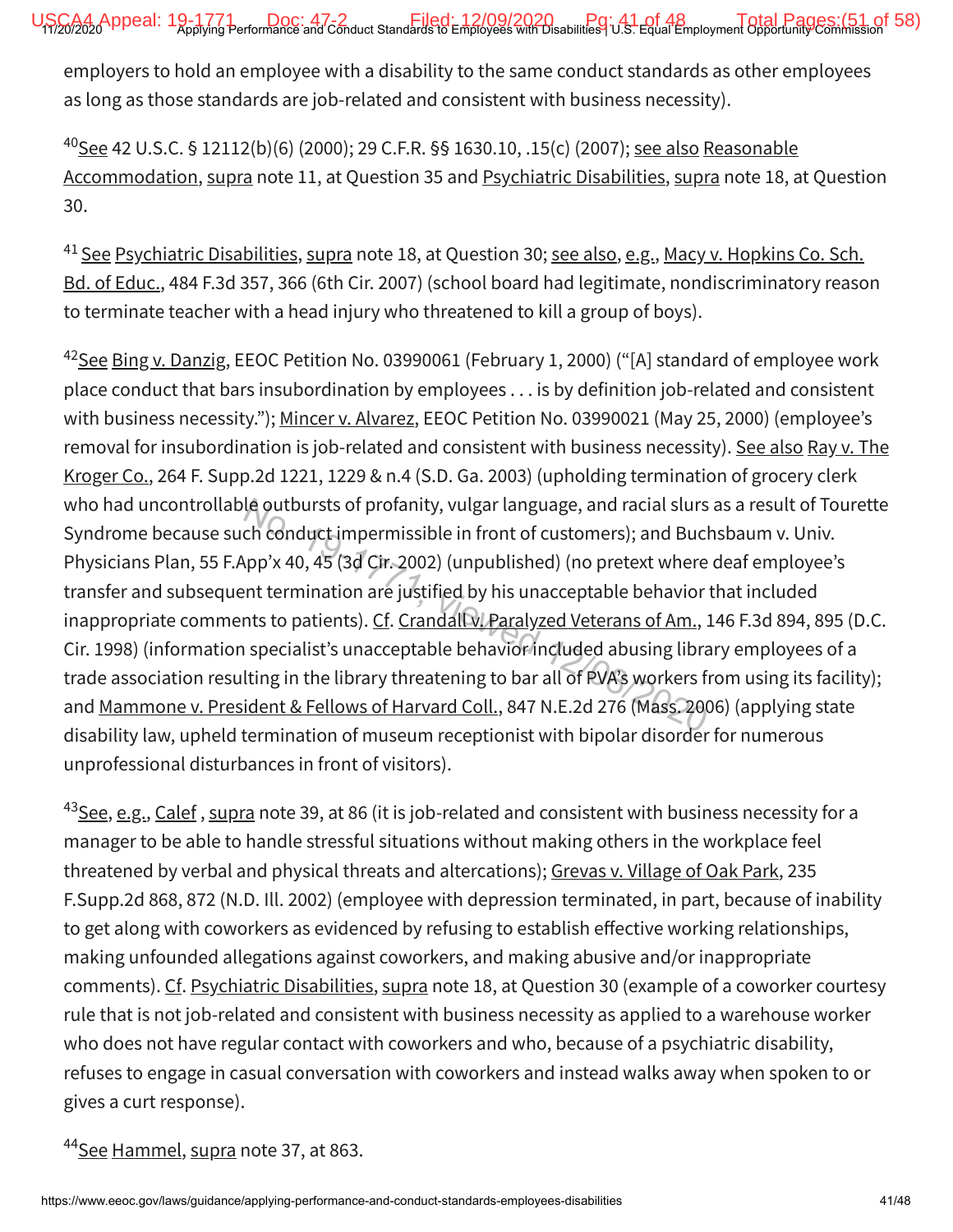employers to hold an employee with a disability to the same conduct standards as other employees as long as those standards are job-related and consistent with business necessity).

[40]See 42 U.S.C. § 12112(b)(6) (2000); 29 C.F.R. §§ 1630.10, .15(c) (2007); see also Reasonable Accommodation, supra note 11, at Question 35 and Psychiatric Disabilities, supra note 18, at Question 30.

[41] See Psychiatric Disabilities, supra note 18, at Question 30; see also, e.g., Macy v. Hopkins Co. Sch. Bd. of Educ., 484 F.3d 357, 366 (6th Cir. 2007) (school board had legitimate, nondiscriminatory reason to terminate teacher with a head injury who threatened to kill a group of boys).

[42]See Bing v. Danzig, EEOC Petition No. 03990061 (February 1, 2000) ("[A] standard of employee work place conduct that bars insubordination by employees . . . is by definition job-related and consistent with business necessity."); Mincer v. Alvarez, EEOC Petition No. 03990021 (May 25, 2000) (employee's removal for insubordination is job-related and consistent with business necessity). See also Ray v. The Kroger Co., 264 F. Supp.2d 1221, 1229 & n.4 (S.D. Ga. 2003) (upholding termination of grocery clerk who had uncontrollable outbursts of profanity, vulgar language, and racial slurs as a result of Tourette Syndrome because such conduct impermissible in front of customers); and Buchsbaum v. Univ. Physicians Plan, 55 F.App'x 40, 45 (3d Cir. 2002) (unpublished) (no pretext where deaf employee's transfer and subsequent termination are justified by his unacceptable behavior that included inappropriate comments to patients). Cf. Crandall v. Paralyzed Veterans of Am., 146 F.3d 894, 895 (D.C. Cir. 1998) (information specialist's unacceptable behavior included abusing library employees of a trade association resulting in the library threatening to bar all of PVA's workers from using its facility); and Mammone v. President & Fellows of Harvard Coll., 847 N.E.2d 276 (Mass. 2006) (applying state disability law, upheld termination of museum receptionist with bipolar disorder for numerous unprofessional disturbances in front of visitors).

[43]See, e.g., Calef , supra note 39, at 86 (it is job-related and consistent with business necessity for a manager to be able to handle stressful situations without making others in the workplace feel threatened by verbal and physical threats and altercations); Grevas v. Village of Oak Park, 235 F.Supp.2d 868, 872 (N.D. Ill. 2002) (employee with depression terminated, in part, because of inability to get along with coworkers as evidenced by refusing to establish effective working relationships, making unfounded allegations against coworkers, and making abusive and/or inappropriate comments). Cf. Psychiatric Disabilities, supra note 18, at Question 30 (example of a coworker courtesy rule that is not job-related and consistent with business necessity as applied to a warehouse worker who does not have regular contact with coworkers and who, because of a psychiatric disability, refuses to engage in casual conversation with coworkers and instead walks away when spoken to or gives a curt response).

[44]See Hammel, supra note 37, at 863.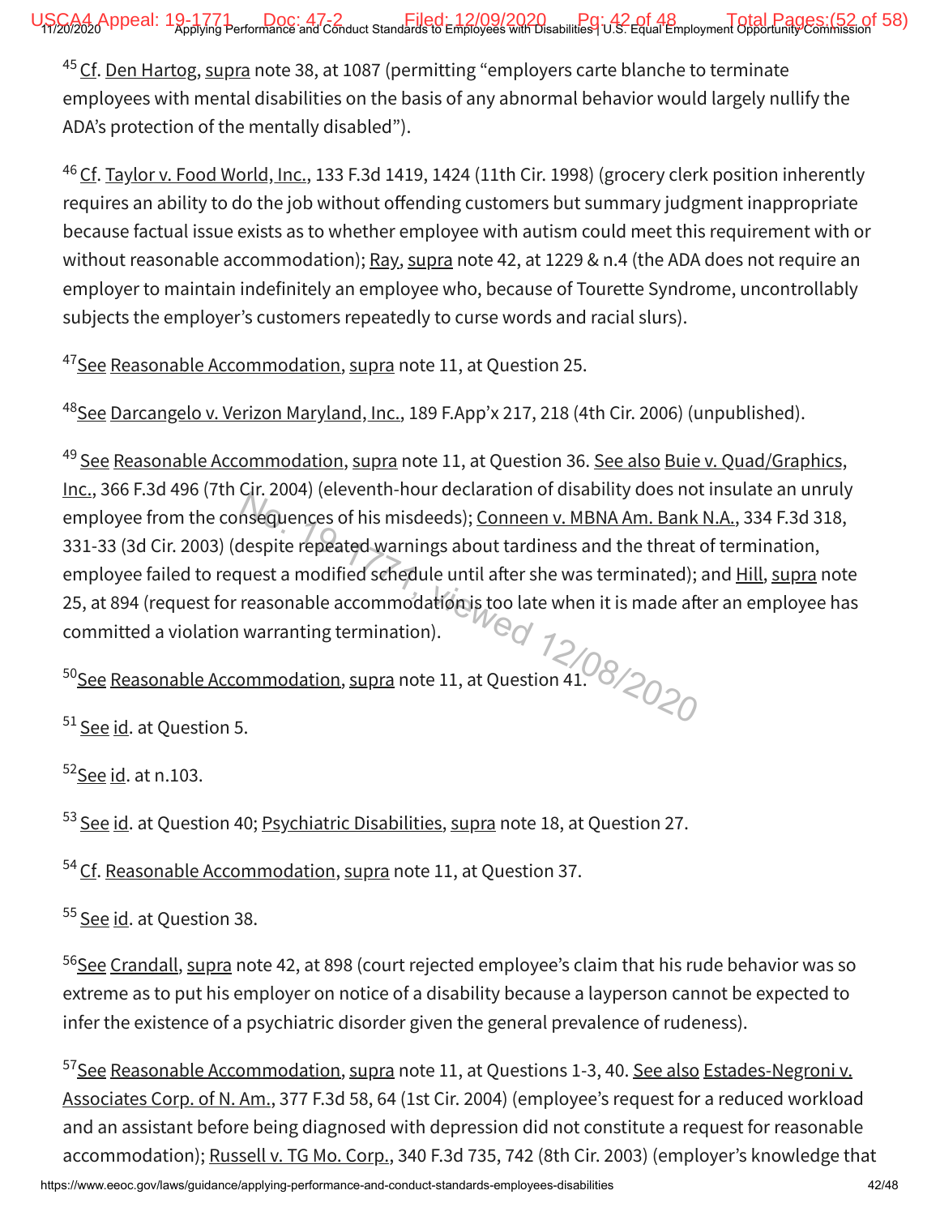[45] Cf. Den Hartog, supra note 38, at 1087 (permitting "employers carte blanche to terminate employees with mental disabilities on the basis of any abnormal behavior would largely nullify the ADA's protection of the mentally disabled").

[46] Cf. Taylor v. Food World, Inc., 133 F.3d 1419, 1424 (11th Cir. 1998) (grocery clerk position inherently requires an ability to do the job without offending customers but summary judgment inappropriate because factual issue exists as to whether employee with autism could meet this requirement with or without reasonable accommodation); Ray, supra note 42, at 1229 & n.4 (the ADA does not require an employer to maintain indefinitely an employee who, because of Tourette Syndrome, uncontrollably subjects the employer's customers repeatedly to curse words and racial slurs).

[47] See Reasonable Accommodation, supra note 11, at Question 25.

[48] See Darcangelo v. Verizon Maryland, Inc., 189 F.App'x 217, 218 (4th Cir. 2006) (unpublished).

[49] See Reasonable Accommodation, supra note 11, at Question 36. See also Buie v. Quad/Graphics, Inc., 366 F.3d 496 (7th Cir. 2004) (eleventh-hour declaration of disability does not insulate an unruly employee from the consequences of his misdeeds); Conneen v. MBNA Am. Bank N.A., 334 F.3d 318, 331-33 (3d Cir. 2003) (despite repeated warnings about tardiness and the threat of termination, employee failed to request a modified schedule until after she was terminated); and Hill, supra note 25, at 894 (request for reasonable accommodation is too late when it is made after an employee has committed a violation warranting termination).

[50] See Reasonable Accommodation, supra note 11, at Question 41.

[51] See id. at Question 5.

[52] See id. at n.103.

[53] See id. at Question 40; Psychiatric Disabilities, supra note 18, at Question 27.

[54] Cf. Reasonable Accommodation, supra note 11, at Question 37.

[55] See id. at Question 38.

[56] See Crandall, supra note 42, at 898 (court rejected employee's claim that his rude behavior was so extreme as to put his employer on notice of a disability because a layperson cannot be expected to infer the existence of a psychiatric disorder given the general prevalence of rudeness).

[57] See Reasonable Accommodation, supra note 11, at Questions 1-3, 40. See also Estades-Negroni v. Associates Corp. of N. Am., 377 F.3d 58, 64 (1st Cir. 2004) (employee's request for a reduced workload and an assistant before being diagnosed with depression did not constitute a request for reasonable accommodation); Russell v. TG Mo. Corp., 340 F.3d 735, 742 (8th Cir. 2003) (employer's knowledge that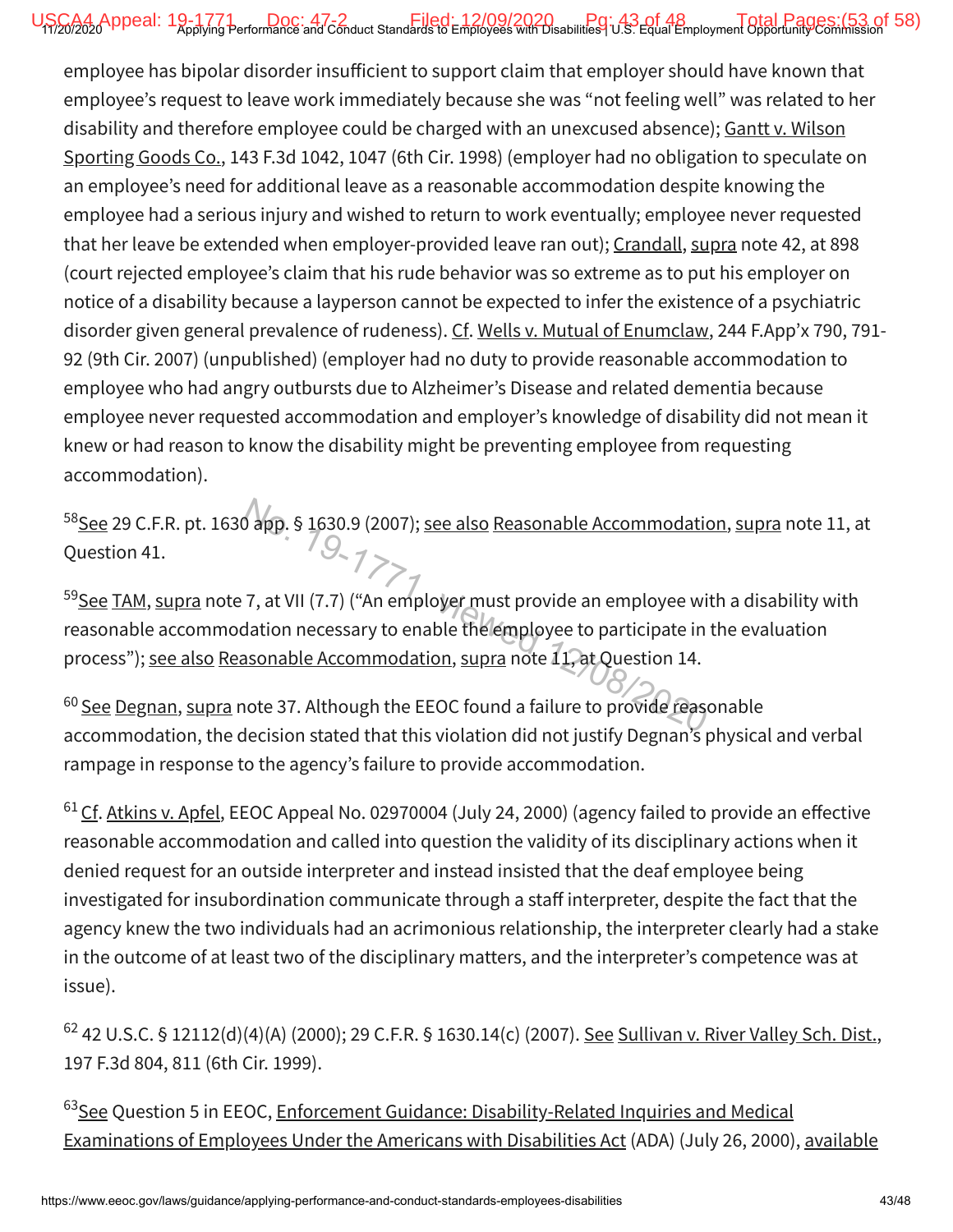employee has bipolar disorder insufficient to support claim that employer should have known that employee's request to leave work immediately because she was "not feeling well" was related to her disability and therefore employee could be charged with an unexcused absence); Gantt v. Wilson Sporting Goods Co., 143 F.3d 1042, 1047 (6th Cir. 1998) (employer had no obligation to speculate on an employee's need for additional leave as a reasonable accommodation despite knowing the employee had a serious injury and wished to return to work eventually; employee never requested that her leave be extended when employer-provided leave ran out); Crandall, supra note 42, at 898 (court rejected employee's claim that his rude behavior was so extreme as to put his employer on notice of a disability because a layperson cannot be expected to infer the existence of a psychiatric disorder given general prevalence of rudeness). Cf. Wells v. Mutual of Enumclaw, 244 F.App'x 790, 791-92 (9th Cir. 2007) (unpublished) (employer had no duty to provide reasonable accommodation to employee who had angry outbursts due to Alzheimer's Disease and related dementia because employee never requested accommodation and employer's knowledge of disability did not mean it knew or had reason to know the disability might be preventing employee from requesting accommodation).

[58] See 29 C.F.R. pt. 1630 app. § 1630.9 (2007); see also Reasonable Accommodation, supra note 11, at Question 41.

[59] See TAM, supra note 7, at VII (7.7) ("An employer must provide an employee with a disability with reasonable accommodation necessary to enable the employee to participate in the evaluation process"); see also Reasonable Accommodation, supra note 11, at Question 14.

[60] See Degnan, supra note 37. Although the EEOC found a failure to provide reasonable accommodation, the decision stated that this violation did not justify Degnan's physical and verbal rampage in response to the agency's failure to provide accommodation.

[61] Cf. Atkins v. Apfel, EEOC Appeal No. 02970004 (July 24, 2000) (agency failed to provide an effective reasonable accommodation and called into question the validity of its disciplinary actions when it denied request for an outside interpreter and instead insisted that the deaf employee being investigated for insubordination communicate through a staff interpreter, despite the fact that the agency knew the two individuals had an acrimonious relationship, the interpreter clearly had a stake in the outcome of at least two of the disciplinary matters, and the interpreter's competence was at issue).

[62] 42 U.S.C. § 12112(d)(4)(A) (2000); 29 C.F.R. § 1630.14(c) (2007). See Sullivan v. River Valley Sch. Dist., 197 F.3d 804, 811 (6th Cir. 1999).

[63] See Question 5 in EEOC, Enforcement Guidance: Disability-Related Inquiries and Medical Examinations of Employees Under the Americans with Disabilities Act (ADA) (July 26, 2000), available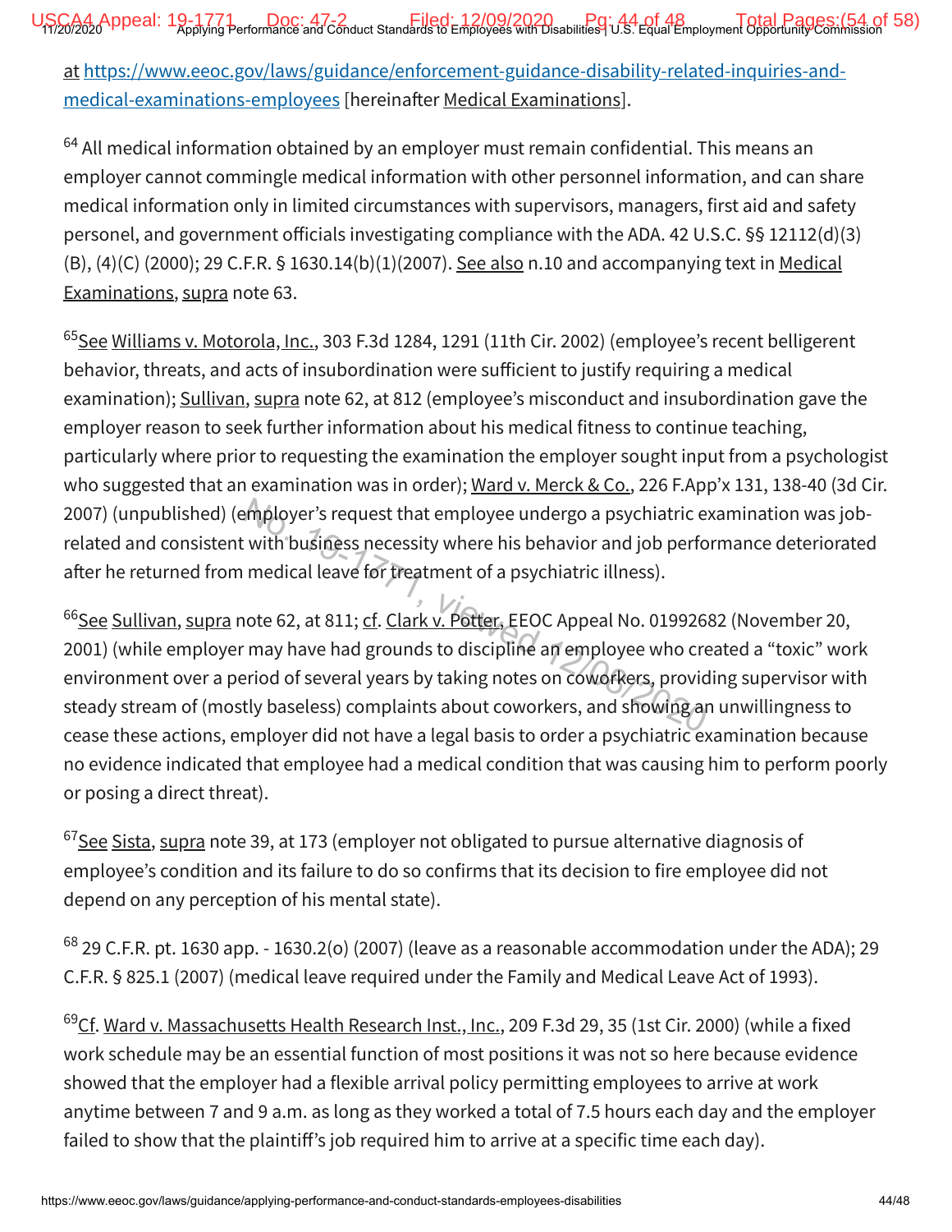at https://www.eeoc.gov/laws/guidance/enforcement-guidance-disability-related-inquiries-and-medical-examinations-employees [hereinafter Medical Examinations].

[64] All medical information obtained by an employer must remain confidential. This means an employer cannot commingle medical information with other personnel information, and can share medical information only in limited circumstances with supervisors, managers, first aid and safety personel, and government officials investigating compliance with the ADA. 42 U.S.C. §§ 12112(d)(3)(B), (4)(C) (2000); 29 C.F.R. § 1630.14(b)(1)(2007). See also n.10 and accompanying text in Medical Examinations, supra note 63.

[65] See Williams v. Motorola, Inc., 303 F.3d 1284, 1291 (11th Cir. 2002) (employee's recent belligerent behavior, threats, and acts of insubordination were sufficient to justify requiring a medical examination); Sullivan, supra note 62, at 812 (employee's misconduct and insubordination gave the employer reason to seek further information about his medical fitness to continue teaching, particularly where prior to requesting the examination the employer sought input from a psychologist who suggested that an examination was in order); Ward v. Merck & Co., 226 F.App'x 131, 138-40 (3d Cir. 2007) (unpublished) (employer's request that employee undergo a psychiatric examination was job-related and consistent with business necessity where his behavior and job performance deteriorated after he returned from medical leave for treatment of a psychiatric illness).

[66] See Sullivan, supra note 62, at 811; cf. Clark v. Potter, EEOC Appeal No. 01992682 (November 20, 2001) (while employer may have had grounds to discipline an employee who created a "toxic" work environment over a period of several years by taking notes on coworkers, providing supervisor with steady stream of (mostly baseless) complaints about coworkers, and showing an unwillingness to cease these actions, employer did not have a legal basis to order a psychiatric examination because no evidence indicated that employee had a medical condition that was causing him to perform poorly or posing a direct threat).

[67] See Sista, supra note 39, at 173 (employer not obligated to pursue alternative diagnosis of employee's condition and its failure to do so confirms that its decision to fire employee did not depend on any perception of his mental state).

[68] 29 C.F.R. pt. 1630 app. - 1630.2(o) (2007) (leave as a reasonable accommodation under the ADA); 29 C.F.R. § 825.1 (2007) (medical leave required under the Family and Medical Leave Act of 1993).

[69] Cf. Ward v. Massachusetts Health Research Inst., Inc., 209 F.3d 29, 35 (1st Cir. 2000) (while a fixed work schedule may be an essential function of most positions it was not so here because evidence showed that the employer had a flexible arrival policy permitting employees to arrive at work anytime between 7 and 9 a.m. as long as they worked a total of 7.5 hours each day and the employer failed to show that the plaintiff's job required him to arrive at a specific time each day).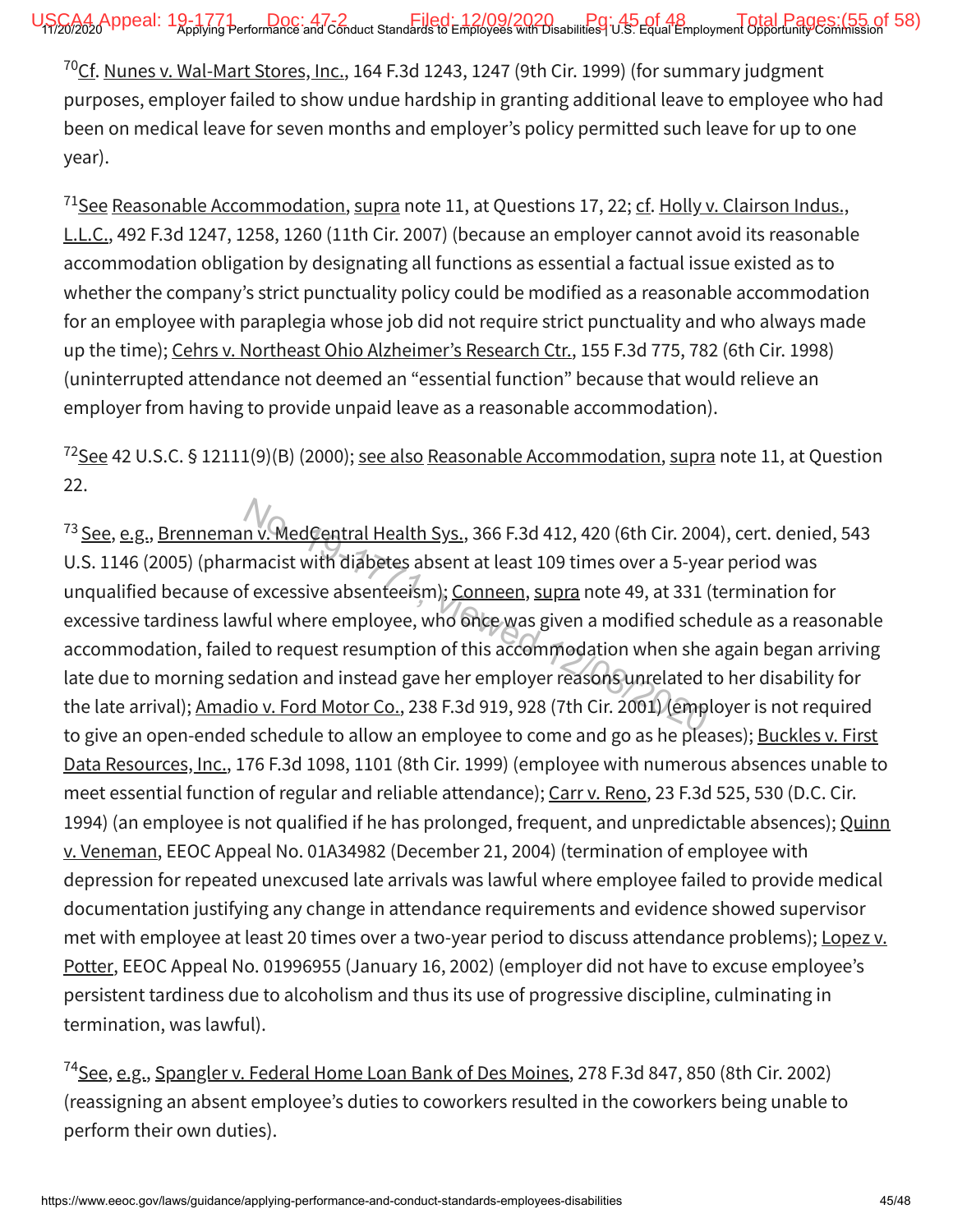[70]Cf. Nunes v. Wal-Mart Stores, Inc., 164 F.3d 1243, 1247 (9th Cir. 1999) (for summary judgment purposes, employer failed to show undue hardship in granting additional leave to employee who had been on medical leave for seven months and employer's policy permitted such leave for up to one year).

[71]See Reasonable Accommodation, supra note 11, at Questions 17, 22; cf. Holly v. Clairson Indus., L.L.C., 492 F.3d 1247, 1258, 1260 (11th Cir. 2007) (because an employer cannot avoid its reasonable accommodation obligation by designating all functions as essential a factual issue existed as to whether the company's strict punctuality policy could be modified as a reasonable accommodation for an employee with paraplegia whose job did not require strict punctuality and who always made up the time); Cehrs v. Northeast Ohio Alzheimer's Research Ctr., 155 F.3d 775, 782 (6th Cir. 1998) (uninterrupted attendance not deemed an "essential function" because that would relieve an employer from having to provide unpaid leave as a reasonable accommodation).

[72]See 42 U.S.C. § 12111(9)(B) (2000); see also Reasonable Accommodation, supra note 11, at Question 22.

[73] See, e.g., Brenneman v. MedCentral Health Sys., 366 F.3d 412, 420 (6th Cir. 2004), cert. denied, 543 U.S. 1146 (2005) (pharmacist with diabetes absent at least 109 times over a 5-year period was unqualified because of excessive absenteeism); Conneen, supra note 49, at 331 (termination for excessive tardiness lawful where employee, who once was given a modified schedule as a reasonable accommodation, failed to request resumption of this accommodation when she again began arriving late due to morning sedation and instead gave her employer reasons unrelated to her disability for the late arrival); Amadio v. Ford Motor Co., 238 F.3d 919, 928 (7th Cir. 2001) (employer is not required to give an open-ended schedule to allow an employee to come and go as he pleases); Buckles v. First Data Resources, Inc., 176 F.3d 1098, 1101 (8th Cir. 1999) (employee with numerous absences unable to meet essential function of regular and reliable attendance); Carr v. Reno, 23 F.3d 525, 530 (D.C. Cir. 1994) (an employee is not qualified if he has prolonged, frequent, and unpredictable absences); Quinn v. Veneman, EEOC Appeal No. 01A34982 (December 21, 2004) (termination of employee with depression for repeated unexcused late arrivals was lawful where employee failed to provide medical documentation justifying any change in attendance requirements and evidence showed supervisor met with employee at least 20 times over a two-year period to discuss attendance problems); Lopez v. Potter, EEOC Appeal No. 01996955 (January 16, 2002) (employer did not have to excuse employee's persistent tardiness due to alcoholism and thus its use of progressive discipline, culminating in termination, was lawful).

[74]See, e.g., Spangler v. Federal Home Loan Bank of Des Moines, 278 F.3d 847, 850 (8th Cir. 2002) (reassigning an absent employee's duties to coworkers resulted in the coworkers being unable to perform their own duties).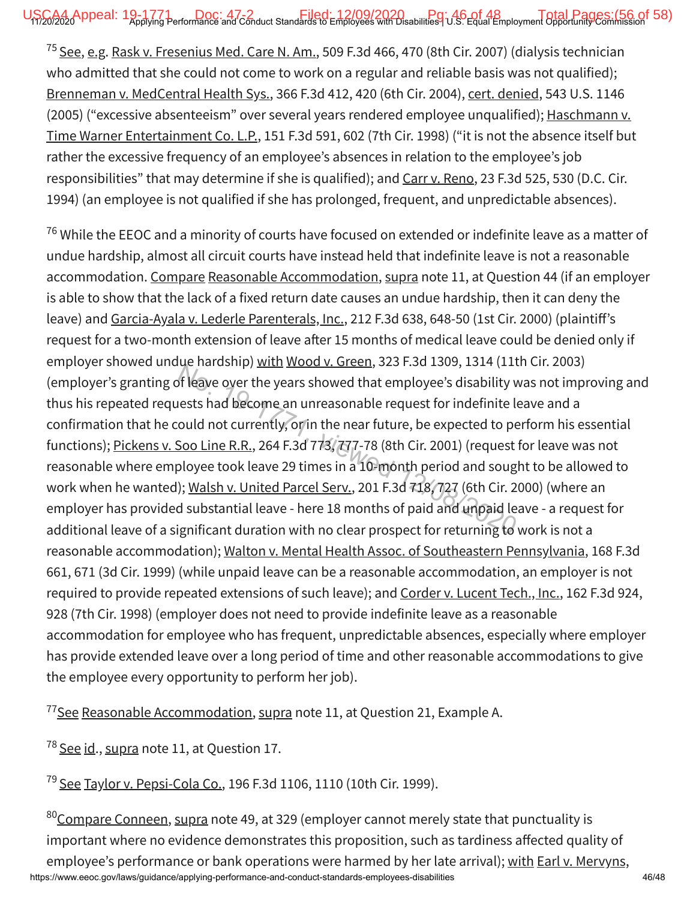[75] See, e.g. Rask v. Fresenius Med. Care N. Am., 509 F.3d 466, 470 (8th Cir. 2007) (dialysis technician who admitted that she could not come to work on a regular and reliable basis was not qualified); Brenneman v. MedCentral Health Sys., 366 F.3d 412, 420 (6th Cir. 2004), cert. denied, 543 U.S. 1146 (2005) ("excessive absenteeism" over several years rendered employee unqualified); Haschmann v. Time Warner Entertainment Co. L.P., 151 F.3d 591, 602 (7th Cir. 1998) ("it is not the absence itself but rather the excessive frequency of an employee's absences in relation to the employee's job responsibilities" that may determine if she is qualified); and Carr v. Reno, 23 F.3d 525, 530 (D.C. Cir. 1994) (an employee is not qualified if she has prolonged, frequent, and unpredictable absences).

[76] While the EEOC and a minority of courts have focused on extended or indefinite leave as a matter of undue hardship, almost all circuit courts have instead held that indefinite leave is not a reasonable accommodation. Compare Reasonable Accommodation, supra note 11, at Question 44 (if an employer is able to show that the lack of a fixed return date causes an undue hardship, then it can deny the leave) and Garcia-Ayala v. Lederle Parenterals, Inc., 212 F.3d 638, 648-50 (1st Cir. 2000) (plaintiff's request for a two-month extension of leave after 15 months of medical leave could be denied only if employer showed undue hardship) with Wood v. Green, 323 F.3d 1309, 1314 (11th Cir. 2003) (employer's granting of leave over the years showed that employee's disability was not improving and thus his repeated requests had become an unreasonable request for indefinite leave and a confirmation that he could not currently, or in the near future, be expected to perform his essential functions); Pickens v. Soo Line R.R., 264 F.3d 773, 777-78 (8th Cir. 2001) (request for leave was not reasonable where employee took leave 29 times in a 10-month period and sought to be allowed to work when he wanted); Walsh v. United Parcel Serv., 201 F.3d 718, 727 (6th Cir. 2000) (where an employer has provided substantial leave - here 18 months of paid and unpaid leave - a request for additional leave of a significant duration with no clear prospect for returning to work is not a reasonable accommodation); Walton v. Mental Health Assoc. of Southeastern Pennsylvania, 168 F.3d 661, 671 (3d Cir. 1999) (while unpaid leave can be a reasonable accommodation, an employer is not required to provide repeated extensions of such leave); and Corder v. Lucent Tech., Inc., 162 F.3d 924, 928 (7th Cir. 1998) (employer does not need to provide indefinite leave as a reasonable accommodation for employee who has frequent, unpredictable absences, especially where employer has provide extended leave over a long period of time and other reasonable accommodations to give the employee every opportunity to perform her job).

[77] See Reasonable Accommodation, supra note 11, at Question 21, Example A.

[78] See id., supra note 11, at Question 17.

[79] See Taylor v. Pepsi-Cola Co., 196 F.3d 1106, 1110 (10th Cir. 1999).

[80] Compare Conneen, supra note 49, at 329 (employer cannot merely state that punctuality is important where no evidence demonstrates this proposition, such as tardiness affected quality of employee's performance or bank operations were harmed by her late arrival); with Earl v. Mervyns,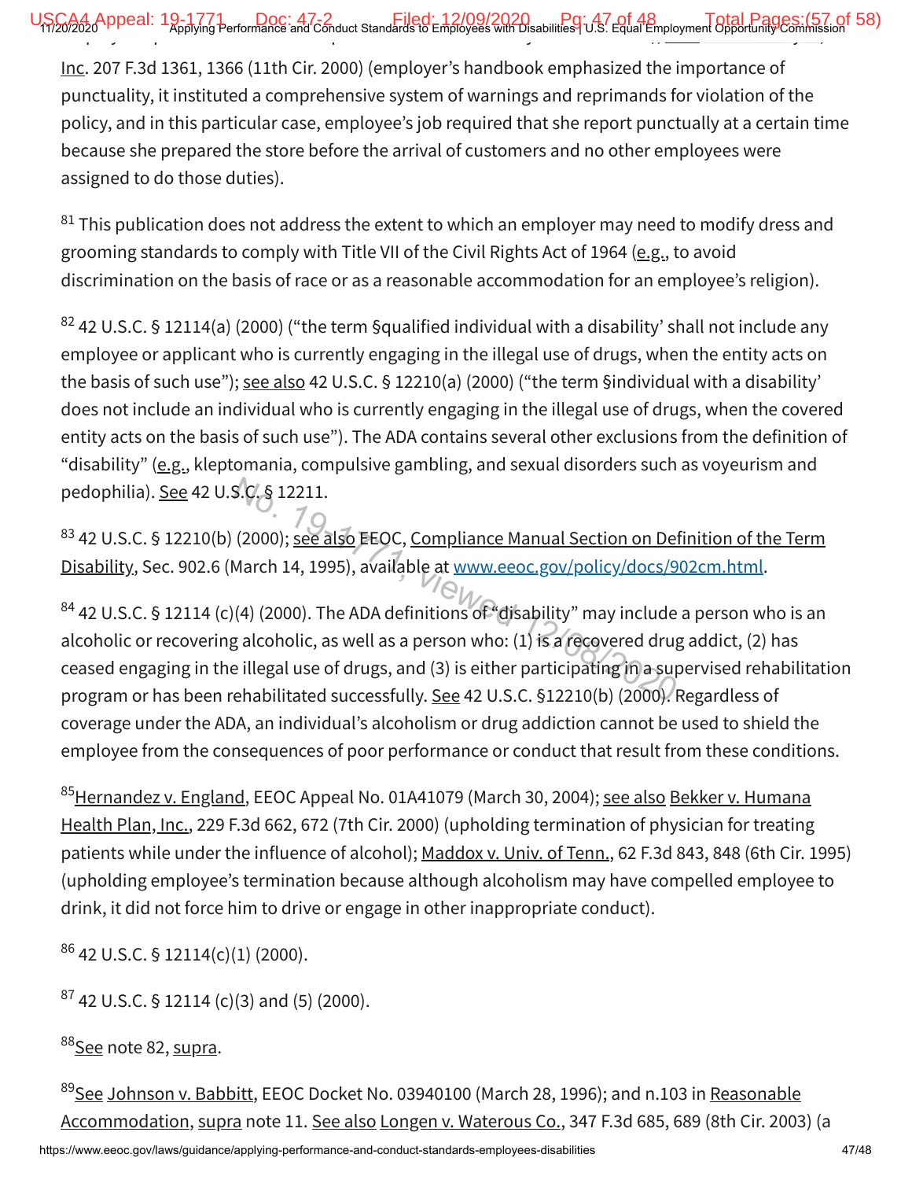Inc. 207 F.3d 1361, 1366 (11th Cir. 2000) (employer's handbook emphasized the importance of punctuality, it instituted a comprehensive system of warnings and reprimands for violation of the policy, and in this particular case, employee's job required that she report punctually at a certain time because she prepared the store before the arrival of customers and no other employees were assigned to do those duties).

[81] This publication does not address the extent to which an employer may need to modify dress and grooming standards to comply with Title VII of the Civil Rights Act of 1964 (e.g., to avoid discrimination on the basis of race or as a reasonable accommodation for an employee's religion).

[82] 42 U.S.C. § 12114(a) (2000) ("the term §qualified individual with a disability' shall not include any employee or applicant who is currently engaging in the illegal use of drugs, when the entity acts on the basis of such use"); see also 42 U.S.C. § 12210(a) (2000) ("the term §individual with a disability' does not include an individual who is currently engaging in the illegal use of drugs, when the covered entity acts on the basis of such use"). The ADA contains several other exclusions from the definition of "disability" (e.g., kleptomania, compulsive gambling, and sexual disorders such as voyeurism and pedophilia). See 42 U.S.C. § 12211.

[83] 42 U.S.C. § 12210(b) (2000); see also EEOC, Compliance Manual Section on Definition of the Term Disability, Sec. 902.6 (March 14, 1995), available at www.eeoc.gov/policy/docs/902cm.html.

[84] 42 U.S.C. § 12114 (c)(4) (2000). The ADA definitions of "disability" may include a person who is an alcoholic or recovering alcoholic, as well as a person who: (1) is a recovered drug addict, (2) has ceased engaging in the illegal use of drugs, and (3) is either participating in a supervised rehabilitation program or has been rehabilitated successfully. See 42 U.S.C. §12210(b) (2000). Regardless of coverage under the ADA, an individual's alcoholism or drug addiction cannot be used to shield the employee from the consequences of poor performance or conduct that result from these conditions.

[85] Hernandez v. England, EEOC Appeal No. 01A41079 (March 30, 2004); see also Bekker v. Humana Health Plan, Inc., 229 F.3d 662, 672 (7th Cir. 2000) (upholding termination of physician for treating patients while under the influence of alcohol); Maddox v. Univ. of Tenn., 62 F.3d 843, 848 (6th Cir. 1995) (upholding employee's termination because although alcoholism may have compelled employee to drink, it did not force him to drive or engage in other inappropriate conduct).

[86] 42 U.S.C. § 12114(c)(1) (2000).

[87] 42 U.S.C. § 12114 (c)(3) and (5) (2000).

[88] See note 82, supra.

[89] See Johnson v. Babbitt, EEOC Docket No. 03940100 (March 28, 1996); and n.103 in Reasonable Accommodation, supra note 11. See also Longen v. Waterous Co., 347 F.3d 685, 689 (8th Cir. 2003) (a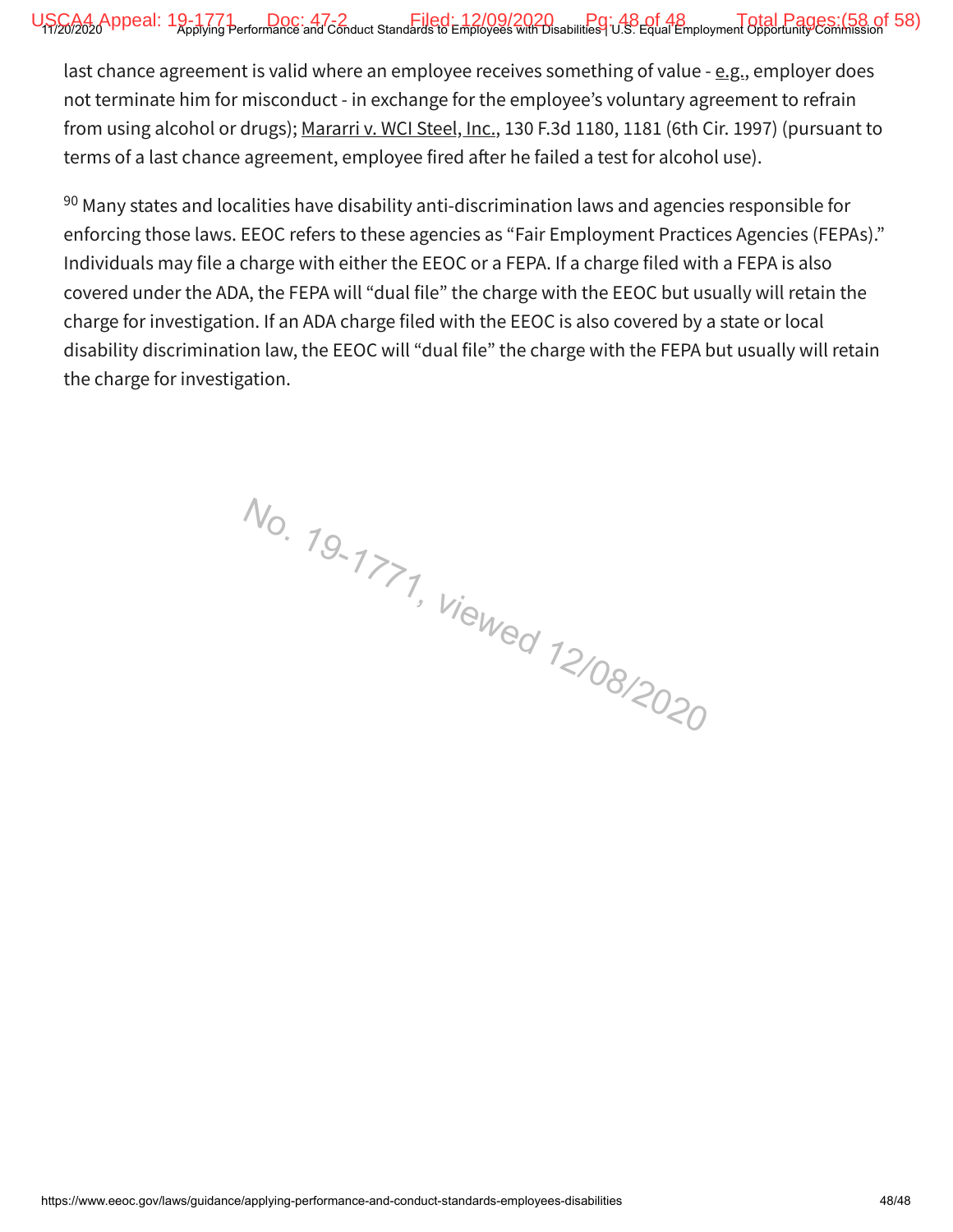last chance agreement is valid where an employee receives something of value - e.g., employer does not terminate him for misconduct - in exchange for the employee's voluntary agreement to refrain from using alcohol or drugs); Mararri v. WCI Steel, Inc., 130 F.3d 1180, 1181 (6th Cir. 1997) (pursuant to terms of a last chance agreement, employee fired after he failed a test for alcohol use).

[90] Many states and localities have disability anti-discrimination laws and agencies responsible for enforcing those laws. EEOC refers to these agencies as "Fair Employment Practices Agencies (FEPAs)." Individuals may file a charge with either the EEOC or a FEPA. If a charge filed with a FEPA is also covered under the ADA, the FEPA will "dual file" the charge with the EEOC but usually will retain the charge for investigation. If an ADA charge filed with the EEOC is also covered by a state or local disability discrimination law, the EEOC will "dual file" the charge with the FEPA but usually will retain the charge for investigation.